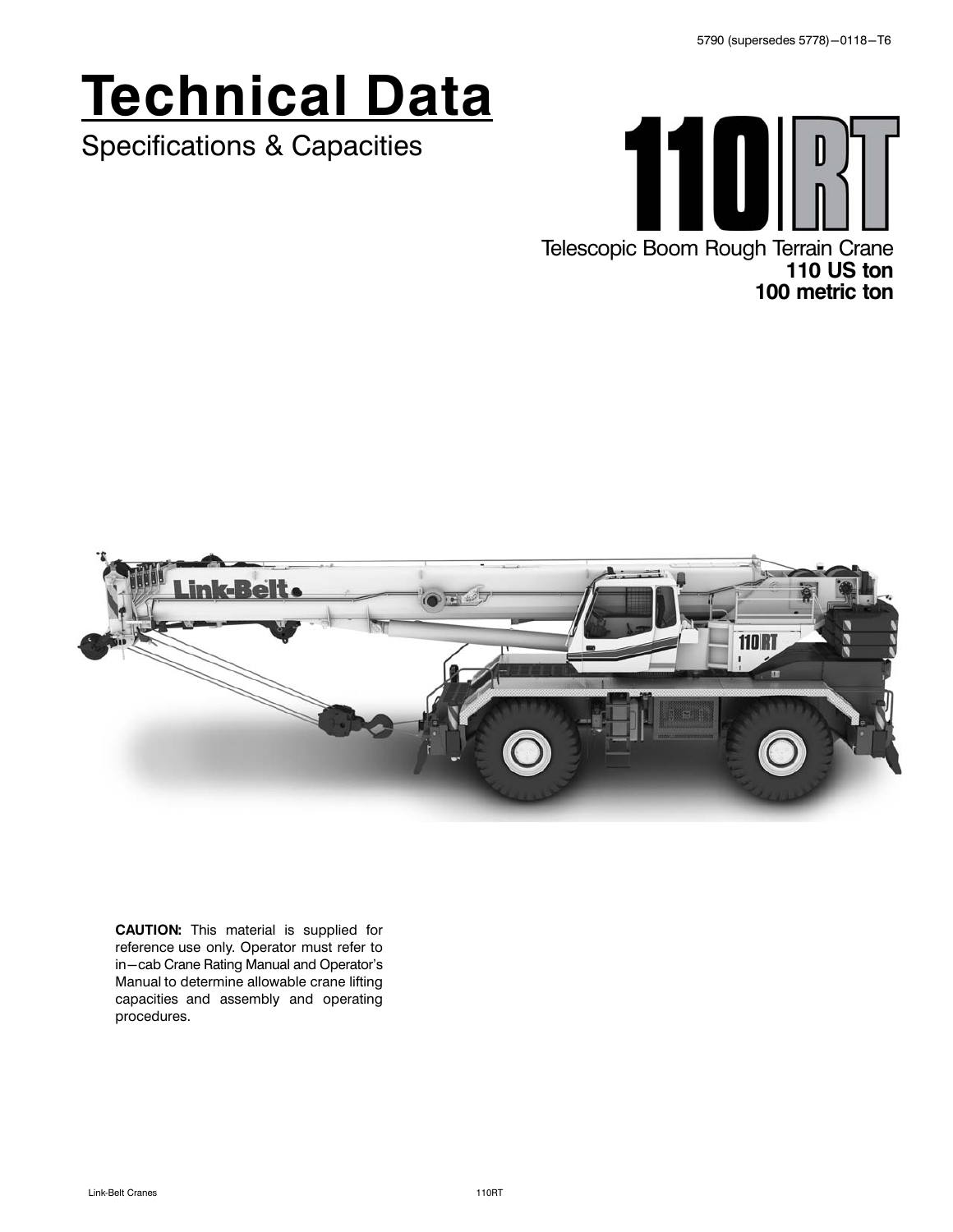5790 (supersedes 5778)—0118—T6

# Technical Data

Specifications & Capacities

# 110|RT

Telescopic Boom Rough Terrain Crane
**110 US ton**
**100 metric ton**

**CAUTION:** This material is supplied for reference use only. Operator must refer to in—cab Crane Rating Manual and Operator's Manual to determine allowable crane lifting capacities and assembly and operating procedures.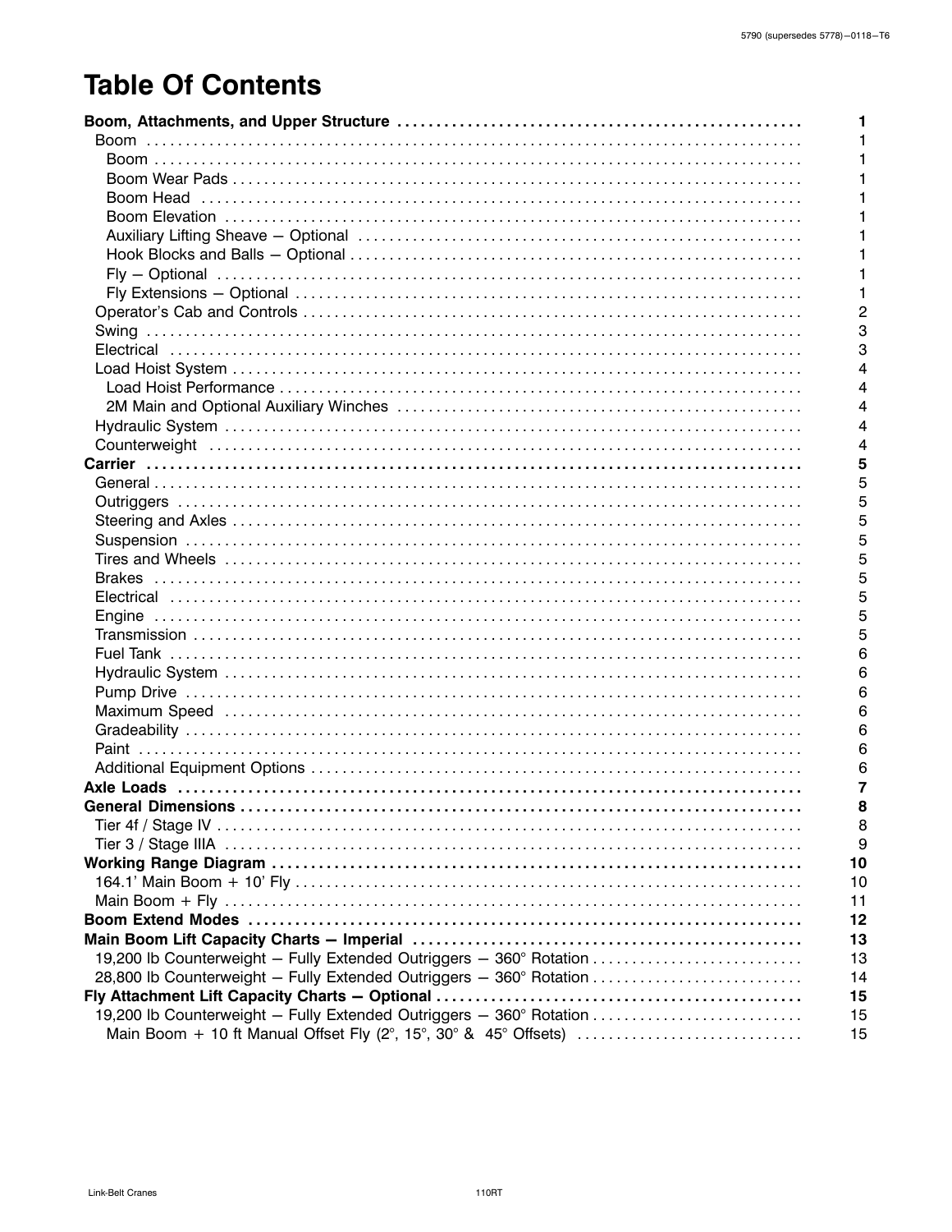# Table Of Contents

| | |
|---|---|
| **Boom, Attachments, and Upper Structure** | **1** |
| Boom | 1 |
| Boom | 1 |
| Boom Wear Pads | 1 |
| Boom Head | 1 |
| Boom Elevation | 1 |
| Auxiliary Lifting Sheave — Optional | 1 |
| Hook Blocks and Balls — Optional | 1 |
| Fly — Optional | 1 |
| Fly Extensions — Optional | 1 |
| Operator's Cab and Controls | 2 |
| Swing | 3 |
| Electrical | 3 |
| Load Hoist System | 4 |
| Load Hoist Performance | 4 |
| 2M Main and Optional Auxiliary Winches | 4 |
| Hydraulic System | 4 |
| Counterweight | 4 |
| **Carrier** | **5** |
| General | 5 |
| Outriggers | 5 |
| Steering and Axles | 5 |
| Suspension | 5 |
| Tires and Wheels | 5 |
| Brakes | 5 |
| Electrical | 5 |
| Engine | 5 |
| Transmission | 5 |
| Fuel Tank | 6 |
| Hydraulic System | 6 |
| Pump Drive | 6 |
| Maximum Speed | 6 |
| Gradeability | 6 |
| Paint | 6 |
| Additional Equipment Options | 6 |
| **Axle Loads** | **7** |
| **General Dimensions** | **8** |
| Tier 4f / Stage IV | 8 |
| Tier 3 / Stage IIIA | 9 |
| **Working Range Diagram** | **10** |
| 164.1' Main Boom + 10' Fly | 10 |
| Main Boom + Fly | 11 |
| **Boom Extend Modes** | **12** |
| **Main Boom Lift Capacity Charts — Imperial** | **13** |
| 19,200 lb Counterweight — Fully Extended Outriggers — 360° Rotation | 13 |
| 28,800 lb Counterweight — Fully Extended Outriggers — 360° Rotation | 14 |
| **Fly Attachment Lift Capacity Charts — Optional** | **15** |
| 19,200 lb Counterweight — Fully Extended Outriggers — 360° Rotation | 15 |
| Main Boom + 10 ft Manual Offset Fly (2°, 15°, 30° & 45° Offsets) | 15 |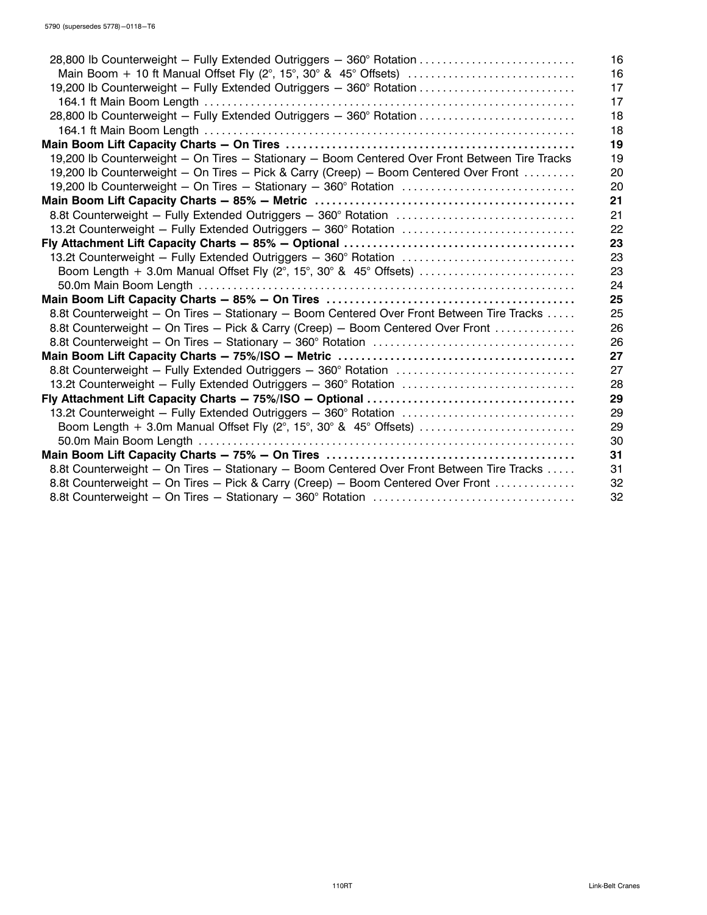| | |
|---|---|
| 28,800 lb Counterweight – Fully Extended Outriggers – 360° Rotation | 16 |
| Main Boom + 10 ft Manual Offset Fly (2°, 15°, 30° & 45° Offsets) | 16 |
| 19,200 lb Counterweight – Fully Extended Outriggers – 360° Rotation | 17 |
| 164.1 ft Main Boom Length | 17 |
| 28,800 lb Counterweight – Fully Extended Outriggers – 360° Rotation | 18 |
| 164.1 ft Main Boom Length | 18 |
| **Main Boom Lift Capacity Charts – On Tires** | **19** |
| 19,200 lb Counterweight – On Tires – Stationary – Boom Centered Over Front Between Tire Tracks | 19 |
| 19,200 lb Counterweight – On Tires – Pick & Carry (Creep) – Boom Centered Over Front | 20 |
| 19,200 lb Counterweight – On Tires – Stationary – 360° Rotation | 20 |
| **Main Boom Lift Capacity Charts – 85% – Metric** | **21** |
| 8.8t Counterweight – Fully Extended Outriggers – 360° Rotation | 21 |
| 13.2t Counterweight – Fully Extended Outriggers – 360° Rotation | 22 |
| **Fly Attachment Lift Capacity Charts – 85% – Optional** | **23** |
| 13.2t Counterweight – Fully Extended Outriggers – 360° Rotation | 23 |
| Boom Length + 3.0m Manual Offset Fly (2°, 15°, 30° & 45° Offsets) | 23 |
| 50.0m Main Boom Length | 24 |
| **Main Boom Lift Capacity Charts – 85% – On Tires** | **25** |
| 8.8t Counterweight – On Tires – Stationary – Boom Centered Over Front Between Tire Tracks | 25 |
| 8.8t Counterweight – On Tires – Pick & Carry (Creep) – Boom Centered Over Front | 26 |
| 8.8t Counterweight – On Tires – Stationary – 360° Rotation | 26 |
| **Main Boom Lift Capacity Charts – 75%/ISO – Metric** | **27** |
| 8.8t Counterweight – Fully Extended Outriggers – 360° Rotation | 27 |
| 13.2t Counterweight – Fully Extended Outriggers – 360° Rotation | 28 |
| **Fly Attachment Lift Capacity Charts – 75%/ISO – Optional** | **29** |
| 13.2t Counterweight – Fully Extended Outriggers – 360° Rotation | 29 |
| Boom Length + 3.0m Manual Offset Fly (2°, 15°, 30° & 45° Offsets) | 29 |
| 50.0m Main Boom Length | 30 |
| **Main Boom Lift Capacity Charts – 75% – On Tires** | **31** |
| 8.8t Counterweight – On Tires – Stationary – Boom Centered Over Front Between Tire Tracks | 31 |
| 8.8t Counterweight – On Tires – Pick & Carry (Creep) – Boom Centered Over Front | 32 |
| 8.8t Counterweight – On Tires – Stationary – 360° Rotation | 32 |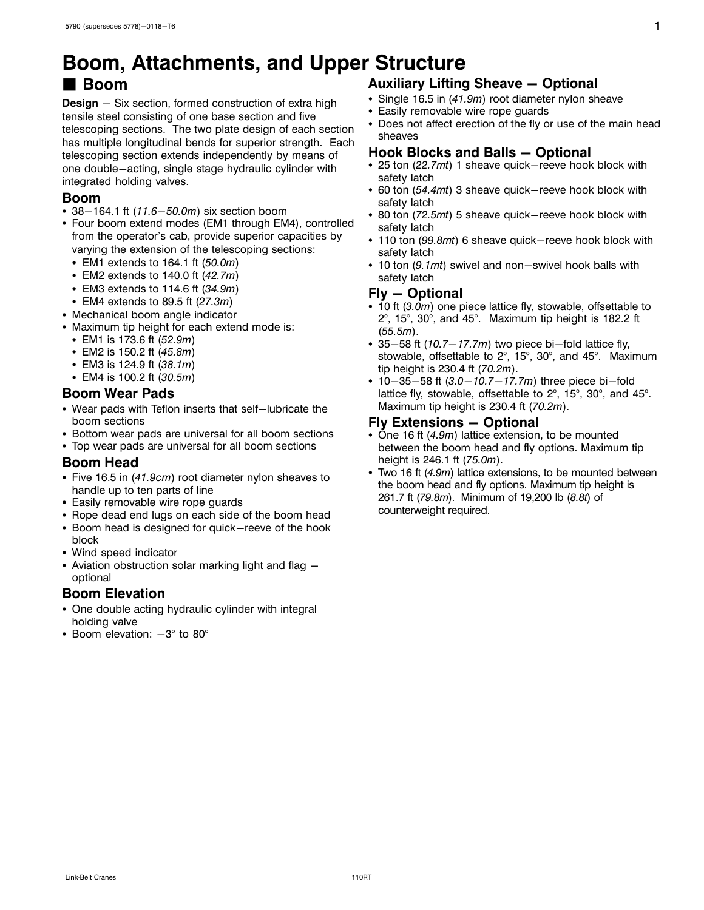# Boom, Attachments, and Upper Structure

## ■ Boom

**Design** – Six section, formed construction of extra high tensile steel consisting of one base section and five telescoping sections. The two plate design of each section has multiple longitudinal bends for superior strength. Each telescoping section extends independently by means of one double–acting, single stage hydraulic cylinder with integrated holding valves.

### Boom

- 38–164.1 ft (*11.6–50.0m*) six section boom
- Four boom extend modes (EM1 through EM4), controlled from the operator's cab, provide superior capacities by varying the extension of the telescoping sections:
  - EM1 extends to 164.1 ft (*50.0m*)
  - EM2 extends to 140.0 ft (*42.7m*)
  - EM3 extends to 114.6 ft (*34.9m*)
  - EM4 extends to 89.5 ft (*27.3m*)
- Mechanical boom angle indicator
- Maximum tip height for each extend mode is:
  - EM1 is 173.6 ft (*52.9m*)
  - EM2 is 150.2 ft (*45.8m*)
  - EM3 is 124.9 ft (*38.1m*)
  - EM4 is 100.2 ft (*30.5m*)

### Boom Wear Pads

- Wear pads with Teflon inserts that self–lubricate the boom sections
- Bottom wear pads are universal for all boom sections
- Top wear pads are universal for all boom sections

### Boom Head

- Five 16.5 in (*41.9cm*) root diameter nylon sheaves to handle up to ten parts of line
- Easily removable wire rope guards
- Rope dead end lugs on each side of the boom head
- Boom head is designed for quick–reeve of the hook block
- Wind speed indicator
- Aviation obstruction solar marking light and flag – optional

### Boom Elevation

- One double acting hydraulic cylinder with integral holding valve
- Boom elevation: –3° to 80°

### Auxiliary Lifting Sheave – Optional

- Single 16.5 in (*41.9m*) root diameter nylon sheave
- Easily removable wire rope guards
- Does not affect erection of the fly or use of the main head sheaves

### Hook Blocks and Balls – Optional

- 25 ton (*22.7mt*) 1 sheave quick–reeve hook block with safety latch
- 60 ton (*54.4mt*) 3 sheave quick–reeve hook block with safety latch
- 80 ton (*72.5mt*) 5 sheave quick–reeve hook block with safety latch
- 110 ton (*99.8mt*) 6 sheave quick–reeve hook block with safety latch
- 10 ton (*9.1mt*) swivel and non–swivel hook balls with safety latch

### Fly – Optional

- 10 ft (*3.0m*) one piece lattice fly, stowable, offsettable to 2°, 15°, 30°, and 45°. Maximum tip height is 182.2 ft (*55.5m*).
- 35–58 ft (*10.7–17.7m*) two piece bi–fold lattice fly, stowable, offsettable to 2°, 15°, 30°, and 45°. Maximum tip height is 230.4 ft (*70.2m*).
- 10–35–58 ft (*3.0–10.7–17.7m*) three piece bi–fold lattice fly, stowable, offsettable to 2°, 15°, 30°, and 45°. Maximum tip height is 230.4 ft (*70.2m*).

### Fly Extensions – Optional

- One 16 ft (*4.9m*) lattice extension, to be mounted between the boom head and fly options. Maximum tip height is 246.1 ft (*75.0m*).
- Two 16 ft (*4.9m*) lattice extensions, to be mounted between the boom head and fly options. Maximum tip height is 261.7 ft (*79.8m*). Minimum of 19,200 lb (*8.8t*) of counterweight required.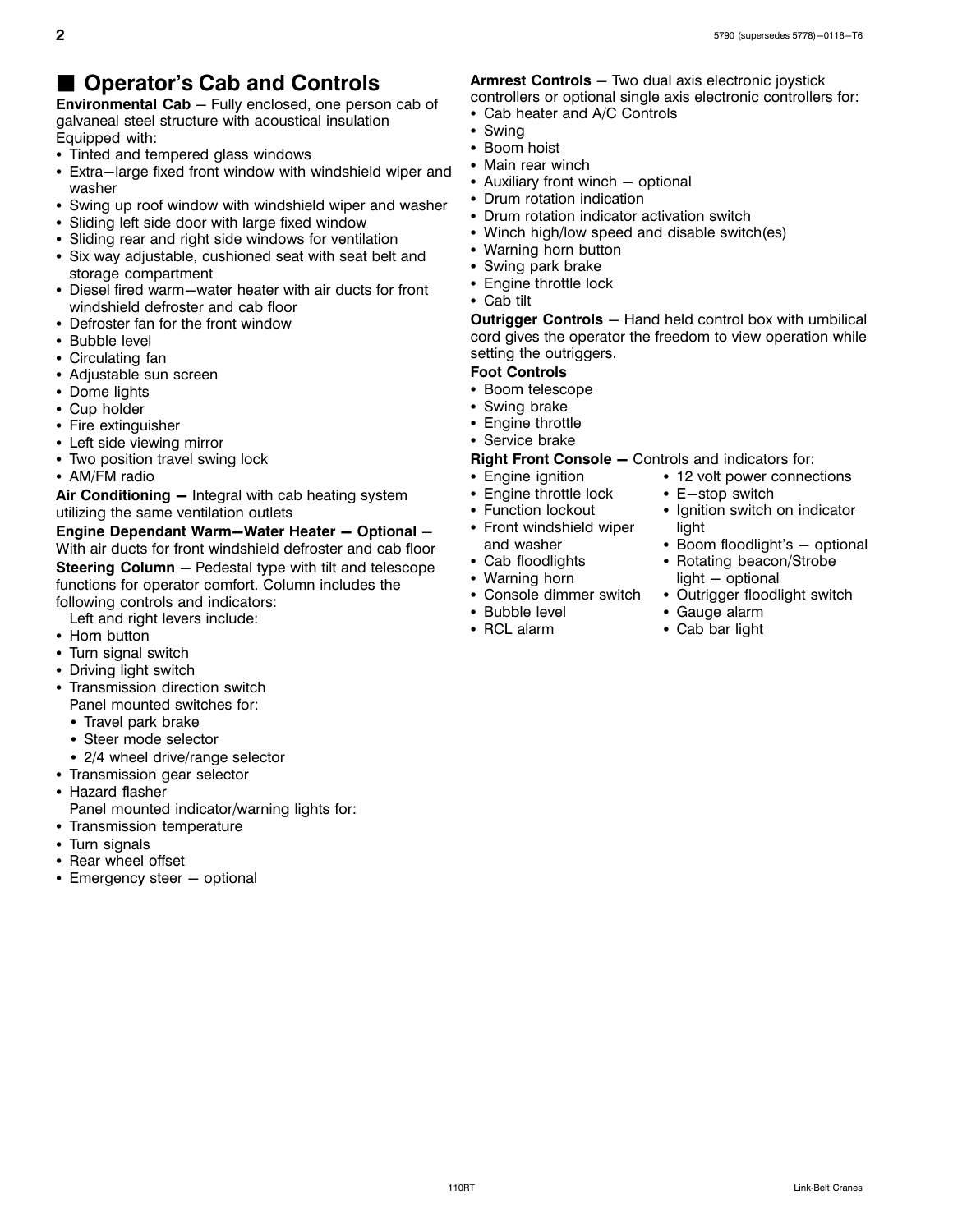## ■ Operator's Cab and Controls

**Environmental Cab** — Fully enclosed, one person cab of galvaneal steel structure with acoustical insulation Equipped with:

- Tinted and tempered glass windows
- Extra−large fixed front window with windshield wiper and washer
- Swing up roof window with windshield wiper and washer
- Sliding left side door with large fixed window
- Sliding rear and right side windows for ventilation
- Six way adjustable, cushioned seat with seat belt and storage compartment
- Diesel fired warm−water heater with air ducts for front windshield defroster and cab floor
- Defroster fan for the front window
- Bubble level
- Circulating fan
- Adjustable sun screen
- Dome lights
- Cup holder
- Fire extinguisher
- Left side viewing mirror
- Two position travel swing lock
- AM/FM radio

**Air Conditioning —** Integral with cab heating system utilizing the same ventilation outlets

**Engine Dependant Warm−Water Heater — Optional** — With air ducts for front windshield defroster and cab floor

**Steering Column** — Pedestal type with tilt and telescope functions for operator comfort. Column includes the following controls and indicators:

Left and right levers include:

- Horn button
- Turn signal switch
- Driving light switch
- Transmission direction switch
  Panel mounted switches for:
  - Travel park brake
  - Steer mode selector
  - 2/4 wheel drive/range selector
- Transmission gear selector
- Hazard flasher
  Panel mounted indicator/warning lights for:
- Transmission temperature
- Turn signals
- Rear wheel offset
- Emergency steer — optional

**Armrest Controls** — Two dual axis electronic joystick controllers or optional single axis electronic controllers for:

- Cab heater and A/C Controls
- Swing
- Boom hoist
- Main rear winch
- Auxiliary front winch — optional
- Drum rotation indication
- Drum rotation indicator activation switch
- Winch high/low speed and disable switch(es)
- Warning horn button
- Swing park brake
- Engine throttle lock
- Cab tilt

**Outrigger Controls** — Hand held control box with umbilical cord gives the operator the freedom to view operation while setting the outriggers.

**Foot Controls**

- Boom telescope
- Swing brake
- Engine throttle
- Service brake

**Right Front Console —** Controls and indicators for:

- Engine ignition
- Engine throttle lock
- Function lockout
- Front windshield wiper and washer
- Cab floodlights
- Warning horn
- Console dimmer switch
- Bubble level
- RCL alarm
- 12 volt power connections
- E−stop switch
- Ignition switch on indicator light
- Boom floodlight's — optional
- Rotating beacon/Strobe light — optional
- Outrigger floodlight switch
- Gauge alarm
- Cab bar light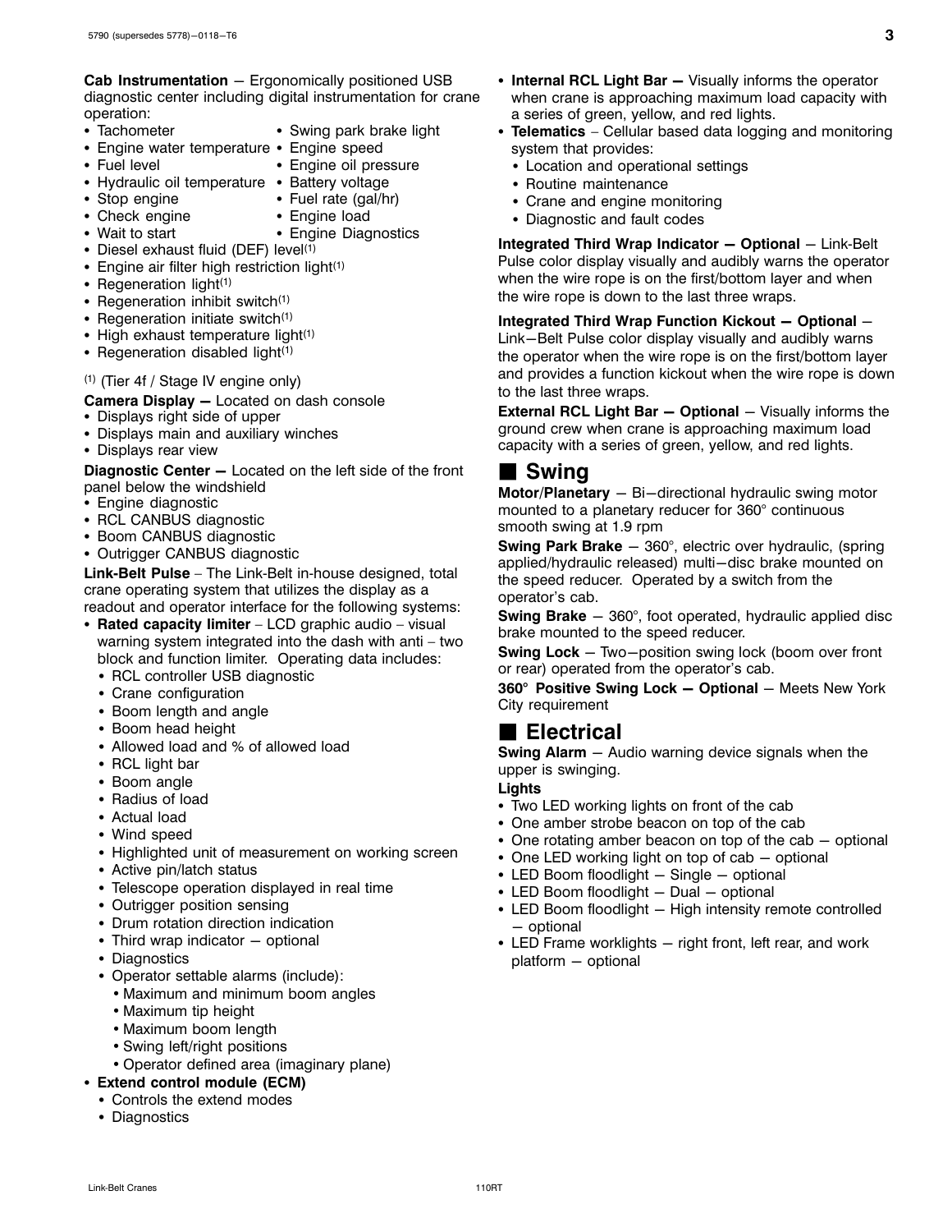**Cab Instrumentation** – Ergonomically positioned USB diagnostic center including digital instrumentation for crane operation:

- Tachometer
- Swing park brake light
- Engine water temperature
- Engine speed
- Fuel level
- Engine oil pressure
- Hydraulic oil temperature
- Battery voltage
- Stop engine
- Fuel rate (gal/hr)
- Check engine
- Engine load
- Wait to start
- Engine Diagnostics
- Diesel exhaust fluid (DEF) level[1]
- Engine air filter high restriction light[1]
- Regeneration light[1]
- Regeneration inhibit switch[1]
- Regeneration initiate switch[1]
- High exhaust temperature light[1]
- Regeneration disabled light[1]

[1] (Tier 4f / Stage IV engine only)

**Camera Display —** Located on dash console

- Displays right side of upper
- Displays main and auxiliary winches
- Displays rear view

**Diagnostic Center —** Located on the left side of the front panel below the windshield

- Engine diagnostic
- RCL CANBUS diagnostic
- Boom CANBUS diagnostic
- Outrigger CANBUS diagnostic

**Link-Belt Pulse** – The Link-Belt in-house designed, total crane operating system that utilizes the display as a readout and operator interface for the following systems:

- **Rated capacity limiter** – LCD graphic audio – visual warning system integrated into the dash with anti – two block and function limiter. Operating data includes:
  - RCL controller USB diagnostic
  - Crane configuration
  - Boom length and angle
  - Boom head height
  - Allowed load and % of allowed load
  - RCL light bar
  - Boom angle
  - Radius of load
  - Actual load
  - Wind speed
  - Highlighted unit of measurement on working screen
  - Active pin/latch status
  - Telescope operation displayed in real time
  - Outrigger position sensing
  - Drum rotation direction indication
  - Third wrap indicator – optional
  - Diagnostics
  - Operator settable alarms (include):
    - Maximum and minimum boom angles
    - Maximum tip height
    - Maximum boom length
    - Swing left/right positions
    - Operator defined area (imaginary plane)
- **Extend control module (ECM)**
  - Controls the extend modes
  - Diagnostics
- **Internal RCL Light Bar —** Visually informs the operator when crane is approaching maximum load capacity with a series of green, yellow, and red lights.
- **Telematics** – Cellular based data logging and monitoring system that provides:
  - Location and operational settings
  - Routine maintenance
  - Crane and engine monitoring
  - Diagnostic and fault codes

**Integrated Third Wrap Indicator — Optional** – Link-Belt Pulse color display visually and audibly warns the operator when the wire rope is on the first/bottom layer and when the wire rope is down to the last three wraps.

**Integrated Third Wrap Function Kickout — Optional** – Link–Belt Pulse color display visually and audibly warns the operator when the wire rope is on the first/bottom layer and provides a function kickout when the wire rope is down to the last three wraps.

**External RCL Light Bar — Optional** – Visually informs the ground crew when crane is approaching maximum load capacity with a series of green, yellow, and red lights.

## Swing

**Motor/Planetary** – Bi–directional hydraulic swing motor mounted to a planetary reducer for 360° continuous smooth swing at 1.9 rpm

**Swing Park Brake** – 360°, electric over hydraulic, (spring applied/hydraulic released) multi–disc brake mounted on the speed reducer. Operated by a switch from the operator's cab.

**Swing Brake** – 360°, foot operated, hydraulic applied disc brake mounted to the speed reducer.

**Swing Lock** – Two–position swing lock (boom over front or rear) operated from the operator's cab.

**360° Positive Swing Lock — Optional** – Meets New York City requirement

## Electrical

**Swing Alarm** – Audio warning device signals when the upper is swinging.

**Lights**

- Two LED working lights on front of the cab
- One amber strobe beacon on top of the cab
- One rotating amber beacon on top of the cab – optional
- One LED working light on top of cab – optional
- LED Boom floodlight – Single – optional
- LED Boom floodlight – Dual – optional
- LED Boom floodlight – High intensity remote controlled – optional
- LED Frame worklights – right front, left rear, and work platform – optional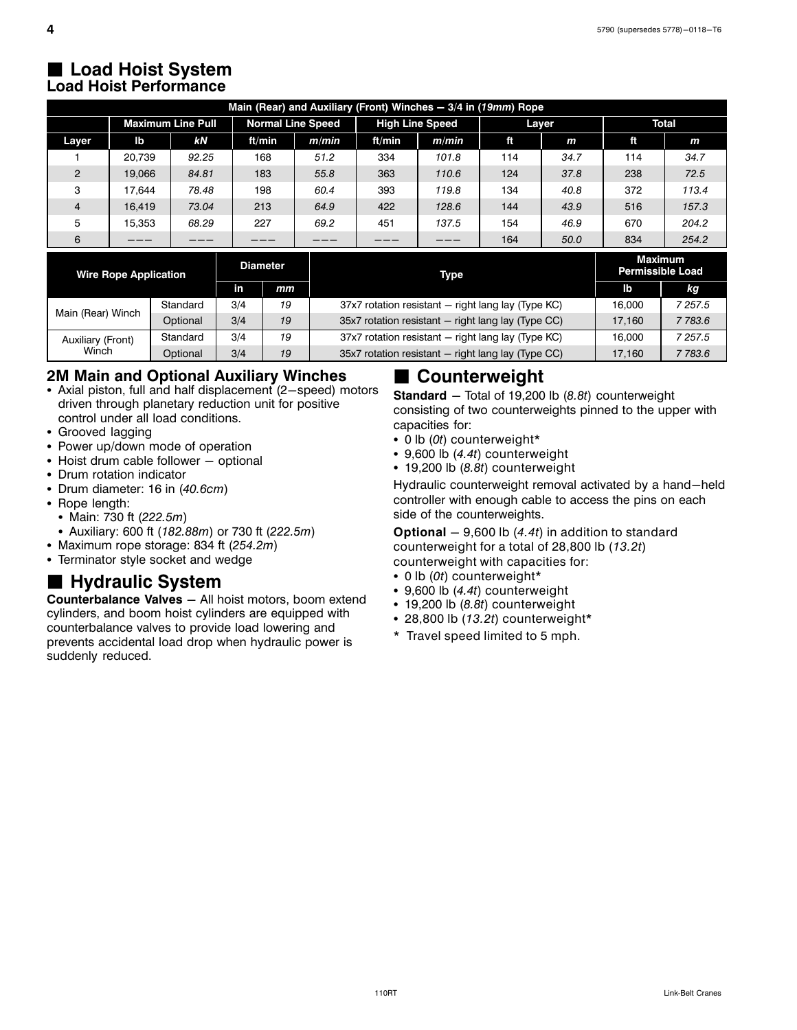## Load Hoist System

### Load Hoist Performance

| Main (Rear) and Auxiliary (Front) Winches — 3/4 in (*19mm*) Rope | | | | | | | | | | |
|---|---|---|---|---|---|---|---|---|---|---|
| | Maximum Line Pull | | Normal Line Speed | | High Line Speed | | Layer | | Total | |
| Layer | lb | *kN* | ft/min | *m/min* | ft/min | *m/min* | ft | *m* | ft | *m* |
| 1 | 20,739 | *92.25* | 168 | *51.2* | 334 | *101.8* | 114 | *34.7* | 114 | *34.7* |
| 2 | 19,066 | *84.81* | 183 | *55.8* | 363 | *110.6* | 124 | *37.8* | 238 | *72.5* |
| 3 | 17,644 | *78.48* | 198 | *60.4* | 393 | *119.8* | 134 | *40.8* | 372 | *113.4* |
| 4 | 16,419 | *73.04* | 213 | *64.9* | 422 | *128.6* | 144 | *43.9* | 516 | *157.3* |
| 5 | 15,353 | *68.29* | 227 | *69.2* | 451 | *137.5* | 154 | *46.9* | 670 | *204.2* |
| 6 | ——— | ——— | ——— | ——— | ——— | ——— | 164 | *50.0* | 834 | *254.2* |

| Wire Rope Application | | Diameter | | Type | Maximum Permissible Load | |
|---|---|---|---|---|---|---|
| | | in | *mm* | | lb | *kg* |
| Main (Rear) Winch | Standard | 3/4 | *19* | 37x7 rotation resistant – right lang lay (Type KC) | 16,000 | *7 257.5* |
| | Optional | 3/4 | *19* | 35x7 rotation resistant – right lang lay (Type CC) | 17,160 | *7 783.6* |
| Auxiliary (Front) Winch | Standard | 3/4 | *19* | 37x7 rotation resistant – right lang lay (Type KC) | 16,000 | *7 257.5* |
| | Optional | 3/4 | *19* | 35x7 rotation resistant – right lang lay (Type CC) | 17,160 | *7 783.6* |

### 2M Main and Optional Auxiliary Winches

- Axial piston, full and half displacement (2–speed) motors driven through planetary reduction unit for positive control under all load conditions.
- Grooved lagging
- Power up/down mode of operation
- Hoist drum cable follower – optional
- Drum rotation indicator
- Drum diameter: 16 in (*40.6cm*)
- Rope length:
  - Main: 730 ft (*222.5m*)
  - Auxiliary: 600 ft (*182.88m*) or 730 ft (*222.5m*)
- Maximum rope storage: 834 ft (*254.2m*)
- Terminator style socket and wedge

## Hydraulic System

**Counterbalance Valves** – All hoist motors, boom extend cylinders, and boom hoist cylinders are equipped with counterbalance valves to provide load lowering and prevents accidental load drop when hydraulic power is suddenly reduced.

## Counterweight

**Standard** – Total of 19,200 lb (*8.8t*) counterweight consisting of two counterweights pinned to the upper with capacities for:

- 0 lb (*0t*) counterweight*
- 9,600 lb (*4.4t*) counterweight
- 19,200 lb (*8.8t*) counterweight

Hydraulic counterweight removal activated by a hand–held controller with enough cable to access the pins on each side of the counterweights.

**Optional** – 9,600 lb (*4.4t*) in addition to standard counterweight for a total of 28,800 lb (*13.2t*) counterweight with capacities for:

- 0 lb (*0t*) counterweight*
- 9,600 lb (*4.4t*) counterweight
- 19,200 lb (*8.8t*) counterweight
- 28,800 lb (*13.2t*) counterweight*

\* Travel speed limited to 5 mph.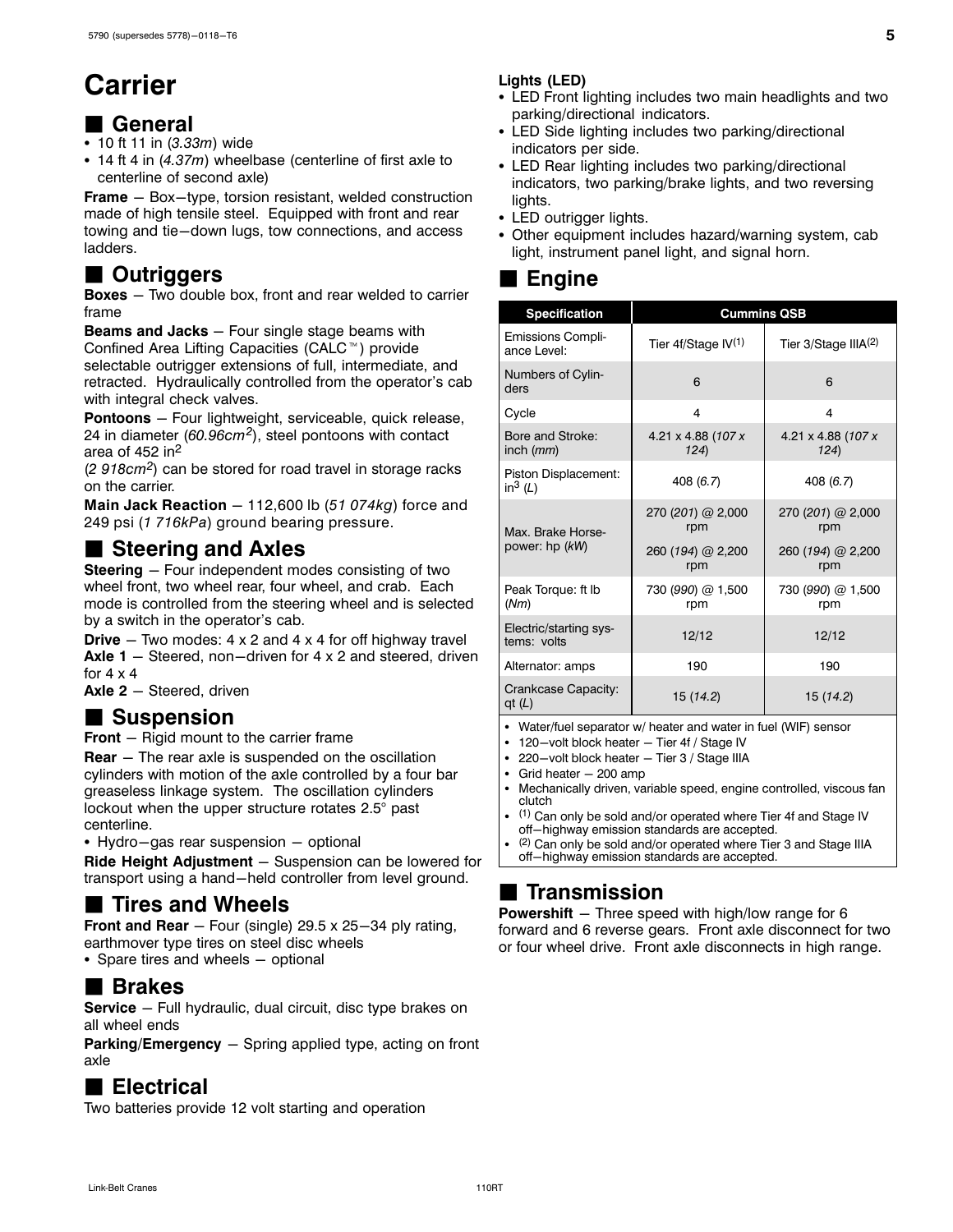# Carrier

## ■ General

- 10 ft 11 in (*3.33m*) wide
- 14 ft 4 in (*4.37m*) wheelbase (centerline of first axle to centerline of second axle)

**Frame** – Box–type, torsion resistant, welded construction made of high tensile steel. Equipped with front and rear towing and tie–down lugs, tow connections, and access ladders.

## ■ Outriggers

**Boxes** – Two double box, front and rear welded to carrier frame

**Beams and Jacks** – Four single stage beams with Confined Area Lifting Capacities (CALC™) provide selectable outrigger extensions of full, intermediate, and retracted. Hydraulically controlled from the operator's cab with integral check valves.

**Pontoons** – Four lightweight, serviceable, quick release, 24 in diameter (*60.96cm²*), steel pontoons with contact area of 452 in² (*2 918cm²*) can be stored for road travel in storage racks on the carrier.

**Main Jack Reaction** – 112,600 lb (*51 074kg*) force and 249 psi (*1 716kPa*) ground bearing pressure.

## ■ Steering and Axles

**Steering** – Four independent modes consisting of two wheel front, two wheel rear, four wheel, and crab. Each mode is controlled from the steering wheel and is selected by a switch in the operator's cab.

**Drive** – Two modes: 4 x 2 and 4 x 4 for off highway travel

**Axle 1** – Steered, non–driven for 4 x 2 and steered, driven for 4 x 4

**Axle 2** – Steered, driven

## ■ Suspension

**Front** – Rigid mount to the carrier frame

**Rear** – The rear axle is suspended on the oscillation cylinders with motion of the axle controlled by a four bar greaseless linkage system. The oscillation cylinders lockout when the upper structure rotates 2.5° past centerline.

- Hydro–gas rear suspension – optional

**Ride Height Adjustment** – Suspension can be lowered for transport using a hand–held controller from level ground.

## ■ Tires and Wheels

**Front and Rear** – Four (single) 29.5 x 25–34 ply rating, earthmover type tires on steel disc wheels

- Spare tires and wheels – optional

## ■ Brakes

**Service** – Full hydraulic, dual circuit, disc type brakes on all wheel ends

**Parking/Emergency** – Spring applied type, acting on front axle

## ■ Electrical

Two batteries provide 12 volt starting and operation

**Lights (LED)**

- LED Front lighting includes two main headlights and two parking/directional indicators.
- LED Side lighting includes two parking/directional indicators per side.
- LED Rear lighting includes two parking/directional indicators, two parking/brake lights, and two reversing lights.
- LED outrigger lights.
- Other equipment includes hazard/warning system, cab light, instrument panel light, and signal horn.

## ■ Engine

| Specification | Cummins QSB | |
|---|---|---|
| Emissions Compliance Level: | Tier 4f/Stage IV[(1)] | Tier 3/Stage IIIA[(2)] |
| Numbers of Cylinders | 6 | 6 |
| Cycle | 4 | 4 |
| Bore and Stroke: inch (*mm*) | 4.21 x 4.88 (*107 x 124*) | 4.21 x 4.88 (*107 x 124*) |
| Piston Displacement: in³ (*L*) | 408 (*6.7*) | 408 (*6.7*) |
| Max. Brake Horsepower: hp (*kW*) | 270 (*201*) @ 2,000 rpm<br>260 (*194*) @ 2,200 rpm | 270 (*201*) @ 2,000 rpm<br>260 (*194*) @ 2,200 rpm |
| Peak Torque: ft lb (*Nm*) | 730 (*990*) @ 1,500 rpm | 730 (*990*) @ 1,500 rpm |
| Electric/starting systems: volts | 12/12 | 12/12 |
| Alternator: amps | 190 | 190 |
| Crankcase Capacity: qt (*L*) | 15 (*14.2*) | 15 (*14.2*) |

- Water/fuel separator w/ heater and water in fuel (WIF) sensor
- 120–volt block heater – Tier 4f / Stage IV
- 220–volt block heater – Tier 3 / Stage IIIA
- Grid heater – 200 amp
- Mechanically driven, variable speed, engine controlled, viscous fan clutch
- [(1)] Can only be sold and/or operated where Tier 4f and Stage IV off–highway emission standards are accepted.
- [(2)] Can only be sold and/or operated where Tier 3 and Stage IIIA off–highway emission standards are accepted.

## ■ Transmission

**Powershift** – Three speed with high/low range for 6 forward and 6 reverse gears. Front axle disconnect for two or four wheel drive. Front axle disconnects in high range.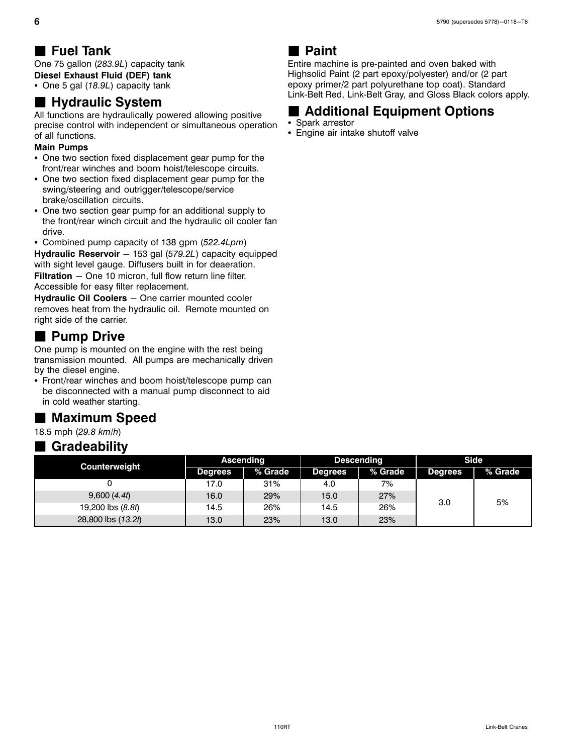## Fuel Tank

One 75 gallon (*283.9L*) capacity tank

**Diesel Exhaust Fluid (DEF) tank**

- One 5 gal (*18.9L*) capacity tank

## Hydraulic System

All functions are hydraulically powered allowing positive precise control with independent or simultaneous operation of all functions.

**Main Pumps**

- One two section fixed displacement gear pump for the front/rear winches and boom hoist/telescope circuits.
- One two section fixed displacement gear pump for the swing/steering and outrigger/telescope/service brake/oscillation circuits.
- One two section gear pump for an additional supply to the front/rear winch circuit and the hydraulic oil cooler fan drive.
- Combined pump capacity of 138 gpm (*522.4Lpm*)

**Hydraulic Reservoir** — 153 gal (*579.2L*) capacity equipped with sight level gauge. Diffusers built in for deaeration.

**Filtration** — One 10 micron, full flow return line filter. Accessible for easy filter replacement.

**Hydraulic Oil Coolers** — One carrier mounted cooler removes heat from the hydraulic oil. Remote mounted on right side of the carrier.

## Pump Drive

One pump is mounted on the engine with the rest being transmission mounted. All pumps are mechanically driven by the diesel engine.

- Front/rear winches and boom hoist/telescope pump can be disconnected with a manual pump disconnect to aid in cold weather starting.

## Maximum Speed

18.5 mph (*29.8 km/h*)

## Gradeability

| Counterweight | Ascending | | Descending | | Side | |
|---|---|---|---|---|---|---|
| | Degrees | % Grade | Degrees | % Grade | Degrees | % Grade |
| 0 | 17.0 | 31% | 4.0 | 7% | 3.0 | 5% |
| 9,600 (*4.4t*) | 16.0 | 29% | 15.0 | 27% | | |
| 19,200 lbs (*8.8t*) | 14.5 | 26% | 14.5 | 26% | | |
| 28,800 lbs (*13.2t*) | 13.0 | 23% | 13.0 | 23% | | |

## Paint

Entire machine is pre-painted and oven baked with Highsolid Paint (2 part epoxy/polyester) and/or (2 part epoxy primer/2 part polyurethane top coat). Standard Link-Belt Red, Link-Belt Gray, and Gloss Black colors apply.

## Additional Equipment Options

- Spark arrestor
- Engine air intake shutoff valve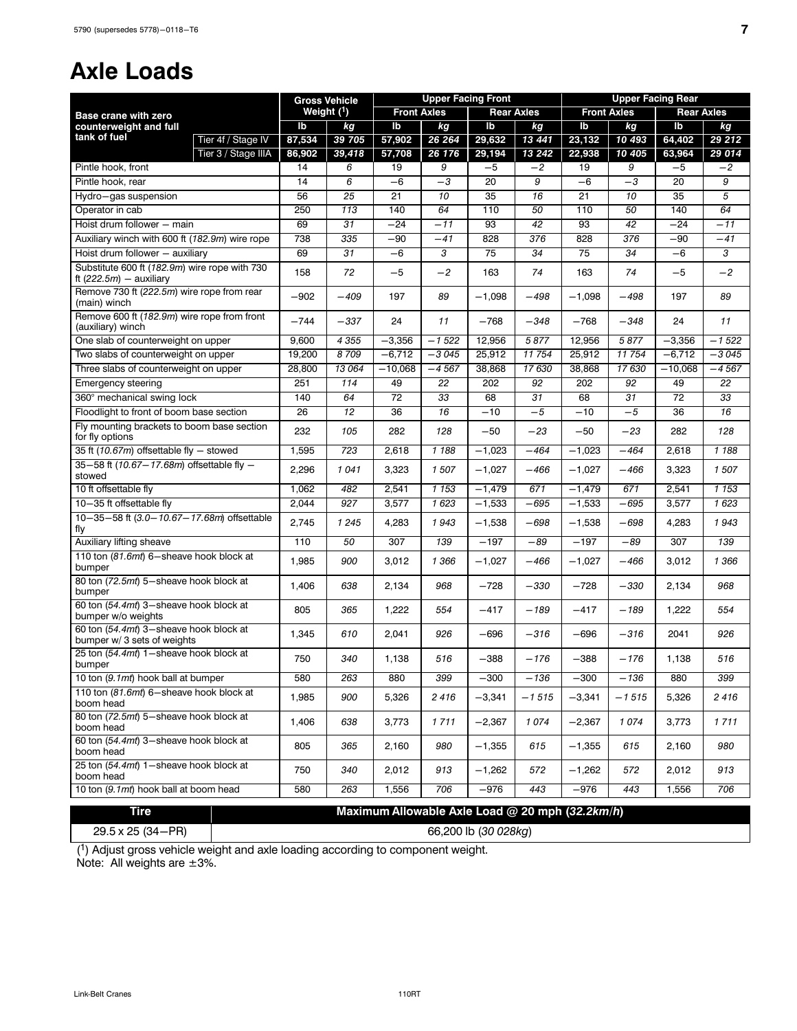# Axle Loads

| Base crane with zero counterweight and full tank of fuel | | Gross Vehicle Weight (1) | | Upper Facing Front | | | | Upper Facing Rear | | | |
|---|---|---|---|---|---|---|---|---|---|---|---|
| | | | | Front Axles | | Rear Axles | | Front Axles | | Rear Axles | |
| | | lb | kg | lb | kg | lb | kg | lb | kg | lb | kg |
| | Tier 4f / Stage IV | 87,534 | 39 705 | 57,902 | 26 264 | 29,632 | 13 441 | 23,132 | 10 493 | 64,402 | 29 212 |
| | Tier 3 / Stage IIIA | 86,902 | 39,418 | 57,708 | 26 176 | 29,194 | 13 242 | 22,938 | 10 405 | 63,964 | 29 014 |
| Pintle hook, front | | 14 | 6 | 19 | 9 | −5 | −2 | 19 | 9 | −5 | −2 |
| Pintle hook, rear | | 14 | 6 | −6 | −3 | 20 | 9 | −6 | −3 | 20 | 9 |
| Hydro−gas suspension | | 56 | 25 | 21 | 10 | 35 | 16 | 21 | 10 | 35 | 5 |
| Operator in cab | | 250 | 113 | 140 | 64 | 110 | 50 | 110 | 50 | 140 | 64 |
| Hoist drum follower − main | | 69 | 31 | −24 | −11 | 93 | 42 | 93 | 42 | −24 | −11 |
| Auxiliary winch with 600 ft (*182.9m*) wire rope | | 738 | 335 | −90 | −41 | 828 | 376 | 828 | 376 | −90 | −41 |
| Hoist drum follower − auxiliary | | 69 | 31 | −6 | 3 | 75 | 34 | 75 | 34 | −6 | 3 |
| Substitute 600 ft (*182.9m*) wire rope with 730 ft (*222.5m*) − auxiliary | | 158 | 72 | −5 | −2 | 163 | 74 | 163 | 74 | −5 | −2 |
| Remove 730 ft (*222.5m*) wire rope from rear (main) winch | | −902 | −409 | 197 | 89 | −1,098 | −498 | −1,098 | −498 | 197 | 89 |
| Remove 600 ft (*182.9m*) wire rope from front (auxiliary) winch | | −744 | −337 | 24 | 11 | −768 | −348 | −768 | −348 | 24 | 11 |
| One slab of counterweight on upper | | 9,600 | 4 355 | −3,356 | −1 522 | 12,956 | 5 877 | 12,956 | 5 877 | −3,356 | −1 522 |
| Two slabs of counterweight on upper | | 19,200 | 8 709 | −6,712 | −3 045 | 25,912 | 11 754 | 25,912 | 11 754 | −6,712 | −3 045 |
| Three slabs of counterweight on upper | | 28,800 | 13 064 | −10,068 | −4 567 | 38,868 | 17 630 | 38,868 | 17 630 | −10,068 | −4 567 |
| Emergency steering | | 251 | 114 | 49 | 22 | 202 | 92 | 202 | 92 | 49 | 22 |
| 360° mechanical swing lock | | 140 | 64 | 72 | 33 | 68 | 31 | 68 | 31 | 72 | 33 |
| Floodlight to front of boom base section | | 26 | 12 | 36 | 16 | −10 | −5 | −10 | −5 | 36 | 16 |
| Fly mounting brackets to boom base section for fly options | | 232 | 105 | 282 | 128 | −50 | −23 | −50 | −23 | 282 | 128 |
| 35 ft (*10.67m*) offsettable fly − stowed | | 1,595 | 723 | 2,618 | 1 188 | −1,023 | −464 | −1,023 | −464 | 2,618 | 1 188 |
| 35−58 ft (*10.67−17.68m*) offsettable fly − stowed | | 2,296 | 1 041 | 3,323 | 1 507 | −1,027 | −466 | −1,027 | −466 | 3,323 | 1 507 |
| 10 ft offsettable fly | | 1,062 | 482 | 2,541 | 1 153 | −1,479 | 671 | −1,479 | 671 | 2,541 | 1 153 |
| 10−35 ft offsettable fly | | 2,044 | 927 | 3,577 | 1 623 | −1,533 | −695 | −1,533 | −695 | 3,577 | 1 623 |
| 10−35−58 ft (*3.0−10.67−17.68m*) offsettable fly | | 2,745 | 1 245 | 4,283 | 1 943 | −1,538 | −698 | −1,538 | −698 | 4,283 | 1 943 |
| Auxiliary lifting sheave | | 110 | 50 | 307 | 139 | −197 | −89 | −197 | −89 | 307 | 139 |
| 110 ton (*81.6mt*) 6−sheave hook block at bumper | | 1,985 | 900 | 3,012 | 1 366 | −1,027 | −466 | −1,027 | −466 | 3,012 | 1 366 |
| 80 ton (*72.5mt*) 5−sheave hook block at bumper | | 1,406 | 638 | 2,134 | 968 | −728 | −330 | −728 | −330 | 2,134 | 968 |
| 60 ton (*54.4mt*) 3−sheave hook block at bumper w/o weights | | 805 | 365 | 1,222 | 554 | −417 | −189 | −417 | −189 | 1,222 | 554 |
| 60 ton (*54.4mt*) 3−sheave hook block at bumper w/ 3 sets of weights | | 1,345 | 610 | 2,041 | 926 | −696 | −316 | −696 | −316 | 2041 | 926 |
| 25 ton (*54.4mt*) 1−sheave hook block at bumper | | 750 | 340 | 1,138 | 516 | −388 | −176 | −388 | −176 | 1,138 | 516 |
| 10 ton (*9.1mt*) hook ball at bumper | | 580 | 263 | 880 | 399 | −300 | −136 | −300 | −136 | 880 | 399 |
| 110 ton (*81.6mt*) 6−sheave hook block at boom head | | 1,985 | 900 | 5,326 | 2 416 | −3,341 | −1 515 | −3,341 | −1 515 | 5,326 | 2 416 |
| 80 ton (*72.5mt*) 5−sheave hook block at boom head | | 1,406 | 638 | 3,773 | 1 711 | −2,367 | 1 074 | −2,367 | 1 074 | 3,773 | 1 711 |
| 60 ton (*54.4mt*) 3−sheave hook block at boom head | | 805 | 365 | 2,160 | 980 | −1,355 | 615 | −1,355 | 615 | 2,160 | 980 |
| 25 ton (*54.4mt*) 1−sheave hook block at boom head | | 750 | 340 | 2,012 | 913 | −1,262 | 572 | −1,262 | 572 | 2,012 | 913 |
| 10 ton (*9.1mt*) hook ball at boom head | | 580 | 263 | 1,556 | 706 | −976 | 443 | −976 | 443 | 1,556 | 706 |

| Tire | Maximum Allowable Axle Load @ 20 mph (*32.2km/h*) |
|---|---|
| 29.5 x 25 (34−PR) | 66,200 lb (*30 028kg*) |

(1) Adjust gross vehicle weight and axle loading according to component weight.
Note: All weights are ±3%.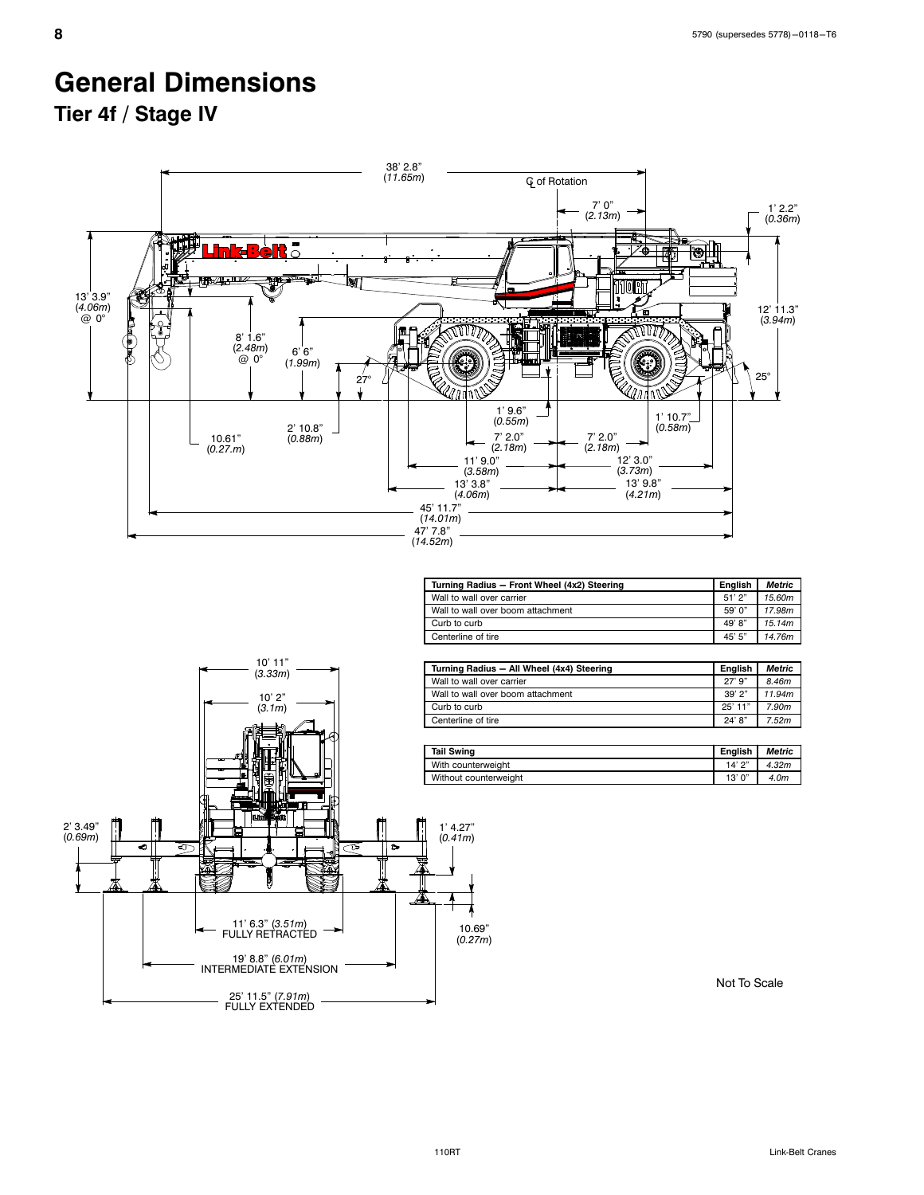# General Dimensions

## Tier 4f / Stage IV

38' 2.8"
(*11.65m*)

℄ of Rotation

7' 0"
(*2.13m*)

1' 2.2"
(*0.36m*)

13' 3.9"
(*4.06m*)
@ 0°

12' 11.3"
(*3.94m*)

8' 1.6"
(*2.48m*)
@ 0°

6' 6"
(*1.99m*)

27°

25°

1' 9.6"
(*0.55m*)

1' 10.7"
(*0.58m*)

2' 10.8"
(*0.88m*)

10.61"
(*0.27.m*)

7' 2.0"
(*2.18m*)

7' 2.0"
(*2.18m*)

11' 9.0"
(*3.58m*)

12' 3.0"
(*3.73m*)

13' 3.8"
(*4.06m*)

13' 9.8"
(*4.21m*)

45' 11.7"
(*14.01m*)

47' 7.8"
(*14.52m*)

| Turning Radius — Front Wheel (4x2) Steering | English | *Metric* |
|---|---|---|
| Wall to wall over carrier | 51' 2" | *15.60m* |
| Wall to wall over boom attachment | 59' 0" | *17.98m* |
| Curb to curb | 49' 8" | *15.14m* |
| Centerline of tire | 45' 5" | *14.76m* |

| Turning Radius — All Wheel (4x4) Steering | English | *Metric* |
|---|---|---|
| Wall to wall over carrier | 27' 9" | *8.46m* |
| Wall to wall over boom attachment | 39' 2" | *11.94m* |
| Curb to curb | 25' 11" | *7.90m* |
| Centerline of tire | 24' 8" | *7.52m* |

| Tail Swing | English | *Metric* |
|---|---|---|
| With counterweight | 14' 2" | *4.32m* |
| Without counterweight | 13' 0" | *4.0m* |

10' 11"
(*3.33m*)

10' 2"
(*3.1m*)

2' 3.49"
(*0.69m*)

1' 4.27"
(*0.41m*)

10.69"
(*0.27m*)

11' 6.3" (*3.51m*)
FULLY RETRACTED

19' 8.8" (*6.01m*)
INTERMEDIATE EXTENSION

25' 11.5" (*7.91m*)
FULLY EXTENDED

Not To Scale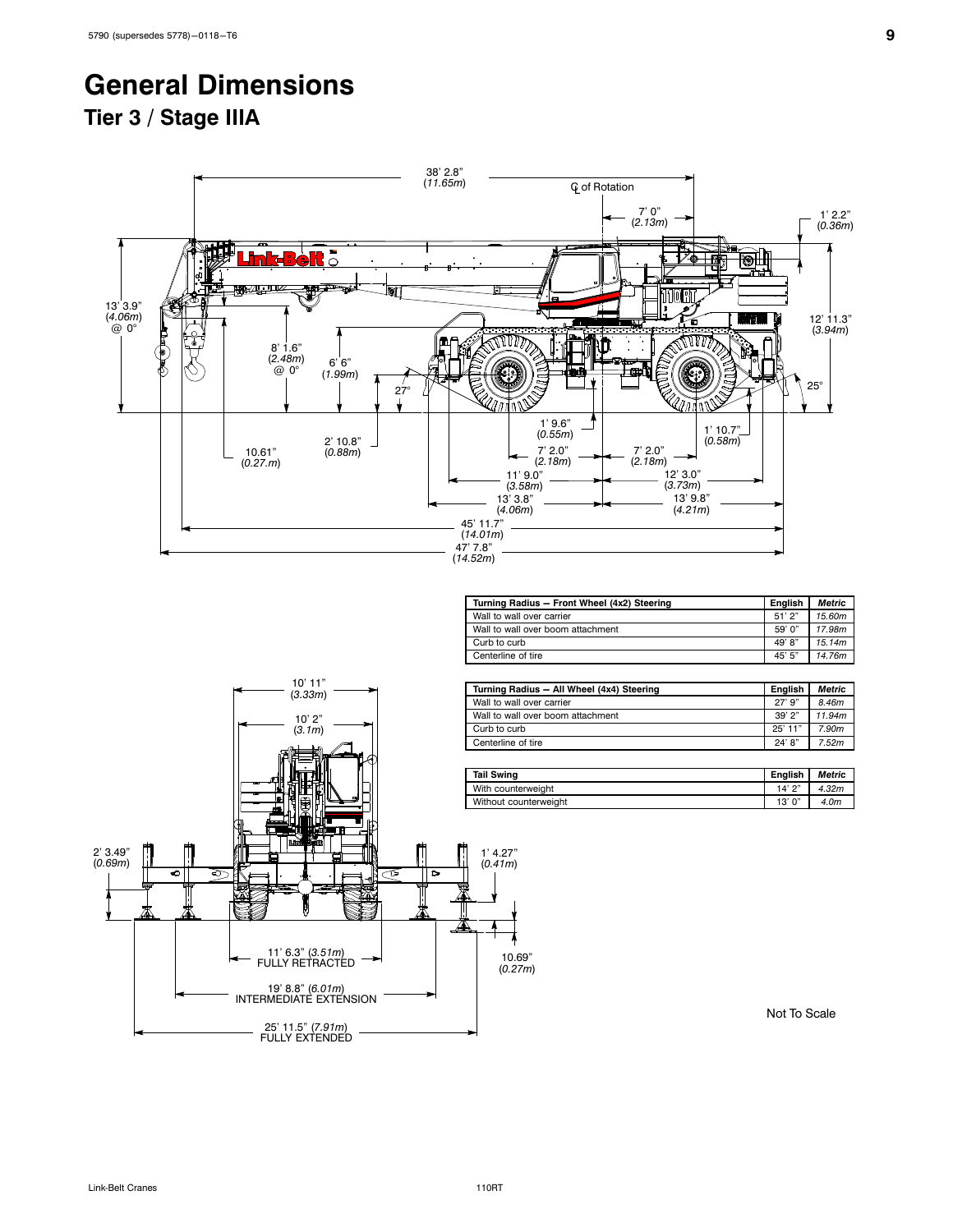# General Dimensions

## Tier 3 / Stage IIIA

38' 2.8" (11.65m)

℄ of Rotation

7' 0" (2.13m)

1' 2.2" (0.36m)

13' 3.9" (4.06m) @ 0°

12' 11.3" (3.94m)

8' 1.6" (2.48m) @ 0°

6' 6" (1.99m)

27°

25°

1' 9.6" (0.55m)

1' 10.7" (0.58m)

2' 10.8" (0.88m)

10.61" (0.27.m)

7' 2.0" (2.18m)

7' 2.0" (2.18m)

11' 9.0" (3.58m)

12' 3.0" (3.73m)

13' 3.8" (4.06m)

13' 9.8" (4.21m)

45' 11.7" (14.01m)

47' 7.8" (14.52m)

| Turning Radius — Front Wheel (4x2) Steering | English | Metric |
|---|---|---|
| Wall to wall over carrier | 51' 2" | 15.60m |
| Wall to wall over boom attachment | 59' 0" | 17.98m |
| Curb to curb | 49' 8" | 15.14m |
| Centerline of tire | 45' 5" | 14.76m |

| Turning Radius — All Wheel (4x4) Steering | English | Metric |
|---|---|---|
| Wall to wall over carrier | 27' 9" | 8.46m |
| Wall to wall over boom attachment | 39' 2" | 11.94m |
| Curb to curb | 25' 11" | 7.90m |
| Centerline of tire | 24' 8" | 7.52m |

| Tail Swing | English | Metric |
|---|---|---|
| With counterweight | 14' 2" | 4.32m |
| Without counterweight | 13' 0" | 4.0m |

10' 11" (3.33m)

10' 2" (3.1m)

2' 3.49" (0.69m)

1' 4.27" (0.41m)

10.69" (0.27m)

11' 6.3" (3.51m) FULLY RETRACTED

19' 8.8" (6.01m) INTERMEDIATE EXTENSION

25' 11.5" (7.91m) FULLY EXTENDED

Not To Scale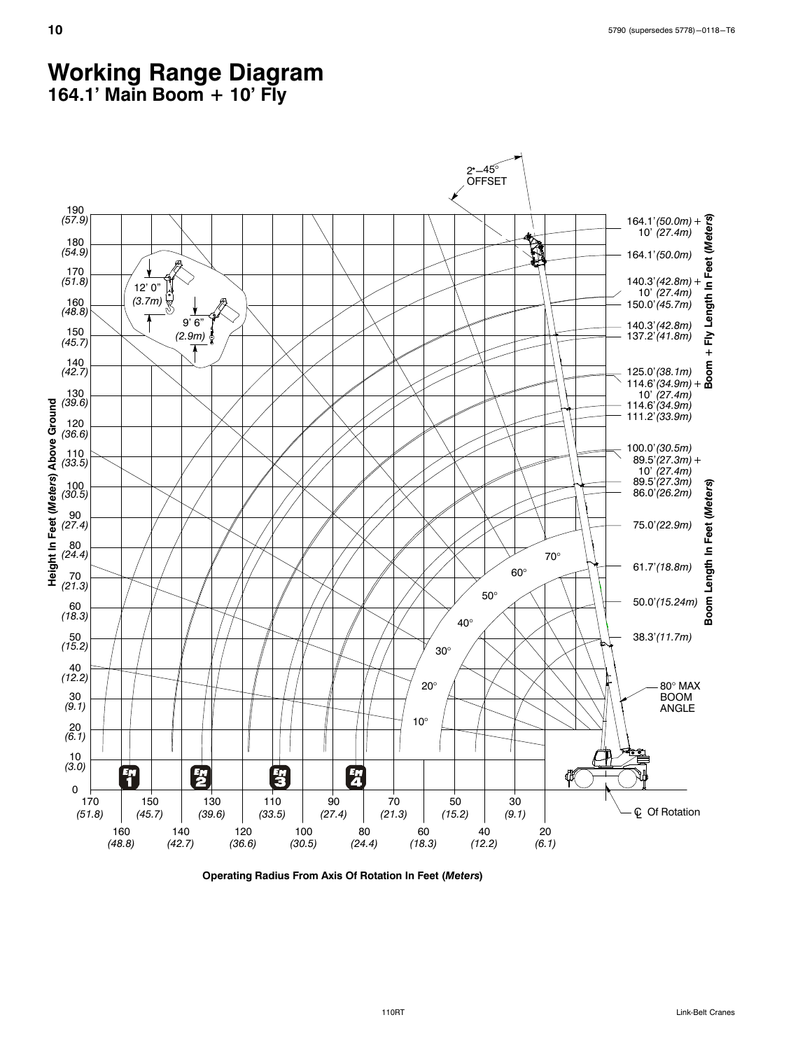# Working Range Diagram

## 164.1' Main Boom + 10' Fly

2°–45°
OFFSET

12' 0"
(3.7m)

9' 6"
(2.9m)

Height In Feet (*Meters*) Above Ground

190 (57.9)
180 (54.9)
170 (51.8)
160 (48.8)
150 (45.7)
140 (42.7)
130 (39.6)
120 (36.6)
110 (33.5)
100 (30.5)
90 (27.4)
80 (24.4)
70 (21.3)
60 (18.3)
50 (15.2)
40 (12.2)
30 (9.1)
20 (6.1)
10 (3.0)
0

Boom + Fly Length In Feet (*Meters*)

164.1' (50.0m) + 10' (27.4m)
164.1' (50.0m)
140.3' (42.8m) + 10' (27.4m)
150.0' (45.7m)
140.3' (42.8m)
137.2' (41.8m)
125.0' (38.1m)
114.6' (34.9m) + 10' (27.4m)
114.6' (34.9m)
111.2' (33.9m)
100.0' (30.5m)
89.5' (27.3m) + 10' (27.4m)
89.5' (27.3m)
86.0' (26.2m)
75.0' (22.9m)
61.7' (18.8m)
50.0' (15.24m)
38.3' (11.7m)

Boom Length In Feet (*Meters*)

70°
60°
50°
40°
30°
20°
10°

80° MAX BOOM ANGLE

EM 1
EM 2
EM 3
EM 4

170 (51.8)
160 (48.8)
150 (45.7)
140 (42.7)
130 (39.6)
120 (36.6)
110 (33.5)
100 (30.5)
90 (27.4)
80 (24.4)
70 (21.3)
60 (18.3)
50 (15.2)
40 (12.2)
30 (9.1)
20 (6.1)

℄ Of Rotation

**Operating Radius From Axis Of Rotation In Feet (*Meters*)**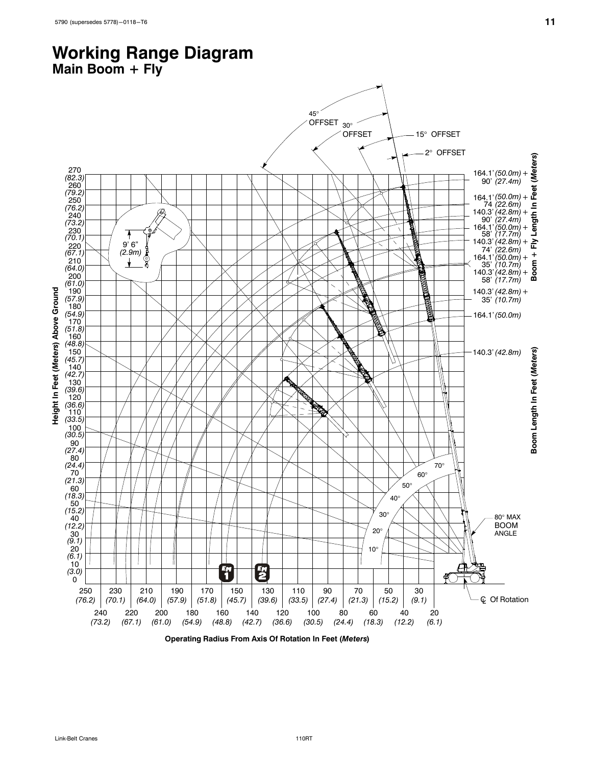# Working Range Diagram

## Main Boom + Fly

45° OFFSET

30° OFFSET

15° OFFSET

2° OFFSET

Boom + Fly Length In Feet (*Meters*)

164.1' *(50.0m)* + 90' *(27.4m)*

164.1' *(50.0m)* + 74 *(22.6m)*

140.3' *(42.8m)* + 90' *(27.4m)*

164.1' *(50.0m)* + 58' *(17.7m)*

140.3' *(42.8m)* + 74' *(22.6m)*

164.1' *(50.0m)* + 35' *(10.7m)*

140.3' *(42.8m)* + 58' *(17.7m)*

140.3' *(42.8m)* + 35' *(10.7m)*

Boom Length In Feet (*Meters*)

164.1' *(50.0m)*

140.3' *(42.8m)*

9' 6" *(2.9m)*

Height In Feet (*Meters*) Above Ground

270 *(82.3)*, 260 *(79.2)*, 250 *(76.2)*, 240 *(73.2)*, 230 *(70.1)*, 220 *(67.1)*, 210 *(64.0)*, 200 *(61.0)*, 190 *(57.9)*, 180 *(54.9)*, 170 *(51.8)*, 160 *(48.8)*, 150 *(45.7)*, 140 *(42.7)*, 130 *(39.6)*, 120 *(36.6)*, 110 *(33.5)*, 100 *(30.5)*, 90 *(27.4)*, 80 *(24.4)*, 70 *(21.3)*, 60 *(18.3)*, 50 *(15.2)*, 40 *(12.2)*, 30 *(9.1)*, 20 *(6.1)*, 10 *(3.0)*, 0

70°, 60°, 50°, 40°, 30°, 20°, 10°

80° MAX BOOM ANGLE

EM 1

EM 2

℄ Of Rotation

250 *(76.2)*, 230 *(70.1)*, 210 *(64.0)*, 190 *(57.9)*, 170 *(51.8)*, 150 *(45.7)*, 130 *(39.6)*, 110 *(33.5)*, 90 *(27.4)*, 70 *(21.3)*, 50 *(15.2)*, 30 *(9.1)*

240 *(73.2)*, 220 *(67.1)*, 200 *(61.0)*, 180 *(54.9)*, 160 *(48.8)*, 140 *(42.7)*, 120 *(36.6)*, 100 *(30.5)*, 80 *(24.4)*, 60 *(18.3)*, 40 *(12.2)*, 20 *(6.1)*

**Operating Radius From Axis Of Rotation In Feet (*Meters*)**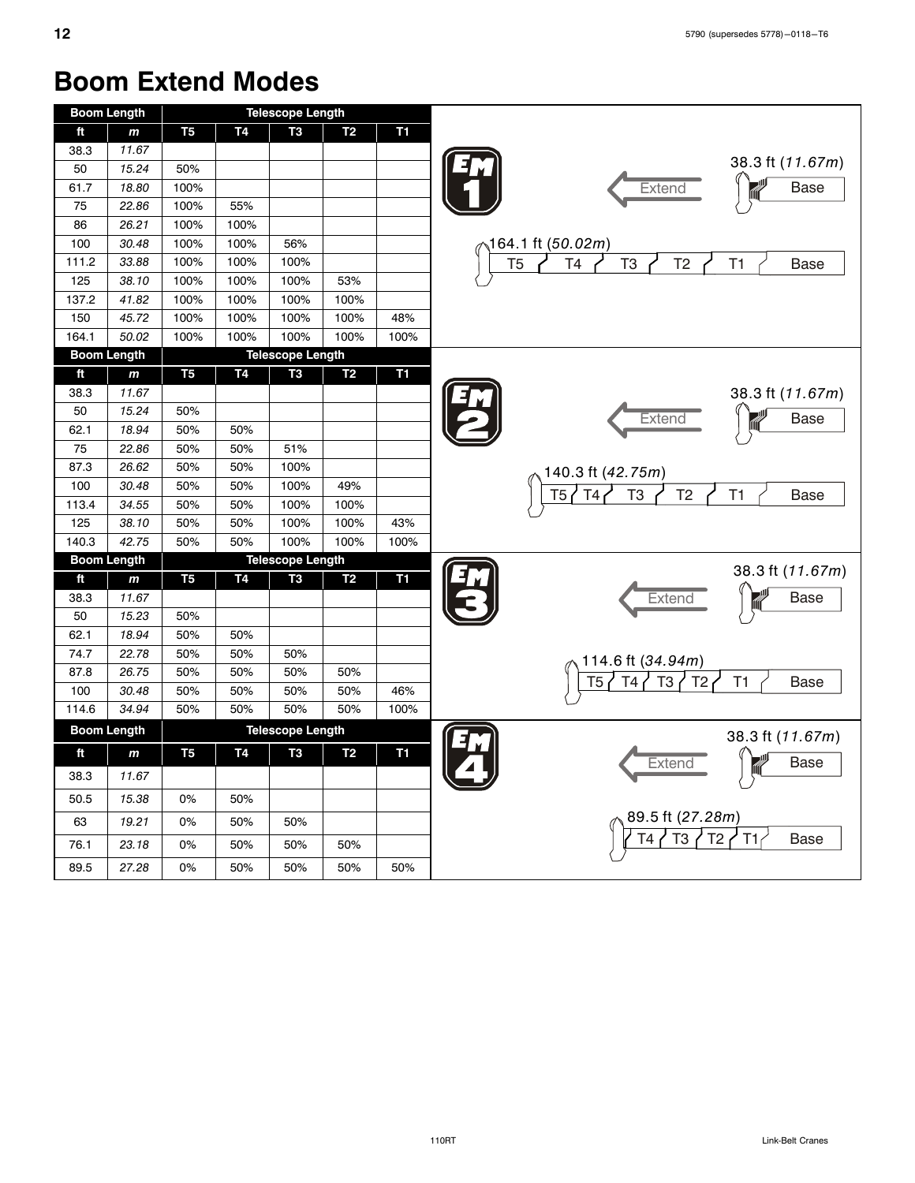# Boom Extend Modes

## EM 1

| Boom Length | | Telescope Length | | | | |
|---|---|---|---|---|---|---|
| ft | m | T5 | T4 | T3 | T2 | T1 |
| 38.3 | 11.67 | | | | | |
| 50 | 15.24 | 50% | | | | |
| 61.7 | 18.80 | 100% | | | | |
| 75 | 22.86 | 100% | 55% | | | |
| 86 | 26.21 | 100% | 100% | | | |
| 100 | 30.48 | 100% | 100% | 56% | | |
| 111.2 | 33.88 | 100% | 100% | 100% | | |
| 125 | 38.10 | 100% | 100% | 100% | 53% | |
| 137.2 | 41.82 | 100% | 100% | 100% | 100% | |
| 150 | 45.72 | 100% | 100% | 100% | 100% | 48% |
| 164.1 | 50.02 | 100% | 100% | 100% | 100% | 100% |

38.3 ft (*11.67m*)
Extend
Base

164.1 ft (*50.02m*)
T5 T4 T3 T2 T1 Base

## EM 2

| Boom Length | | Telescope Length | | | | |
|---|---|---|---|---|---|---|
| ft | m | T5 | T4 | T3 | T2 | T1 |
| 38.3 | 11.67 | | | | | |
| 50 | 15.24 | 50% | | | | |
| 62.1 | 18.94 | 50% | 50% | | | |
| 75 | 22.86 | 50% | 50% | 51% | | |
| 87.3 | 26.62 | 50% | 50% | 100% | | |
| 100 | 30.48 | 50% | 50% | 100% | 49% | |
| 113.4 | 34.55 | 50% | 50% | 100% | 100% | |
| 125 | 38.10 | 50% | 50% | 100% | 100% | 43% |
| 140.3 | 42.75 | 50% | 50% | 100% | 100% | 100% |

38.3 ft (*11.67m*)
Extend
Base

140.3 ft (*42.75m*)
T5 T4 T3 T2 T1 Base

## EM 3

| Boom Length | | Telescope Length | | | | |
|---|---|---|---|---|---|---|
| ft | m | T5 | T4 | T3 | T2 | T1 |
| 38.3 | 11.67 | | | | | |
| 50 | 15.23 | 50% | | | | |
| 62.1 | 18.94 | 50% | 50% | | | |
| 74.7 | 22.78 | 50% | 50% | 50% | | |
| 87.8 | 26.75 | 50% | 50% | 50% | 50% | |
| 100 | 30.48 | 50% | 50% | 50% | 50% | 46% |
| 114.6 | 34.94 | 50% | 50% | 50% | 50% | 100% |

38.3 ft (*11.67m*)
Extend
Base

114.6 ft (*34.94m*)
T5 T4 T3 T2 T1 Base

## EM 4

| Boom Length | | Telescope Length | | | | |
|---|---|---|---|---|---|---|
| ft | m | T5 | T4 | T3 | T2 | T1 |
| 38.3 | 11.67 | | | | | |
| 50.5 | 15.38 | 0% | 50% | | | |
| 63 | 19.21 | 0% | 50% | 50% | | |
| 76.1 | 23.18 | 0% | 50% | 50% | 50% | |
| 89.5 | 27.28 | 0% | 50% | 50% | 50% | 50% |

38.3 ft (*11.67m*)
Extend
Base

89.5 ft (*27.28m*)
T4 T3 T2 T1 Base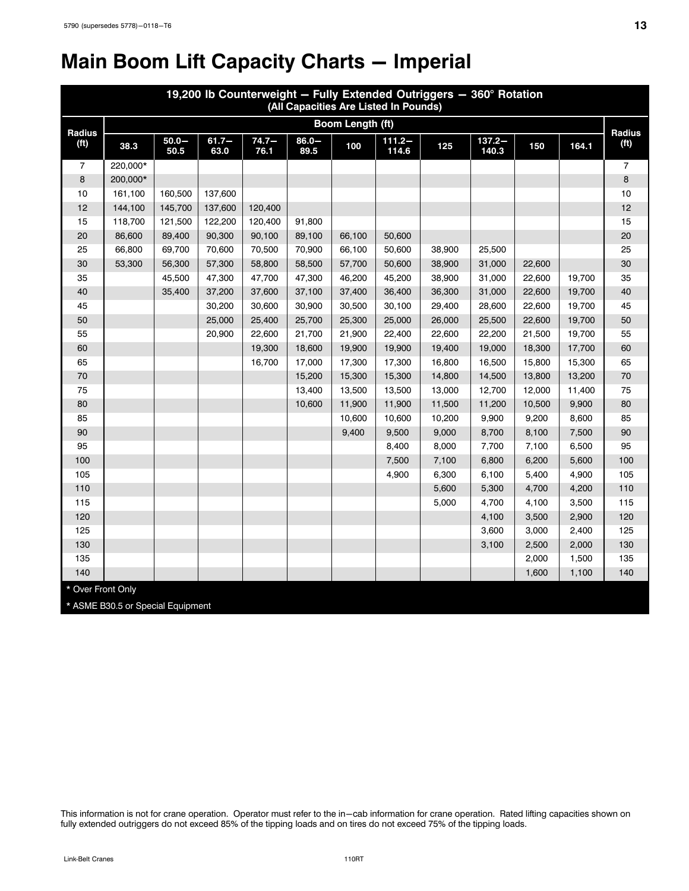# Main Boom Lift Capacity Charts — Imperial

| 19,200 lb Counterweight — Fully Extended Outriggers — 360° Rotation (All Capacities Are Listed In Pounds) | | | | | | | | | | | | |
|---|---|---|---|---|---|---|---|---|---|---|---|---|
| Radius (ft) | Boom Length (ft) | | | | | | | | | | | Radius (ft) |
| | 38.3 | 50.0–50.5 | 61.7–63.0 | 74.7–76.1 | 86.0–89.5 | 100 | 111.2–114.6 | 125 | 137.2–140.3 | 150 | 164.1 | |
| 7 | 220,000* | | | | | | | | | | | 7 |
| 8 | 200,000* | | | | | | | | | | | 8 |
| 10 | 161,100 | 160,500 | 137,600 | | | | | | | | | 10 |
| 12 | 144,100 | 145,700 | 137,600 | 120,400 | | | | | | | | 12 |
| 15 | 118,700 | 121,500 | 122,200 | 120,400 | 91,800 | | | | | | | 15 |
| 20 | 86,600 | 89,400 | 90,300 | 90,100 | 89,100 | 66,100 | 50,600 | | | | | 20 |
| 25 | 66,800 | 69,700 | 70,600 | 70,500 | 70,900 | 66,100 | 50,600 | 38,900 | 25,500 | | | 25 |
| 30 | 53,300 | 56,300 | 57,300 | 58,800 | 58,500 | 57,700 | 50,600 | 38,900 | 31,000 | 22,600 | | 30 |
| 35 | | 45,500 | 47,300 | 47,700 | 47,300 | 46,200 | 45,200 | 38,900 | 31,000 | 22,600 | 19,700 | 35 |
| 40 | | 35,400 | 37,200 | 37,600 | 37,100 | 37,400 | 36,400 | 36,300 | 31,000 | 22,600 | 19,700 | 40 |
| 45 | | | 30,200 | 30,600 | 30,900 | 30,500 | 30,100 | 29,400 | 28,600 | 22,600 | 19,700 | 45 |
| 50 | | | 25,000 | 25,400 | 25,700 | 25,300 | 25,000 | 26,000 | 25,500 | 22,600 | 19,700 | 50 |
| 55 | | | 20,900 | 22,600 | 21,700 | 21,900 | 22,400 | 22,600 | 22,200 | 21,500 | 19,700 | 55 |
| 60 | | | | 19,300 | 18,600 | 19,900 | 19,900 | 19,400 | 19,000 | 18,300 | 17,700 | 60 |
| 65 | | | | 16,700 | 17,000 | 17,300 | 17,300 | 16,800 | 16,500 | 15,800 | 15,300 | 65 |
| 70 | | | | | 15,200 | 15,300 | 15,300 | 14,800 | 14,500 | 13,800 | 13,200 | 70 |
| 75 | | | | | 13,400 | 13,500 | 13,500 | 13,000 | 12,700 | 12,000 | 11,400 | 75 |
| 80 | | | | | 10,600 | 11,900 | 11,900 | 11,500 | 11,200 | 10,500 | 9,900 | 80 |
| 85 | | | | | | 10,600 | 10,600 | 10,200 | 9,900 | 9,200 | 8,600 | 85 |
| 90 | | | | | | 9,400 | 9,500 | 9,000 | 8,700 | 8,100 | 7,500 | 90 |
| 95 | | | | | | | 8,400 | 8,000 | 7,700 | 7,100 | 6,500 | 95 |
| 100 | | | | | | | 7,500 | 7,100 | 6,800 | 6,200 | 5,600 | 100 |
| 105 | | | | | | | 4,900 | 6,300 | 6,100 | 5,400 | 4,900 | 105 |
| 110 | | | | | | | | 5,600 | 5,300 | 4,700 | 4,200 | 110 |
| 115 | | | | | | | | 5,000 | 4,700 | 4,100 | 3,500 | 115 |
| 120 | | | | | | | | | 4,100 | 3,500 | 2,900 | 120 |
| 125 | | | | | | | | | 3,600 | 3,000 | 2,400 | 125 |
| 130 | | | | | | | | | 3,100 | 2,500 | 2,000 | 130 |
| 135 | | | | | | | | | | 2,000 | 1,500 | 135 |
| 140 | | | | | | | | | | 1,600 | 1,100 | 140 |

* Over Front Only

* ASME B30.5 or Special Equipment

This information is not for crane operation. Operator must refer to the in–cab information for crane operation. Rated lifting capacities shown on fully extended outriggers do not exceed 85% of the tipping loads and on tires do not exceed 75% of the tipping loads.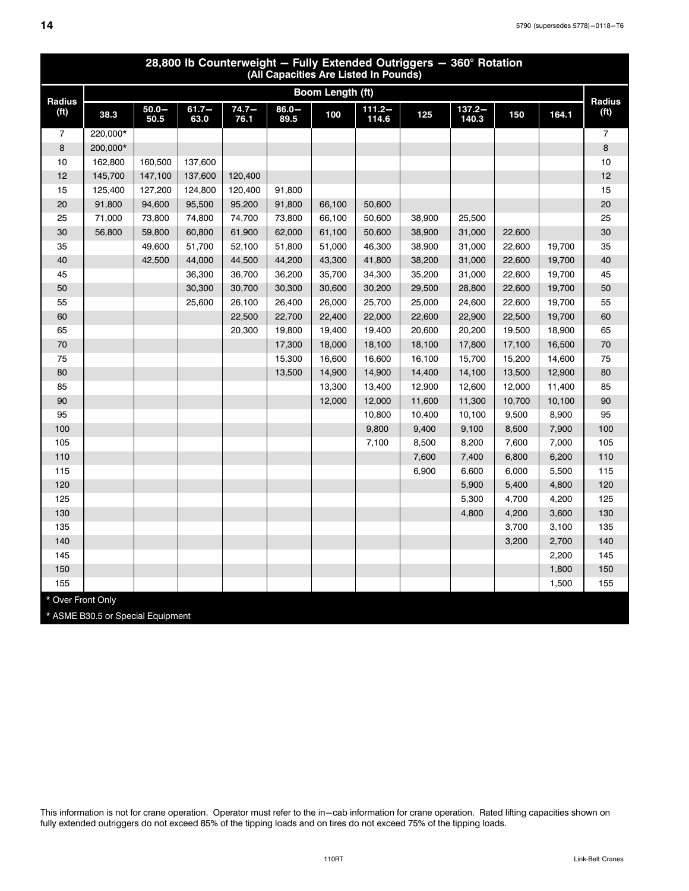## 28,800 lb Counterweight — Fully Extended Outriggers — 360° Rotation
(All Capacities Are Listed In Pounds)

| Radius (ft) | Boom Length (ft) | | | | | | | | | | | Radius (ft) |
|---|---|---|---|---|---|---|---|---|---|---|---|---|
| | 38.3 | 50.0—50.5 | 61.7—63.0 | 74.7—76.1 | 86.0—89.5 | 100 | 111.2—114.6 | 125 | 137.2—140.3 | 150 | 164.1 | |
| 7 | 220,000* | | | | | | | | | | | 7 |
| 8 | 200,000* | | | | | | | | | | | 8 |
| 10 | 162,800 | 160,500 | 137,600 | | | | | | | | | 10 |
| 12 | 145,700 | 147,100 | 137,600 | 120,400 | | | | | | | | 12 |
| 15 | 125,400 | 127,200 | 124,800 | 120,400 | 91,800 | | | | | | | 15 |
| 20 | 91,800 | 94,600 | 95,500 | 95,200 | 91,800 | 66,100 | 50,600 | | | | | 20 |
| 25 | 71,000 | 73,800 | 74,800 | 74,700 | 73,800 | 66,100 | 50,600 | 38,900 | 25,500 | | | 25 |
| 30 | 56,800 | 59,800 | 60,800 | 61,900 | 62,000 | 61,100 | 50,600 | 38,900 | 31,000 | 22,600 | | 30 |
| 35 | | 49,600 | 51,700 | 52,100 | 51,800 | 51,000 | 46,300 | 38,900 | 31,000 | 22,600 | 19,700 | 35 |
| 40 | | 42,500 | 44,000 | 44,500 | 44,200 | 43,300 | 41,800 | 38,200 | 31,000 | 22,600 | 19,700 | 40 |
| 45 | | | 36,300 | 36,700 | 36,200 | 35,700 | 34,300 | 35,200 | 31,000 | 22,600 | 19,700 | 45 |
| 50 | | | 30,300 | 30,700 | 30,300 | 30,600 | 30,200 | 29,500 | 28,800 | 22,600 | 19,700 | 50 |
| 55 | | | 25,600 | 26,100 | 26,400 | 26,000 | 25,700 | 25,000 | 24,600 | 22,600 | 19,700 | 55 |
| 60 | | | | 22,500 | 22,700 | 22,400 | 22,000 | 22,600 | 22,900 | 22,500 | 19,700 | 60 |
| 65 | | | | 20,300 | 19,800 | 19,400 | 19,400 | 20,600 | 20,200 | 19,500 | 18,900 | 65 |
| 70 | | | | | 17,300 | 18,000 | 18,100 | 18,100 | 17,800 | 17,100 | 16,500 | 70 |
| 75 | | | | | 15,300 | 16,600 | 16,600 | 16,100 | 15,700 | 15,200 | 14,600 | 75 |
| 80 | | | | | 13,500 | 14,900 | 14,900 | 14,400 | 14,100 | 13,500 | 12,900 | 80 |
| 85 | | | | | | 13,300 | 13,400 | 12,900 | 12,600 | 12,000 | 11,400 | 85 |
| 90 | | | | | | 12,000 | 12,000 | 11,600 | 11,300 | 10,700 | 10,100 | 90 |
| 95 | | | | | | | 10,800 | 10,400 | 10,100 | 9,500 | 8,900 | 95 |
| 100 | | | | | | | 9,800 | 9,400 | 9,100 | 8,500 | 7,900 | 100 |
| 105 | | | | | | | 7,100 | 8,500 | 8,200 | 7,600 | 7,000 | 105 |
| 110 | | | | | | | | 7,600 | 7,400 | 6,800 | 6,200 | 110 |
| 115 | | | | | | | | 6,900 | 6,600 | 6,000 | 5,500 | 115 |
| 120 | | | | | | | | | 5,900 | 5,400 | 4,800 | 120 |
| 125 | | | | | | | | | 5,300 | 4,700 | 4,200 | 125 |
| 130 | | | | | | | | | 4,800 | 4,200 | 3,600 | 130 |
| 135 | | | | | | | | | | 3,700 | 3,100 | 135 |
| 140 | | | | | | | | | | 3,200 | 2,700 | 140 |
| 145 | | | | | | | | | | | 2,200 | 145 |
| 150 | | | | | | | | | | | 1,800 | 150 |
| 155 | | | | | | | | | | | 1,500 | 155 |

* Over Front Only

* ASME B30.5 or Special Equipment

This information is not for crane operation. Operator must refer to the in—cab information for crane operation. Rated lifting capacities shown on fully extended outriggers do not exceed 85% of the tipping loads and on tires do not exceed 75% of the tipping loads.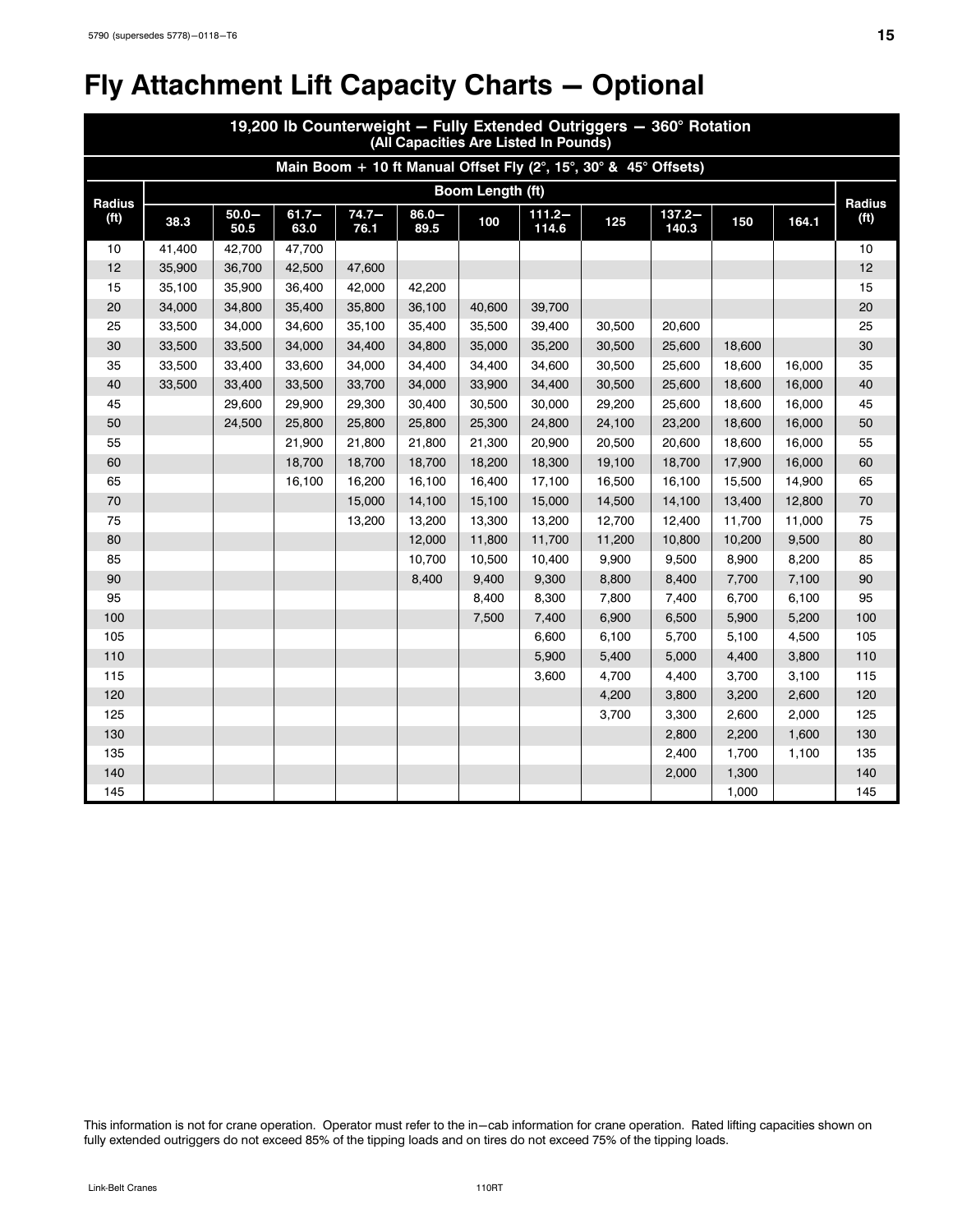# Fly Attachment Lift Capacity Charts — Optional

| 19,200 lb Counterweight — Fully Extended Outriggers — 360° Rotation (All Capacities Are Listed In Pounds) | | | | | | | | | | | | |
|---|---|---|---|---|---|---|---|---|---|---|---|---|
| Main Boom + 10 ft Manual Offset Fly (2°, 15°, 30° & 45° Offsets) | | | | | | | | | | | | |
| Radius (ft) | Boom Length (ft) | | | | | | | | | | | Radius (ft) |
| | 38.3 | 50.0—50.5 | 61.7—63.0 | 74.7—76.1 | 86.0—89.5 | 100 | 111.2—114.6 | 125 | 137.2—140.3 | 150 | 164.1 | |
| 10 | 41,400 | 42,700 | 47,700 | | | | | | | | | 10 |
| 12 | 35,900 | 36,700 | 42,500 | 47,600 | | | | | | | | 12 |
| 15 | 35,100 | 35,900 | 36,400 | 42,000 | 42,200 | | | | | | | 15 |
| 20 | 34,000 | 34,800 | 35,400 | 35,800 | 36,100 | 40,600 | 39,700 | | | | | 20 |
| 25 | 33,500 | 34,000 | 34,600 | 35,100 | 35,400 | 35,500 | 39,400 | 30,500 | 20,600 | | | 25 |
| 30 | 33,500 | 33,500 | 34,000 | 34,400 | 34,800 | 35,000 | 35,200 | 30,500 | 25,600 | 18,600 | | 30 |
| 35 | 33,500 | 33,400 | 33,600 | 34,000 | 34,400 | 34,400 | 34,600 | 30,500 | 25,600 | 18,600 | 16,000 | 35 |
| 40 | 33,500 | 33,400 | 33,500 | 33,700 | 34,000 | 33,900 | 34,400 | 30,500 | 25,600 | 18,600 | 16,000 | 40 |
| 45 | | 29,600 | 29,900 | 29,300 | 30,400 | 30,500 | 30,000 | 29,200 | 25,600 | 18,600 | 16,000 | 45 |
| 50 | | 24,500 | 25,800 | 25,800 | 25,800 | 25,300 | 24,800 | 24,100 | 23,200 | 18,600 | 16,000 | 50 |
| 55 | | | 21,900 | 21,800 | 21,800 | 21,300 | 20,900 | 20,500 | 20,600 | 18,600 | 16,000 | 55 |
| 60 | | | 18,700 | 18,700 | 18,700 | 18,200 | 18,300 | 19,100 | 18,700 | 17,900 | 16,000 | 60 |
| 65 | | | 16,100 | 16,200 | 16,100 | 16,400 | 17,100 | 16,500 | 16,100 | 15,500 | 14,900 | 65 |
| 70 | | | | 15,000 | 14,100 | 15,100 | 15,000 | 14,500 | 14,100 | 13,400 | 12,800 | 70 |
| 75 | | | | 13,200 | 13,200 | 13,300 | 13,200 | 12,700 | 12,400 | 11,700 | 11,000 | 75 |
| 80 | | | | | 12,000 | 11,800 | 11,700 | 11,200 | 10,800 | 10,200 | 9,500 | 80 |
| 85 | | | | | 10,700 | 10,500 | 10,400 | 9,900 | 9,500 | 8,900 | 8,200 | 85 |
| 90 | | | | | 8,400 | 9,400 | 9,300 | 8,800 | 8,400 | 7,700 | 7,100 | 90 |
| 95 | | | | | | 8,400 | 8,300 | 7,800 | 7,400 | 6,700 | 6,100 | 95 |
| 100 | | | | | | 7,500 | 7,400 | 6,900 | 6,500 | 5,900 | 5,200 | 100 |
| 105 | | | | | | | 6,600 | 6,100 | 5,700 | 5,100 | 4,500 | 105 |
| 110 | | | | | | | 5,900 | 5,400 | 5,000 | 4,400 | 3,800 | 110 |
| 115 | | | | | | | 3,600 | 4,700 | 4,400 | 3,700 | 3,100 | 115 |
| 120 | | | | | | | | 4,200 | 3,800 | 3,200 | 2,600 | 120 |
| 125 | | | | | | | | 3,700 | 3,300 | 2,600 | 2,000 | 125 |
| 130 | | | | | | | | | 2,800 | 2,200 | 1,600 | 130 |
| 135 | | | | | | | | | 2,400 | 1,700 | 1,100 | 135 |
| 140 | | | | | | | | | 2,000 | 1,300 | | 140 |
| 145 | | | | | | | | | | 1,000 | | 145 |

This information is not for crane operation. Operator must refer to the in—cab information for crane operation. Rated lifting capacities shown on fully extended outriggers do not exceed 85% of the tipping loads and on tires do not exceed 75% of the tipping loads.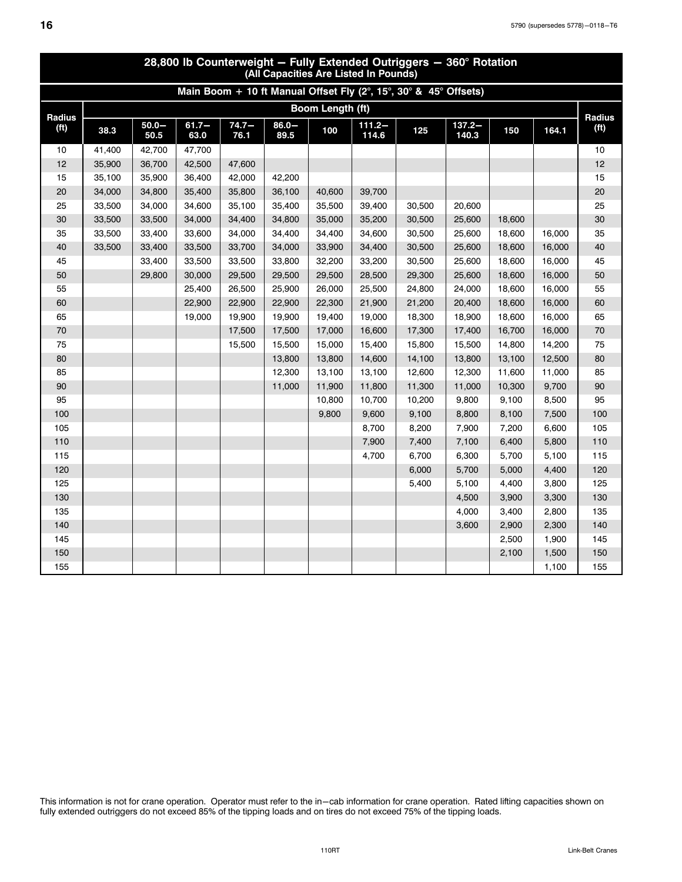## 28,800 lb Counterweight — Fully Extended Outriggers — 360° Rotation
(All Capacities Are Listed In Pounds)

### Main Boom + 10 ft Manual Offset Fly (2°, 15°, 30° & 45° Offsets)

| Radius (ft) | Boom Length (ft) | | | | | | | | | | | Radius (ft) |
|---|---|---|---|---|---|---|---|---|---|---|---|---|
| | 38.3 | 50.0–50.5 | 61.7–63.0 | 74.7–76.1 | 86.0–89.5 | 100 | 111.2–114.6 | 125 | 137.2–140.3 | 150 | 164.1 | |
| 10 | 41,400 | 42,700 | 47,700 | | | | | | | | | 10 |
| 12 | 35,900 | 36,700 | 42,500 | 47,600 | | | | | | | | 12 |
| 15 | 35,100 | 35,900 | 36,400 | 42,000 | 42,200 | | | | | | | 15 |
| 20 | 34,000 | 34,800 | 35,400 | 35,800 | 36,100 | 40,600 | 39,700 | | | | | 20 |
| 25 | 33,500 | 34,000 | 34,600 | 35,100 | 35,400 | 35,500 | 39,400 | 30,500 | 20,600 | | | 25 |
| 30 | 33,500 | 33,500 | 34,000 | 34,400 | 34,800 | 35,000 | 35,200 | 30,500 | 25,600 | 18,600 | | 30 |
| 35 | 33,500 | 33,400 | 33,600 | 34,000 | 34,400 | 34,400 | 34,600 | 30,500 | 25,600 | 18,600 | 16,000 | 35 |
| 40 | 33,500 | 33,400 | 33,500 | 33,700 | 34,000 | 33,900 | 34,400 | 30,500 | 25,600 | 18,600 | 16,000 | 40 |
| 45 | | 33,400 | 33,500 | 33,500 | 33,800 | 32,200 | 33,200 | 30,500 | 25,600 | 18,600 | 16,000 | 45 |
| 50 | | 29,800 | 30,000 | 29,500 | 29,500 | 29,500 | 28,500 | 29,300 | 25,600 | 18,600 | 16,000 | 50 |
| 55 | | | 25,400 | 26,500 | 25,900 | 26,000 | 25,500 | 24,800 | 24,000 | 18,600 | 16,000 | 55 |
| 60 | | | 22,900 | 22,900 | 22,900 | 22,300 | 21,900 | 21,200 | 20,400 | 18,600 | 16,000 | 60 |
| 65 | | | 19,000 | 19,900 | 19,900 | 19,400 | 19,000 | 18,300 | 18,900 | 18,600 | 16,000 | 65 |
| 70 | | | | 17,500 | 17,500 | 17,000 | 16,600 | 17,300 | 17,400 | 16,700 | 16,000 | 70 |
| 75 | | | | 15,500 | 15,500 | 15,000 | 15,400 | 15,800 | 15,500 | 14,800 | 14,200 | 75 |
| 80 | | | | | 13,800 | 13,800 | 14,600 | 14,100 | 13,800 | 13,100 | 12,500 | 80 |
| 85 | | | | | 12,300 | 13,100 | 13,100 | 12,600 | 12,300 | 11,600 | 11,000 | 85 |
| 90 | | | | | 11,000 | 11,900 | 11,800 | 11,300 | 11,000 | 10,300 | 9,700 | 90 |
| 95 | | | | | | 10,800 | 10,700 | 10,200 | 9,800 | 9,100 | 8,500 | 95 |
| 100 | | | | | | 9,800 | 9,600 | 9,100 | 8,800 | 8,100 | 7,500 | 100 |
| 105 | | | | | | | 8,700 | 8,200 | 7,900 | 7,200 | 6,600 | 105 |
| 110 | | | | | | | 7,900 | 7,400 | 7,100 | 6,400 | 5,800 | 110 |
| 115 | | | | | | | 4,700 | 6,700 | 6,300 | 5,700 | 5,100 | 115 |
| 120 | | | | | | | | 6,000 | 5,700 | 5,000 | 4,400 | 120 |
| 125 | | | | | | | | 5,400 | 5,100 | 4,400 | 3,800 | 125 |
| 130 | | | | | | | | | 4,500 | 3,900 | 3,300 | 130 |
| 135 | | | | | | | | | 4,000 | 3,400 | 2,800 | 135 |
| 140 | | | | | | | | | 3,600 | 2,900 | 2,300 | 140 |
| 145 | | | | | | | | | | 2,500 | 1,900 | 145 |
| 150 | | | | | | | | | | 2,100 | 1,500 | 150 |
| 155 | | | | | | | | | | | 1,100 | 155 |

This information is not for crane operation. Operator must refer to the in–cab information for crane operation. Rated lifting capacities shown on fully extended outriggers do not exceed 85% of the tipping loads and on tires do not exceed 75% of the tipping loads.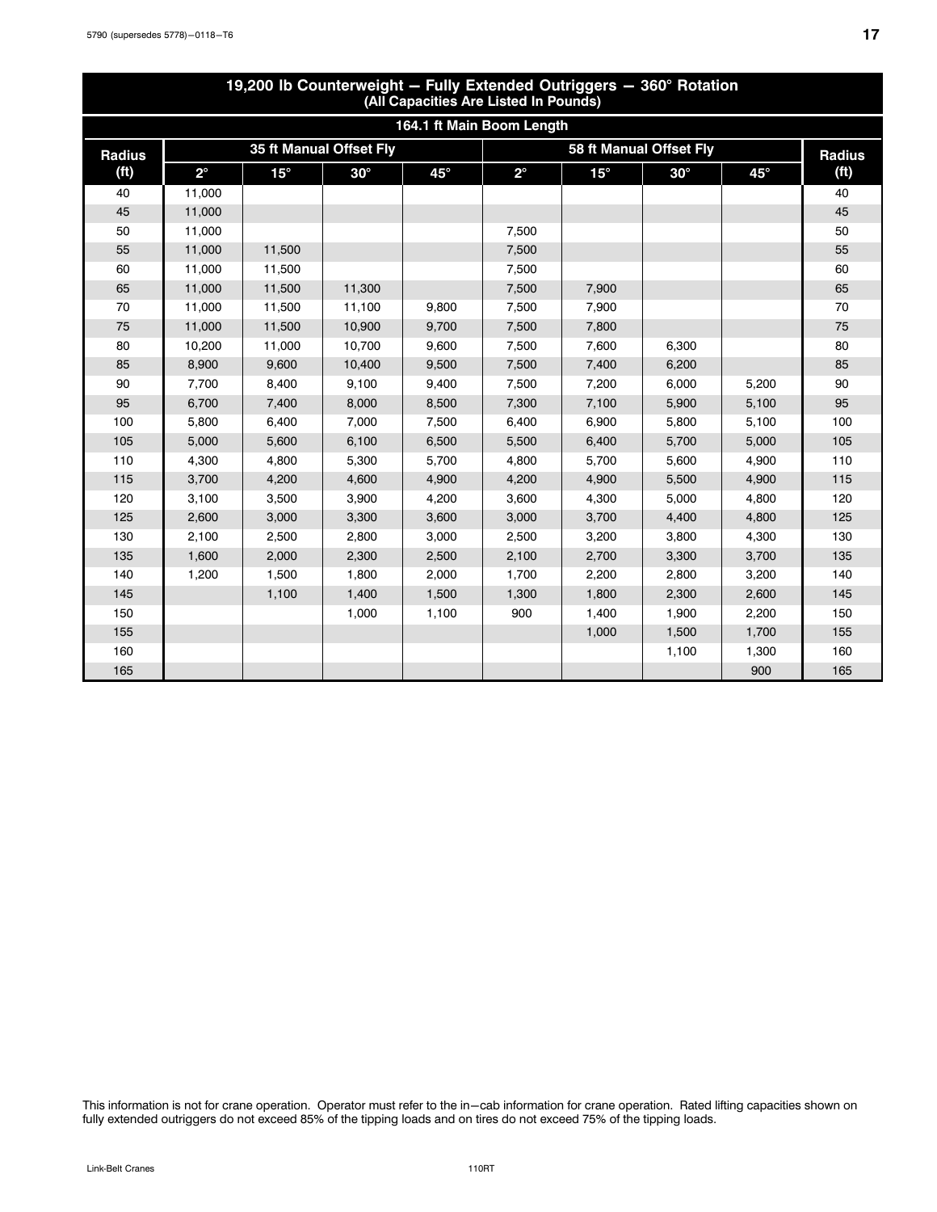## 19,200 lb Counterweight — Fully Extended Outriggers — 360° Rotation
### (All Capacities Are Listed In Pounds)

| 164.1 ft Main Boom Length | | | | | | | | | |
|---|---|---|---|---|---|---|---|---|---|
| Radius | 35 ft Manual Offset Fly | | | | 58 ft Manual Offset Fly | | | | Radius |
| (ft) | 2° | 15° | 30° | 45° | 2° | 15° | 30° | 45° | (ft) |
| 40 | 11,000 | | | | | | | | 40 |
| 45 | 11,000 | | | | | | | | 45 |
| 50 | 11,000 | | | | 7,500 | | | | 50 |
| 55 | 11,000 | 11,500 | | | 7,500 | | | | 55 |
| 60 | 11,000 | 11,500 | | | 7,500 | | | | 60 |
| 65 | 11,000 | 11,500 | 11,300 | | 7,500 | 7,900 | | | 65 |
| 70 | 11,000 | 11,500 | 11,100 | 9,800 | 7,500 | 7,900 | | | 70 |
| 75 | 11,000 | 11,500 | 10,900 | 9,700 | 7,500 | 7,800 | | | 75 |
| 80 | 10,200 | 11,000 | 10,700 | 9,600 | 7,500 | 7,600 | 6,300 | | 80 |
| 85 | 8,900 | 9,600 | 10,400 | 9,500 | 7,500 | 7,400 | 6,200 | | 85 |
| 90 | 7,700 | 8,400 | 9,100 | 9,400 | 7,500 | 7,200 | 6,000 | 5,200 | 90 |
| 95 | 6,700 | 7,400 | 8,000 | 8,500 | 7,300 | 7,100 | 5,900 | 5,100 | 95 |
| 100 | 5,800 | 6,400 | 7,000 | 7,500 | 6,400 | 6,900 | 5,800 | 5,100 | 100 |
| 105 | 5,000 | 5,600 | 6,100 | 6,500 | 5,500 | 6,400 | 5,700 | 5,000 | 105 |
| 110 | 4,300 | 4,800 | 5,300 | 5,700 | 4,800 | 5,700 | 5,600 | 4,900 | 110 |
| 115 | 3,700 | 4,200 | 4,600 | 4,900 | 4,200 | 4,900 | 5,500 | 4,900 | 115 |
| 120 | 3,100 | 3,500 | 3,900 | 4,200 | 3,600 | 4,300 | 5,000 | 4,800 | 120 |
| 125 | 2,600 | 3,000 | 3,300 | 3,600 | 3,000 | 3,700 | 4,400 | 4,800 | 125 |
| 130 | 2,100 | 2,500 | 2,800 | 3,000 | 2,500 | 3,200 | 3,800 | 4,300 | 130 |
| 135 | 1,600 | 2,000 | 2,300 | 2,500 | 2,100 | 2,700 | 3,300 | 3,700 | 135 |
| 140 | 1,200 | 1,500 | 1,800 | 2,000 | 1,700 | 2,200 | 2,800 | 3,200 | 140 |
| 145 | | 1,100 | 1,400 | 1,500 | 1,300 | 1,800 | 2,300 | 2,600 | 145 |
| 150 | | | 1,000 | 1,100 | 900 | 1,400 | 1,900 | 2,200 | 150 |
| 155 | | | | | | 1,000 | 1,500 | 1,700 | 155 |
| 160 | | | | | | | 1,100 | 1,300 | 160 |
| 165 | | | | | | | | 900 | 165 |

This information is not for crane operation. Operator must refer to the in—cab information for crane operation. Rated lifting capacities shown on fully extended outriggers do not exceed 85% of the tipping loads and on tires do not exceed 75% of the tipping loads.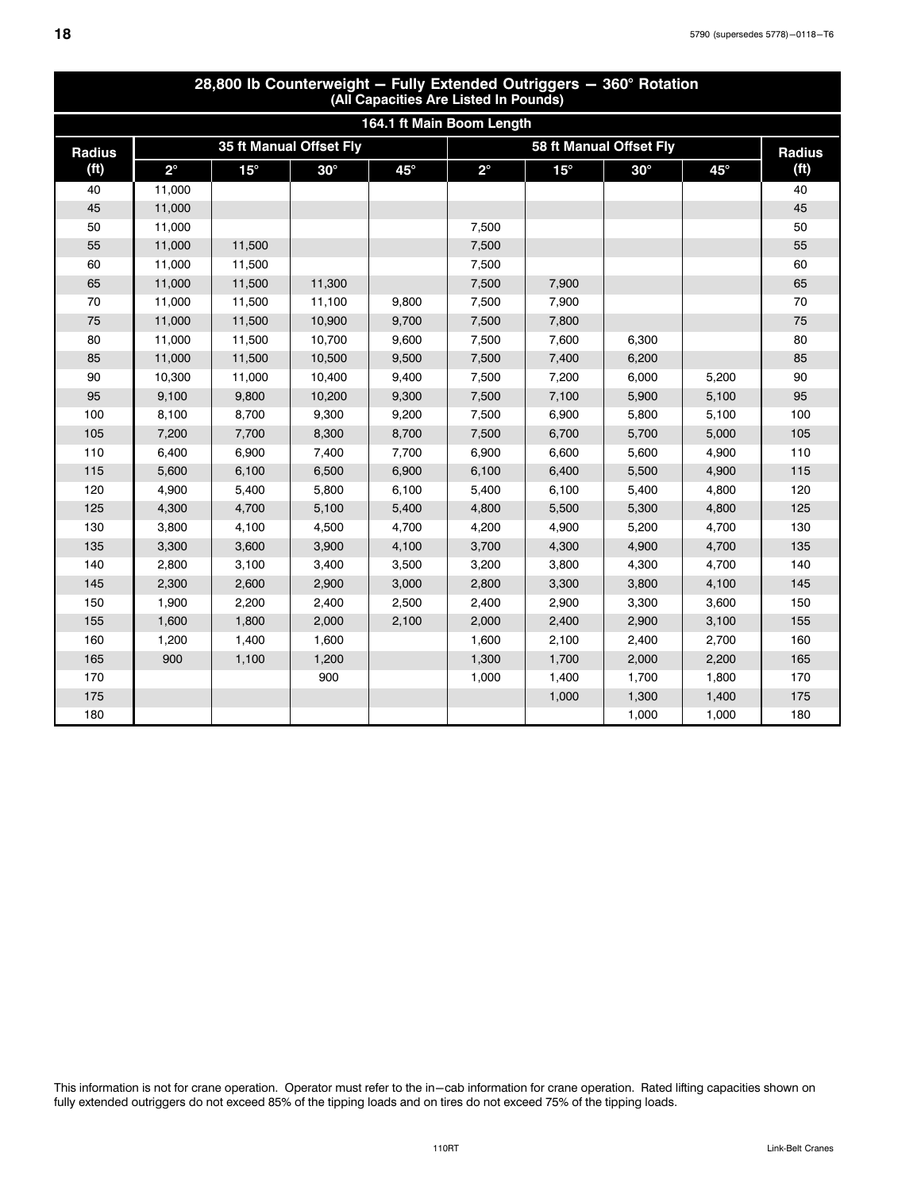## 28,800 lb Counterweight — Fully Extended Outriggers — 360° Rotation
(All Capacities Are Listed In Pounds)

| | 164.1 ft Main Boom Length | | | | | | | | |
|---|---|---|---|---|---|---|---|---|---|
| Radius | 35 ft Manual Offset Fly | | | | 58 ft Manual Offset Fly | | | | Radius |
| (ft) | 2° | 15° | 30° | 45° | 2° | 15° | 30° | 45° | (ft) |
| 40 | 11,000 | | | | | | | | 40 |
| 45 | 11,000 | | | | | | | | 45 |
| 50 | 11,000 | | | | 7,500 | | | | 50 |
| 55 | 11,000 | 11,500 | | | 7,500 | | | | 55 |
| 60 | 11,000 | 11,500 | | | 7,500 | | | | 60 |
| 65 | 11,000 | 11,500 | 11,300 | | 7,500 | 7,900 | | | 65 |
| 70 | 11,000 | 11,500 | 11,100 | 9,800 | 7,500 | 7,900 | | | 70 |
| 75 | 11,000 | 11,500 | 10,900 | 9,700 | 7,500 | 7,800 | | | 75 |
| 80 | 11,000 | 11,500 | 10,700 | 9,600 | 7,500 | 7,600 | 6,300 | | 80 |
| 85 | 11,000 | 11,500 | 10,500 | 9,500 | 7,500 | 7,400 | 6,200 | | 85 |
| 90 | 10,300 | 11,000 | 10,400 | 9,400 | 7,500 | 7,200 | 6,000 | 5,200 | 90 |
| 95 | 9,100 | 9,800 | 10,200 | 9,300 | 7,500 | 7,100 | 5,900 | 5,100 | 95 |
| 100 | 8,100 | 8,700 | 9,300 | 9,200 | 7,500 | 6,900 | 5,800 | 5,100 | 100 |
| 105 | 7,200 | 7,700 | 8,300 | 8,700 | 7,500 | 6,700 | 5,700 | 5,000 | 105 |
| 110 | 6,400 | 6,900 | 7,400 | 7,700 | 6,900 | 6,600 | 5,600 | 4,900 | 110 |
| 115 | 5,600 | 6,100 | 6,500 | 6,900 | 6,100 | 6,400 | 5,500 | 4,900 | 115 |
| 120 | 4,900 | 5,400 | 5,800 | 6,100 | 5,400 | 6,100 | 5,400 | 4,800 | 120 |
| 125 | 4,300 | 4,700 | 5,100 | 5,400 | 4,800 | 5,500 | 5,300 | 4,800 | 125 |
| 130 | 3,800 | 4,100 | 4,500 | 4,700 | 4,200 | 4,900 | 5,200 | 4,700 | 130 |
| 135 | 3,300 | 3,600 | 3,900 | 4,100 | 3,700 | 4,300 | 4,900 | 4,700 | 135 |
| 140 | 2,800 | 3,100 | 3,400 | 3,500 | 3,200 | 3,800 | 4,300 | 4,700 | 140 |
| 145 | 2,300 | 2,600 | 2,900 | 3,000 | 2,800 | 3,300 | 3,800 | 4,100 | 145 |
| 150 | 1,900 | 2,200 | 2,400 | 2,500 | 2,400 | 2,900 | 3,300 | 3,600 | 150 |
| 155 | 1,600 | 1,800 | 2,000 | 2,100 | 2,000 | 2,400 | 2,900 | 3,100 | 155 |
| 160 | 1,200 | 1,400 | 1,600 | | 1,600 | 2,100 | 2,400 | 2,700 | 160 |
| 165 | 900 | 1,100 | 1,200 | | 1,300 | 1,700 | 2,000 | 2,200 | 165 |
| 170 | | | 900 | | 1,000 | 1,400 | 1,700 | 1,800 | 170 |
| 175 | | | | | | 1,000 | 1,300 | 1,400 | 175 |
| 180 | | | | | | | 1,000 | 1,000 | 180 |

This information is not for crane operation. Operator must refer to the in−cab information for crane operation. Rated lifting capacities shown on fully extended outriggers do not exceed 85% of the tipping loads and on tires do not exceed 75% of the tipping loads.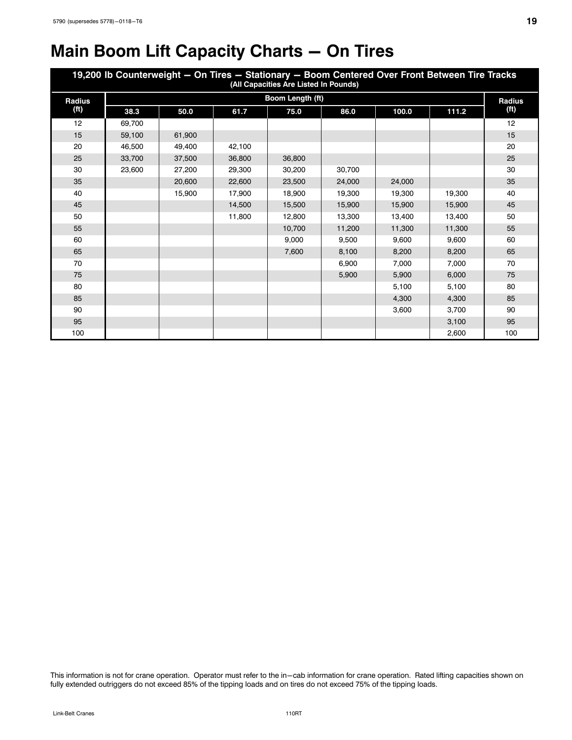# Main Boom Lift Capacity Charts — On Tires

| 19,200 lb Counterweight — On Tires — Stationary — Boom Centered Over Front Between Tire Tracks (All Capacities Are Listed In Pounds) | | | | | | | | |
|---|---|---|---|---|---|---|---|---|
| Radius (ft) | Boom Length (ft) | | | | | | | Radius (ft) |
| | 38.3 | 50.0 | 61.7 | 75.0 | 86.0 | 100.0 | 111.2 | |
| 12 | 69,700 | | | | | | | 12 |
| 15 | 59,100 | 61,900 | | | | | | 15 |
| 20 | 46,500 | 49,400 | 42,100 | | | | | 20 |
| 25 | 33,700 | 37,500 | 36,800 | 36,800 | | | | 25 |
| 30 | 23,600 | 27,200 | 29,300 | 30,200 | 30,700 | | | 30 |
| 35 | | 20,600 | 22,600 | 23,500 | 24,000 | 24,000 | | 35 |
| 40 | | 15,900 | 17,900 | 18,900 | 19,300 | 19,300 | 19,300 | 40 |
| 45 | | | 14,500 | 15,500 | 15,900 | 15,900 | 15,900 | 45 |
| 50 | | | 11,800 | 12,800 | 13,300 | 13,400 | 13,400 | 50 |
| 55 | | | | 10,700 | 11,200 | 11,300 | 11,300 | 55 |
| 60 | | | | 9,000 | 9,500 | 9,600 | 9,600 | 60 |
| 65 | | | | 7,600 | 8,100 | 8,200 | 8,200 | 65 |
| 70 | | | | | 6,900 | 7,000 | 7,000 | 70 |
| 75 | | | | | 5,900 | 5,900 | 6,000 | 75 |
| 80 | | | | | | 5,100 | 5,100 | 80 |
| 85 | | | | | | 4,300 | 4,300 | 85 |
| 90 | | | | | | 3,600 | 3,700 | 90 |
| 95 | | | | | | | 3,100 | 95 |
| 100 | | | | | | | 2,600 | 100 |

This information is not for crane operation. Operator must refer to the in—cab information for crane operation. Rated lifting capacities shown on fully extended outriggers do not exceed 85% of the tipping loads and on tires do not exceed 75% of the tipping loads.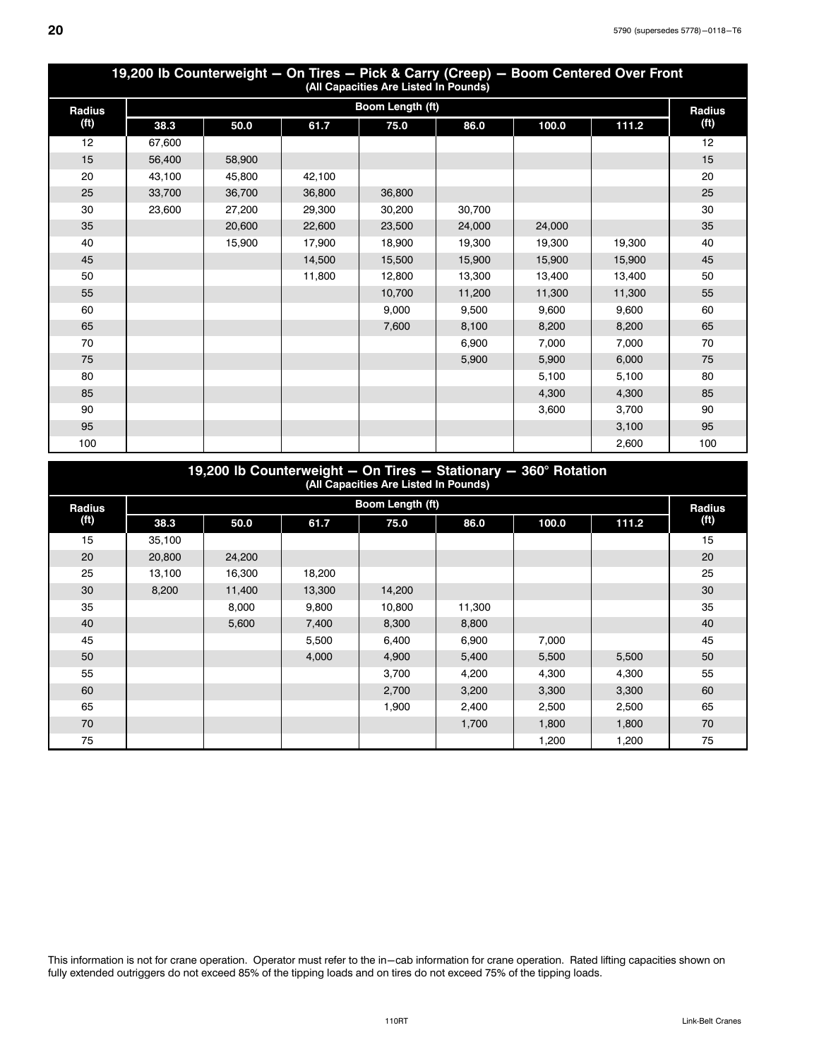## 19,200 lb Counterweight — On Tires — Pick & Carry (Creep) — Boom Centered Over Front

(All Capacities Are Listed In Pounds)

| Radius (ft) | Boom Length (ft) | | | | | | | Radius (ft) |
|---|---|---|---|---|---|---|---|---|
| | 38.3 | 50.0 | 61.7 | 75.0 | 86.0 | 100.0 | 111.2 | |
| 12 | 67,600 | | | | | | | 12 |
| 15 | 56,400 | 58,900 | | | | | | 15 |
| 20 | 43,100 | 45,800 | 42,100 | | | | | 20 |
| 25 | 33,700 | 36,700 | 36,800 | 36,800 | | | | 25 |
| 30 | 23,600 | 27,200 | 29,300 | 30,200 | 30,700 | | | 30 |
| 35 | | 20,600 | 22,600 | 23,500 | 24,000 | 24,000 | | 35 |
| 40 | | 15,900 | 17,900 | 18,900 | 19,300 | 19,300 | 19,300 | 40 |
| 45 | | | 14,500 | 15,500 | 15,900 | 15,900 | 15,900 | 45 |
| 50 | | | 11,800 | 12,800 | 13,300 | 13,400 | 13,400 | 50 |
| 55 | | | | 10,700 | 11,200 | 11,300 | 11,300 | 55 |
| 60 | | | | 9,000 | 9,500 | 9,600 | 9,600 | 60 |
| 65 | | | | 7,600 | 8,100 | 8,200 | 8,200 | 65 |
| 70 | | | | | 6,900 | 7,000 | 7,000 | 70 |
| 75 | | | | | 5,900 | 5,900 | 6,000 | 75 |
| 80 | | | | | | 5,100 | 5,100 | 80 |
| 85 | | | | | | 4,300 | 4,300 | 85 |
| 90 | | | | | | 3,600 | 3,700 | 90 |
| 95 | | | | | | | 3,100 | 95 |
| 100 | | | | | | | 2,600 | 100 |

## 19,200 lb Counterweight — On Tires — Stationary — 360° Rotation

(All Capacities Are Listed In Pounds)

| Radius (ft) | Boom Length (ft) | | | | | | | Radius (ft) |
|---|---|---|---|---|---|---|---|---|
| | 38.3 | 50.0 | 61.7 | 75.0 | 86.0 | 100.0 | 111.2 | |
| 15 | 35,100 | | | | | | | 15 |
| 20 | 20,800 | 24,200 | | | | | | 20 |
| 25 | 13,100 | 16,300 | 18,200 | | | | | 25 |
| 30 | 8,200 | 11,400 | 13,300 | 14,200 | | | | 30 |
| 35 | | 8,000 | 9,800 | 10,800 | 11,300 | | | 35 |
| 40 | | 5,600 | 7,400 | 8,300 | 8,800 | | | 40 |
| 45 | | | 5,500 | 6,400 | 6,900 | 7,000 | | 45 |
| 50 | | | 4,000 | 4,900 | 5,400 | 5,500 | 5,500 | 50 |
| 55 | | | | 3,700 | 4,200 | 4,300 | 4,300 | 55 |
| 60 | | | | 2,700 | 3,200 | 3,300 | 3,300 | 60 |
| 65 | | | | 1,900 | 2,400 | 2,500 | 2,500 | 65 |
| 70 | | | | | 1,700 | 1,800 | 1,800 | 70 |
| 75 | | | | | | 1,200 | 1,200 | 75 |

This information is not for crane operation. Operator must refer to the in−cab information for crane operation. Rated lifting capacities shown on fully extended outriggers do not exceed 85% of the tipping loads and on tires do not exceed 75% of the tipping loads.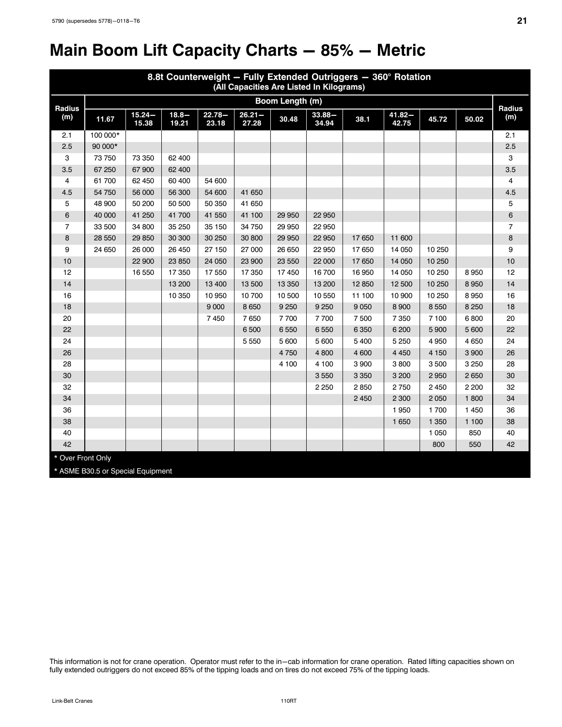# Main Boom Lift Capacity Charts — 85% — Metric

| 8.8t Counterweight — Fully Extended Outriggers — 360° Rotation (All Capacities Are Listed In Kilograms) | | | | | | | | | | | | |
|---|---|---|---|---|---|---|---|---|---|---|---|---|
| Radius (m) | Boom Length (m) | | | | | | | | | | | Radius (m) |
| | 11.67 | 15.24–15.38 | 18.8–19.21 | 22.78–23.18 | 26.21–27.28 | 30.48 | 33.88–34.94 | 38.1 | 41.82–42.75 | 45.72 | 50.02 | |
| 2.1 | 100 000* | | | | | | | | | | | 2.1 |
| 2.5 | 90 000* | | | | | | | | | | | 2.5 |
| 3 | 73 750 | 73 350 | 62 400 | | | | | | | | | 3 |
| 3.5 | 67 250 | 67 900 | 62 400 | | | | | | | | | 3.5 |
| 4 | 61 700 | 62 450 | 60 400 | 54 600 | | | | | | | | 4 |
| 4.5 | 54 750 | 56 000 | 56 300 | 54 600 | 41 650 | | | | | | | 4.5 |
| 5 | 48 900 | 50 200 | 50 500 | 50 350 | 41 650 | | | | | | | 5 |
| 6 | 40 000 | 41 250 | 41 700 | 41 550 | 41 100 | 29 950 | 22 950 | | | | | 6 |
| 7 | 33 500 | 34 800 | 35 250 | 35 150 | 34 750 | 29 950 | 22 950 | | | | | 7 |
| 8 | 28 550 | 29 850 | 30 300 | 30 250 | 30 800 | 29 950 | 22 950 | 17 650 | 11 600 | | | 8 |
| 9 | 24 650 | 26 000 | 26 450 | 27 150 | 27 000 | 26 650 | 22 950 | 17 650 | 14 050 | 10 250 | | 9 |
| 10 | | 22 900 | 23 850 | 24 050 | 23 900 | 23 550 | 22 000 | 17 650 | 14 050 | 10 250 | | 10 |
| 12 | | 16 550 | 17 350 | 17 550 | 17 350 | 17 450 | 16 700 | 16 950 | 14 050 | 10 250 | 8 950 | 12 |
| 14 | | | 13 200 | 13 400 | 13 500 | 13 350 | 13 200 | 12 850 | 12 500 | 10 250 | 8 950 | 14 |
| 16 | | | 10 350 | 10 950 | 10 700 | 10 500 | 10 550 | 11 100 | 10 900 | 10 250 | 8 950 | 16 |
| 18 | | | | 9 000 | 8 650 | 9 250 | 9 250 | 9 050 | 8 900 | 8 550 | 8 250 | 18 |
| 20 | | | | 7 450 | 7 650 | 7 700 | 7 700 | 7 500 | 7 350 | 7 100 | 6 800 | 20 |
| 22 | | | | | 6 500 | 6 550 | 6 550 | 6 350 | 6 200 | 5 900 | 5 600 | 22 |
| 24 | | | | | 5 550 | 5 600 | 5 600 | 5 400 | 5 250 | 4 950 | 4 650 | 24 |
| 26 | | | | | | 4 750 | 4 800 | 4 600 | 4 450 | 4 150 | 3 900 | 26 |
| 28 | | | | | | 4 100 | 4 100 | 3 900 | 3 800 | 3 500 | 3 250 | 28 |
| 30 | | | | | | | 3 550 | 3 350 | 3 200 | 2 950 | 2 650 | 30 |
| 32 | | | | | | | 2 250 | 2 850 | 2 750 | 2 450 | 2 200 | 32 |
| 34 | | | | | | | | 2 450 | 2 300 | 2 050 | 1 800 | 34 |
| 36 | | | | | | | | | 1 950 | 1 700 | 1 450 | 36 |
| 38 | | | | | | | | | 1 650 | 1 350 | 1 100 | 38 |
| 40 | | | | | | | | | | 1 050 | 850 | 40 |
| 42 | | | | | | | | | | 800 | 550 | 42 |

* Over Front Only

* ASME B30.5 or Special Equipment

This information is not for crane operation. Operator must refer to the in–cab information for crane operation. Rated lifting capacities shown on fully extended outriggers do not exceed 85% of the tipping loads and on tires do not exceed 75% of the tipping loads.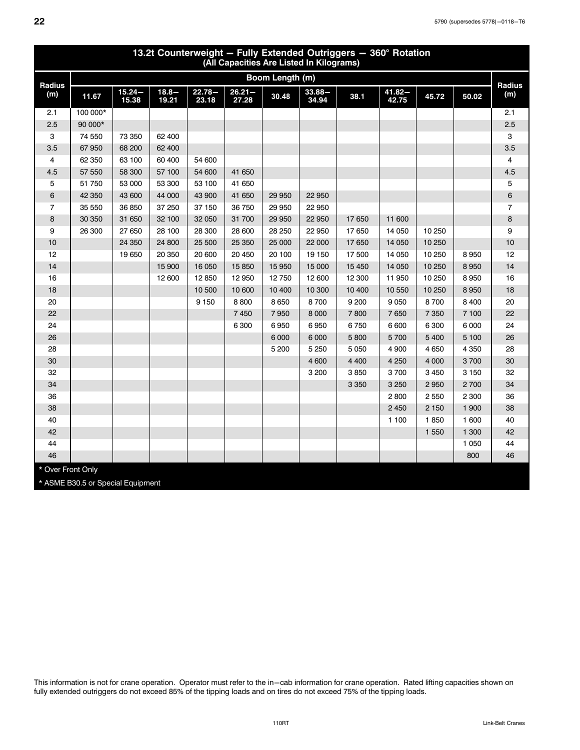## 13.2t Counterweight — Fully Extended Outriggers — 360° Rotation
### (All Capacities Are Listed In Kilograms)

| Radius (m) | Boom Length (m) | | | | | | | | | | | Radius (m) |
|---|---|---|---|---|---|---|---|---|---|---|---|---|
| | 11.67 | 15.24—15.38 | 18.8—19.21 | 22.78—23.18 | 26.21—27.28 | 30.48 | 33.88—34.94 | 38.1 | 41.82—42.75 | 45.72 | 50.02 | |
| 2.1 | 100 000* | | | | | | | | | | | 2.1 |
| 2.5 | 90 000* | | | | | | | | | | | 2.5 |
| 3 | 74 550 | 73 350 | 62 400 | | | | | | | | | 3 |
| 3.5 | 67 950 | 68 200 | 62 400 | | | | | | | | | 3.5 |
| 4 | 62 350 | 63 100 | 60 400 | 54 600 | | | | | | | | 4 |
| 4.5 | 57 550 | 58 300 | 57 100 | 54 600 | 41 650 | | | | | | | 4.5 |
| 5 | 51 750 | 53 000 | 53 300 | 53 100 | 41 650 | | | | | | | 5 |
| 6 | 42 350 | 43 600 | 44 000 | 43 900 | 41 650 | 29 950 | 22 950 | | | | | 6 |
| 7 | 35 550 | 36 850 | 37 250 | 37 150 | 36 750 | 29 950 | 22 950 | | | | | 7 |
| 8 | 30 350 | 31 650 | 32 100 | 32 050 | 31 700 | 29 950 | 22 950 | 17 650 | 11 600 | | | 8 |
| 9 | 26 300 | 27 650 | 28 100 | 28 300 | 28 600 | 28 250 | 22 950 | 17 650 | 14 050 | 10 250 | | 9 |
| 10 | | 24 350 | 24 800 | 25 500 | 25 350 | 25 000 | 22 000 | 17 650 | 14 050 | 10 250 | | 10 |
| 12 | | 19 650 | 20 350 | 20 600 | 20 450 | 20 100 | 19 150 | 17 500 | 14 050 | 10 250 | 8 950 | 12 |
| 14 | | | 15 900 | 16 050 | 15 850 | 15 950 | 15 000 | 15 450 | 14 050 | 10 250 | 8 950 | 14 |
| 16 | | | 12 600 | 12 850 | 12 950 | 12 750 | 12 600 | 12 300 | 11 950 | 10 250 | 8 950 | 16 |
| 18 | | | | 10 500 | 10 600 | 10 400 | 10 300 | 10 400 | 10 550 | 10 250 | 8 950 | 18 |
| 20 | | | | 9 150 | 8 800 | 8 650 | 8 700 | 9 200 | 9 050 | 8 700 | 8 400 | 20 |
| 22 | | | | | 7 450 | 7 950 | 8 000 | 7 800 | 7 650 | 7 350 | 7 100 | 22 |
| 24 | | | | | 6 300 | 6 950 | 6 950 | 6 750 | 6 600 | 6 300 | 6 000 | 24 |
| 26 | | | | | | 6 000 | 6 000 | 5 800 | 5 700 | 5 400 | 5 100 | 26 |
| 28 | | | | | | 5 200 | 5 250 | 5 050 | 4 900 | 4 650 | 4 350 | 28 |
| 30 | | | | | | | 4 600 | 4 400 | 4 250 | 4 000 | 3 700 | 30 |
| 32 | | | | | | | 3 200 | 3 850 | 3 700 | 3 450 | 3 150 | 32 |
| 34 | | | | | | | | 3 350 | 3 250 | 2 950 | 2 700 | 34 |
| 36 | | | | | | | | | 2 800 | 2 550 | 2 300 | 36 |
| 38 | | | | | | | | | 2 450 | 2 150 | 1 900 | 38 |
| 40 | | | | | | | | | 1 100 | 1 850 | 1 600 | 40 |
| 42 | | | | | | | | | | 1 550 | 1 300 | 42 |
| 44 | | | | | | | | | | | 1 050 | 44 |
| 46 | | | | | | | | | | | 800 | 46 |

* Over Front Only

* ASME B30.5 or Special Equipment

This information is not for crane operation. Operator must refer to the in—cab information for crane operation. Rated lifting capacities shown on fully extended outriggers do not exceed 85% of the tipping loads and on tires do not exceed 75% of the tipping loads.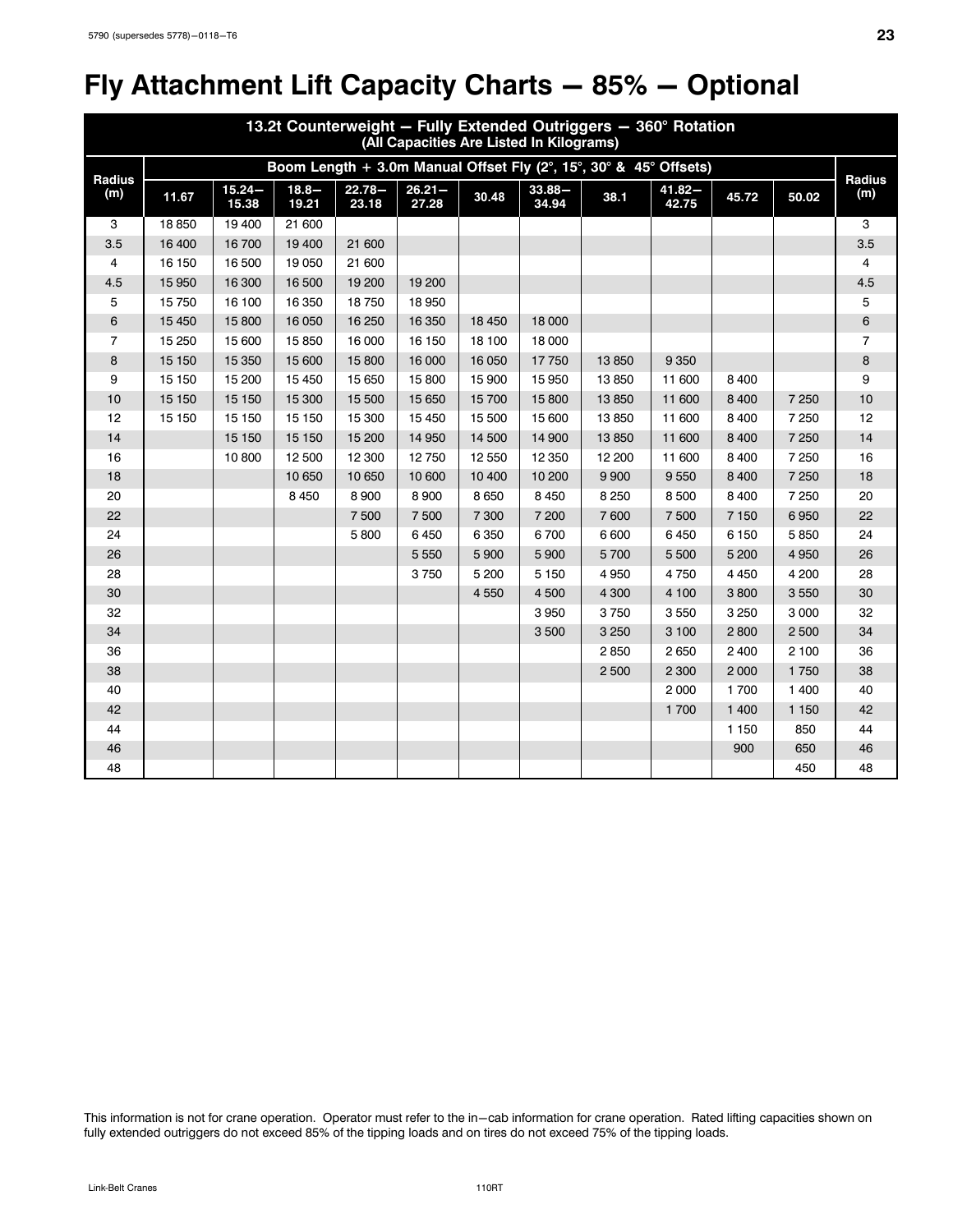# Fly Attachment Lift Capacity Charts — 85% — Optional

| 13.2t Counterweight — Fully Extended Outriggers — 360° Rotation (All Capacities Are Listed In Kilograms) | | | | | | | | | | | | |
|---|---|---|---|---|---|---|---|---|---|---|---|---|
| Radius (m) | Boom Length + 3.0m Manual Offset Fly (2°, 15°, 30° & 45° Offsets) | | | | | | | | | | | Radius (m) |
| | 11.67 | 15.24–15.38 | 18.8–19.21 | 22.78–23.18 | 26.21–27.28 | 30.48 | 33.88–34.94 | 38.1 | 41.82–42.75 | 45.72 | 50.02 | |
| 3 | 18 850 | 19 400 | 21 600 | | | | | | | | | 3 |
| 3.5 | 16 400 | 16 700 | 19 400 | 21 600 | | | | | | | | 3.5 |
| 4 | 16 150 | 16 500 | 19 050 | 21 600 | | | | | | | | 4 |
| 4.5 | 15 950 | 16 300 | 16 500 | 19 200 | 19 200 | | | | | | | 4.5 |
| 5 | 15 750 | 16 100 | 16 350 | 18 750 | 18 950 | | | | | | | 5 |
| 6 | 15 450 | 15 800 | 16 050 | 16 250 | 16 350 | 18 450 | 18 000 | | | | | 6 |
| 7 | 15 250 | 15 600 | 15 850 | 16 000 | 16 150 | 18 100 | 18 000 | | | | | 7 |
| 8 | 15 150 | 15 350 | 15 600 | 15 800 | 16 000 | 16 050 | 17 750 | 13 850 | 9 350 | | | 8 |
| 9 | 15 150 | 15 200 | 15 450 | 15 650 | 15 800 | 15 900 | 15 950 | 13 850 | 11 600 | 8 400 | | 9 |
| 10 | 15 150 | 15 150 | 15 300 | 15 500 | 15 650 | 15 700 | 15 800 | 13 850 | 11 600 | 8 400 | 7 250 | 10 |
| 12 | 15 150 | 15 150 | 15 150 | 15 300 | 15 450 | 15 500 | 15 600 | 13 850 | 11 600 | 8 400 | 7 250 | 12 |
| 14 | | 15 150 | 15 150 | 15 200 | 14 950 | 14 500 | 14 900 | 13 850 | 11 600 | 8 400 | 7 250 | 14 |
| 16 | | 10 800 | 12 500 | 12 300 | 12 750 | 12 550 | 12 350 | 12 200 | 11 600 | 8 400 | 7 250 | 16 |
| 18 | | | 10 650 | 10 650 | 10 600 | 10 400 | 10 200 | 9 900 | 9 550 | 8 400 | 7 250 | 18 |
| 20 | | | 8 450 | 8 900 | 8 900 | 8 650 | 8 450 | 8 250 | 8 500 | 8 400 | 7 250 | 20 |
| 22 | | | | 7 500 | 7 500 | 7 300 | 7 200 | 7 600 | 7 500 | 7 150 | 6 950 | 22 |
| 24 | | | | 5 800 | 6 450 | 6 350 | 6 700 | 6 600 | 6 450 | 6 150 | 5 850 | 24 |
| 26 | | | | | 5 550 | 5 900 | 5 900 | 5 700 | 5 500 | 5 200 | 4 950 | 26 |
| 28 | | | | | 3 750 | 5 200 | 5 150 | 4 950 | 4 750 | 4 450 | 4 200 | 28 |
| 30 | | | | | | 4 550 | 4 500 | 4 300 | 4 100 | 3 800 | 3 550 | 30 |
| 32 | | | | | | | 3 950 | 3 750 | 3 550 | 3 250 | 3 000 | 32 |
| 34 | | | | | | | 3 500 | 3 250 | 3 100 | 2 800 | 2 500 | 34 |
| 36 | | | | | | | | 2 850 | 2 650 | 2 400 | 2 100 | 36 |
| 38 | | | | | | | | 2 500 | 2 300 | 2 000 | 1 750 | 38 |
| 40 | | | | | | | | | 2 000 | 1 700 | 1 400 | 40 |
| 42 | | | | | | | | | 1 700 | 1 400 | 1 150 | 42 |
| 44 | | | | | | | | | | 1 150 | 850 | 44 |
| 46 | | | | | | | | | | 900 | 650 | 46 |
| 48 | | | | | | | | | | | 450 | 48 |

This information is not for crane operation. Operator must refer to the in–cab information for crane operation. Rated lifting capacities shown on fully extended outriggers do not exceed 85% of the tipping loads and on tires do not exceed 75% of the tipping loads.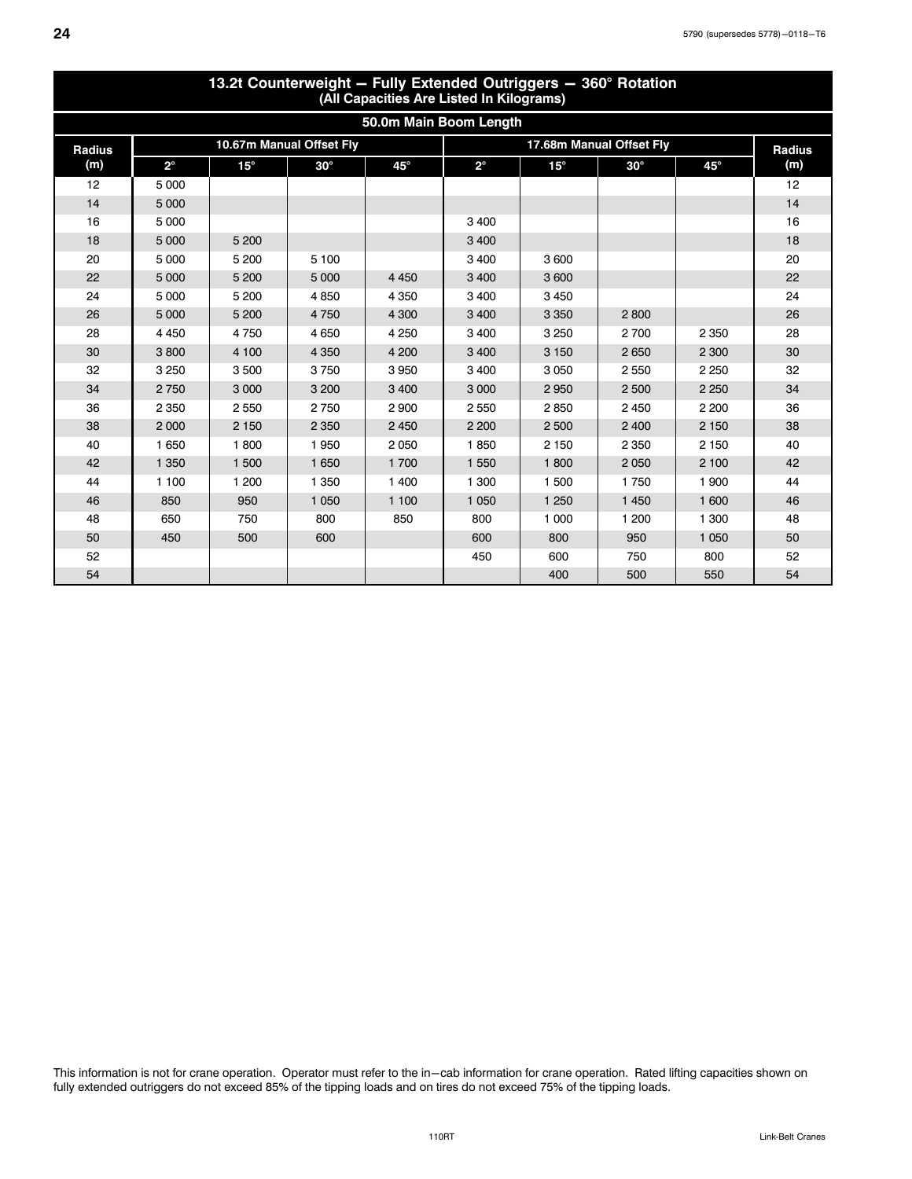## 13.2t Counterweight — Fully Extended Outriggers — 360° Rotation
### (All Capacities Are Listed In Kilograms)

| 50.0m Main Boom Length | | | | | | | | | |
|---|---|---|---|---|---|---|---|---|---|
| Radius | 10.67m Manual Offset Fly | | | | 17.68m Manual Offset Fly | | | | Radius |
| (m) | 2° | 15° | 30° | 45° | 2° | 15° | 30° | 45° | (m) |
| 12 | 5 000 | | | | | | | | 12 |
| 14 | 5 000 | | | | | | | | 14 |
| 16 | 5 000 | | | | 3 400 | | | | 16 |
| 18 | 5 000 | 5 200 | | | 3 400 | | | | 18 |
| 20 | 5 000 | 5 200 | 5 100 | | 3 400 | 3 600 | | | 20 |
| 22 | 5 000 | 5 200 | 5 000 | 4 450 | 3 400 | 3 600 | | | 22 |
| 24 | 5 000 | 5 200 | 4 850 | 4 350 | 3 400 | 3 450 | | | 24 |
| 26 | 5 000 | 5 200 | 4 750 | 4 300 | 3 400 | 3 350 | 2 800 | | 26 |
| 28 | 4 450 | 4 750 | 4 650 | 4 250 | 3 400 | 3 250 | 2 700 | 2 350 | 28 |
| 30 | 3 800 | 4 100 | 4 350 | 4 200 | 3 400 | 3 150 | 2 650 | 2 300 | 30 |
| 32 | 3 250 | 3 500 | 3 750 | 3 950 | 3 400 | 3 050 | 2 550 | 2 250 | 32 |
| 34 | 2 750 | 3 000 | 3 200 | 3 400 | 3 000 | 2 950 | 2 500 | 2 250 | 34 |
| 36 | 2 350 | 2 550 | 2 750 | 2 900 | 2 550 | 2 850 | 2 450 | 2 200 | 36 |
| 38 | 2 000 | 2 150 | 2 350 | 2 450 | 2 200 | 2 500 | 2 400 | 2 150 | 38 |
| 40 | 1 650 | 1 800 | 1 950 | 2 050 | 1 850 | 2 150 | 2 350 | 2 150 | 40 |
| 42 | 1 350 | 1 500 | 1 650 | 1 700 | 1 550 | 1 800 | 2 050 | 2 100 | 42 |
| 44 | 1 100 | 1 200 | 1 350 | 1 400 | 1 300 | 1 500 | 1 750 | 1 900 | 44 |
| 46 | 850 | 950 | 1 050 | 1 100 | 1 050 | 1 250 | 1 450 | 1 600 | 46 |
| 48 | 650 | 750 | 800 | 850 | 800 | 1 000 | 1 200 | 1 300 | 48 |
| 50 | 450 | 500 | 600 | | 600 | 800 | 950 | 1 050 | 50 |
| 52 | | | | | 450 | 600 | 750 | 800 | 52 |
| 54 | | | | | | 400 | 500 | 550 | 54 |

This information is not for crane operation. Operator must refer to the in−cab information for crane operation. Rated lifting capacities shown on fully extended outriggers do not exceed 85% of the tipping loads and on tires do not exceed 75% of the tipping loads.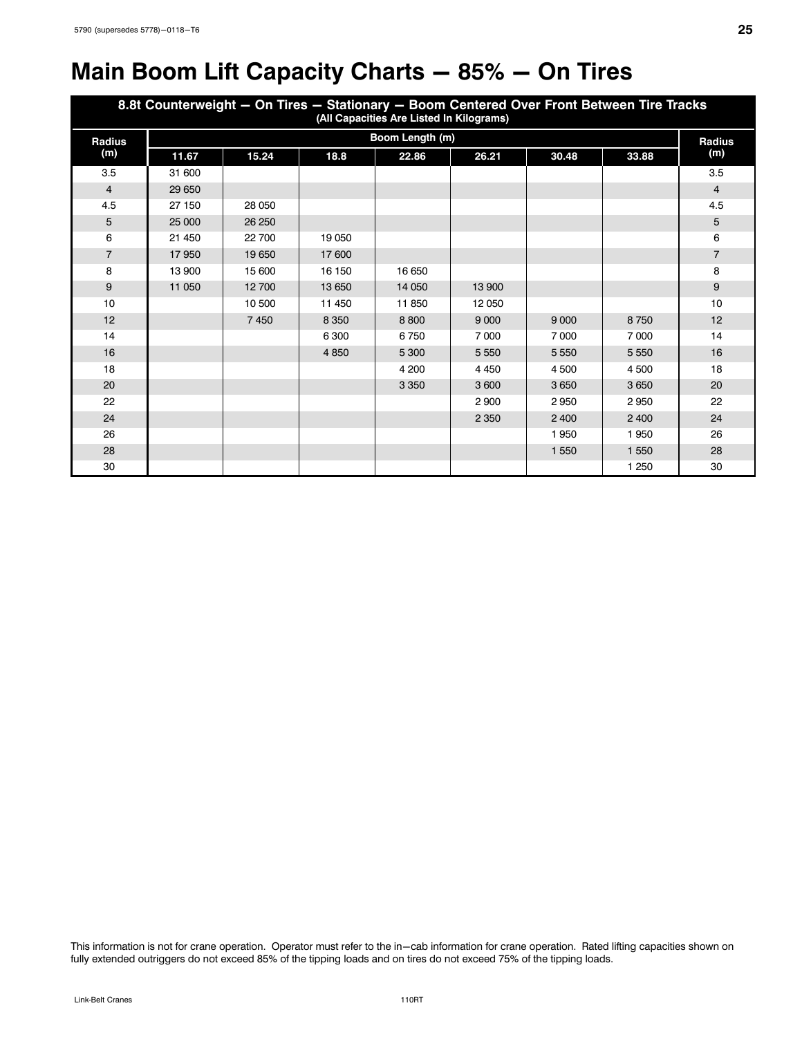# Main Boom Lift Capacity Charts — 85% — On Tires

| 8.8t Counterweight — On Tires — Stationary — Boom Centered Over Front Between Tire Tracks (All Capacities Are Listed In Kilograms) | | | | | | | | |
|---|---|---|---|---|---|---|---|---|
| Radius (m) | Boom Length (m) | | | | | | | Radius (m) |
| | 11.67 | 15.24 | 18.8 | 22.86 | 26.21 | 30.48 | 33.88 | |
| 3.5 | 31 600 | | | | | | | 3.5 |
| 4 | 29 650 | | | | | | | 4 |
| 4.5 | 27 150 | 28 050 | | | | | | 4.5 |
| 5 | 25 000 | 26 250 | | | | | | 5 |
| 6 | 21 450 | 22 700 | 19 050 | | | | | 6 |
| 7 | 17 950 | 19 650 | 17 600 | | | | | 7 |
| 8 | 13 900 | 15 600 | 16 150 | 16 650 | | | | 8 |
| 9 | 11 050 | 12 700 | 13 650 | 14 050 | 13 900 | | | 9 |
| 10 | | 10 500 | 11 450 | 11 850 | 12 050 | | | 10 |
| 12 | | 7 450 | 8 350 | 8 800 | 9 000 | 9 000 | 8 750 | 12 |
| 14 | | | 6 300 | 6 750 | 7 000 | 7 000 | 7 000 | 14 |
| 16 | | | 4 850 | 5 300 | 5 550 | 5 550 | 5 550 | 16 |
| 18 | | | | 4 200 | 4 450 | 4 500 | 4 500 | 18 |
| 20 | | | | 3 350 | 3 600 | 3 650 | 3 650 | 20 |
| 22 | | | | | 2 900 | 2 950 | 2 950 | 22 |
| 24 | | | | | 2 350 | 2 400 | 2 400 | 24 |
| 26 | | | | | | 1 950 | 1 950 | 26 |
| 28 | | | | | | 1 550 | 1 550 | 28 |
| 30 | | | | | | | 1 250 | 30 |

This information is not for crane operation. Operator must refer to the in–cab information for crane operation. Rated lifting capacities shown on fully extended outriggers do not exceed 85% of the tipping loads and on tires do not exceed 75% of the tipping loads.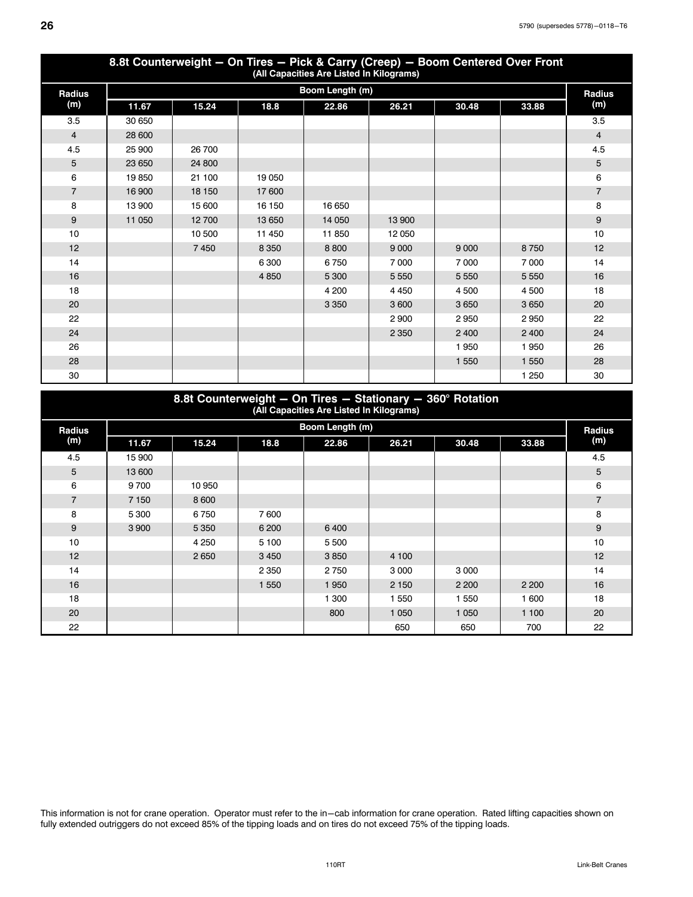## 8.8t Counterweight — On Tires — Pick & Carry (Creep) — Boom Centered Over Front

(All Capacities Are Listed In Kilograms)

| Radius (m) | Boom Length (m) | | | | | | | Radius (m) |
|---|---|---|---|---|---|---|---|---|
| | 11.67 | 15.24 | 18.8 | 22.86 | 26.21 | 30.48 | 33.88 | |
| 3.5 | 30 650 | | | | | | | 3.5 |
| 4 | 28 600 | | | | | | | 4 |
| 4.5 | 25 900 | 26 700 | | | | | | 4.5 |
| 5 | 23 650 | 24 800 | | | | | | 5 |
| 6 | 19 850 | 21 100 | 19 050 | | | | | 6 |
| 7 | 16 900 | 18 150 | 17 600 | | | | | 7 |
| 8 | 13 900 | 15 600 | 16 150 | 16 650 | | | | 8 |
| 9 | 11 050 | 12 700 | 13 650 | 14 050 | 13 900 | | | 9 |
| 10 | | 10 500 | 11 450 | 11 850 | 12 050 | | | 10 |
| 12 | | 7 450 | 8 350 | 8 800 | 9 000 | 9 000 | 8 750 | 12 |
| 14 | | | 6 300 | 6 750 | 7 000 | 7 000 | 7 000 | 14 |
| 16 | | | 4 850 | 5 300 | 5 550 | 5 550 | 5 550 | 16 |
| 18 | | | | 4 200 | 4 450 | 4 500 | 4 500 | 18 |
| 20 | | | | 3 350 | 3 600 | 3 650 | 3 650 | 20 |
| 22 | | | | | 2 900 | 2 950 | 2 950 | 22 |
| 24 | | | | | 2 350 | 2 400 | 2 400 | 24 |
| 26 | | | | | | 1 950 | 1 950 | 26 |
| 28 | | | | | | 1 550 | 1 550 | 28 |
| 30 | | | | | | | 1 250 | 30 |

## 8.8t Counterweight — On Tires — Stationary — 360° Rotation

(All Capacities Are Listed In Kilograms)

| Radius (m) | Boom Length (m) | | | | | | | Radius (m) |
|---|---|---|---|---|---|---|---|---|
| | 11.67 | 15.24 | 18.8 | 22.86 | 26.21 | 30.48 | 33.88 | |
| 4.5 | 15 900 | | | | | | | 4.5 |
| 5 | 13 600 | | | | | | | 5 |
| 6 | 9 700 | 10 950 | | | | | | 6 |
| 7 | 7 150 | 8 600 | | | | | | 7 |
| 8 | 5 300 | 6 750 | 7 600 | | | | | 8 |
| 9 | 3 900 | 5 350 | 6 200 | 6 400 | | | | 9 |
| 10 | | 4 250 | 5 100 | 5 500 | | | | 10 |
| 12 | | 2 650 | 3 450 | 3 850 | 4 100 | | | 12 |
| 14 | | | 2 350 | 2 750 | 3 000 | 3 000 | | 14 |
| 16 | | | 1 550 | 1 950 | 2 150 | 2 200 | 2 200 | 16 |
| 18 | | | | 1 300 | 1 550 | 1 550 | 1 600 | 18 |
| 20 | | | | 800 | 1 050 | 1 050 | 1 100 | 20 |
| 22 | | | | | 650 | 650 | 700 | 22 |

This information is not for crane operation. Operator must refer to the in—cab information for crane operation. Rated lifting capacities shown on fully extended outriggers do not exceed 85% of the tipping loads and on tires do not exceed 75% of the tipping loads.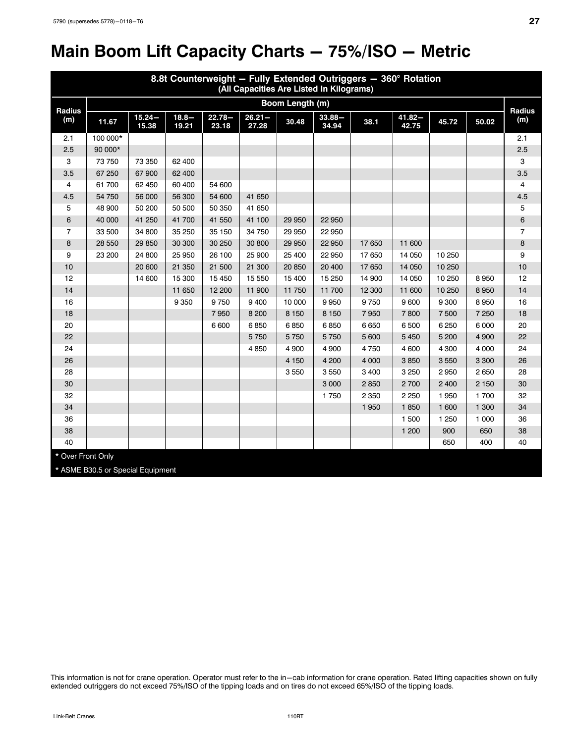# Main Boom Lift Capacity Charts — 75%/ISO — Metric

| 8.8t Counterweight — Fully Extended Outriggers — 360° Rotation (All Capacities Are Listed In Kilograms) | | | | | | | | | | | | |
|---|---|---|---|---|---|---|---|---|---|---|---|---|
| Radius (m) | Boom Length (m) | | | | | | | | | | | Radius (m) |
| | 11.67 | 15.24—15.38 | 18.8—19.21 | 22.78—23.18 | 26.21—27.28 | 30.48 | 33.88—34.94 | 38.1 | 41.82—42.75 | 45.72 | 50.02 | |
| 2.1 | 100 000* | | | | | | | | | | | 2.1 |
| 2.5 | 90 000* | | | | | | | | | | | 2.5 |
| 3 | 73 750 | 73 350 | 62 400 | | | | | | | | | 3 |
| 3.5 | 67 250 | 67 900 | 62 400 | | | | | | | | | 3.5 |
| 4 | 61 700 | 62 450 | 60 400 | 54 600 | | | | | | | | 4 |
| 4.5 | 54 750 | 56 000 | 56 300 | 54 600 | 41 650 | | | | | | | 4.5 |
| 5 | 48 900 | 50 200 | 50 500 | 50 350 | 41 650 | | | | | | | 5 |
| 6 | 40 000 | 41 250 | 41 700 | 41 550 | 41 100 | 29 950 | 22 950 | | | | | 6 |
| 7 | 33 500 | 34 800 | 35 250 | 35 150 | 34 750 | 29 950 | 22 950 | | | | | 7 |
| 8 | 28 550 | 29 850 | 30 300 | 30 250 | 30 800 | 29 950 | 22 950 | 17 650 | 11 600 | | | 8 |
| 9 | 23 200 | 24 800 | 25 950 | 26 100 | 25 900 | 25 400 | 22 950 | 17 650 | 14 050 | 10 250 | | 9 |
| 10 | | 20 600 | 21 350 | 21 500 | 21 300 | 20 850 | 20 400 | 17 650 | 14 050 | 10 250 | | 10 |
| 12 | | 14 600 | 15 300 | 15 450 | 15 550 | 15 400 | 15 250 | 14 900 | 14 050 | 10 250 | 8 950 | 12 |
| 14 | | | 11 650 | 12 200 | 11 900 | 11 750 | 11 700 | 12 300 | 11 600 | 10 250 | 8 950 | 14 |
| 16 | | | 9 350 | 9 750 | 9 400 | 10 000 | 9 950 | 9 750 | 9 600 | 9 300 | 8 950 | 16 |
| 18 | | | | 7 950 | 8 200 | 8 150 | 8 150 | 7 950 | 7 800 | 7 500 | 7 250 | 18 |
| 20 | | | | 6 600 | 6 850 | 6 850 | 6 850 | 6 650 | 6 500 | 6 250 | 6 000 | 20 |
| 22 | | | | | 5 750 | 5 750 | 5 750 | 5 600 | 5 450 | 5 200 | 4 900 | 22 |
| 24 | | | | | 4 850 | 4 900 | 4 900 | 4 750 | 4 600 | 4 300 | 4 000 | 24 |
| 26 | | | | | | 4 150 | 4 200 | 4 000 | 3 850 | 3 550 | 3 300 | 26 |
| 28 | | | | | | 3 550 | 3 550 | 3 400 | 3 250 | 2 950 | 2 650 | 28 |
| 30 | | | | | | | 3 000 | 2 850 | 2 700 | 2 400 | 2 150 | 30 |
| 32 | | | | | | | 1 750 | 2 350 | 2 250 | 1 950 | 1 700 | 32 |
| 34 | | | | | | | | 1 950 | 1 850 | 1 600 | 1 300 | 34 |
| 36 | | | | | | | | | 1 500 | 1 250 | 1 000 | 36 |
| 38 | | | | | | | | | 1 200 | 900 | 650 | 38 |
| 40 | | | | | | | | | | 650 | 400 | 40 |

\* Over Front Only

\* ASME B30.5 or Special Equipment

This information is not for crane operation. Operator must refer to the in—cab information for crane operation. Rated lifting capacities shown on fully extended outriggers do not exceed 75%/ISO of the tipping loads and on tires do not exceed 65%/ISO of the tipping loads.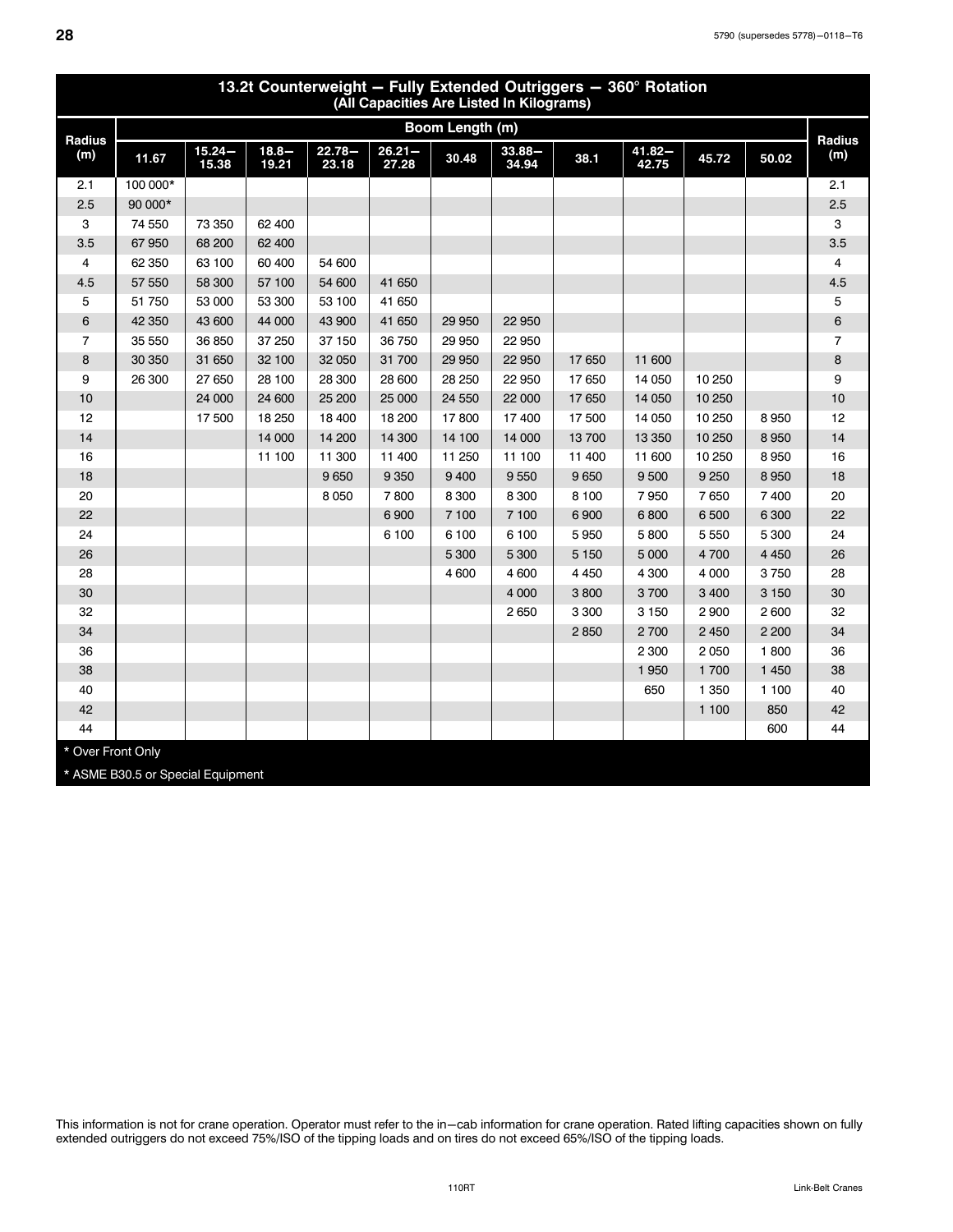## 13.2t Counterweight — Fully Extended Outriggers — 360° Rotation
### (All Capacities Are Listed In Kilograms)

| Radius (m) | Boom Length (m) | | | | | | | | | | | Radius (m) |
|---|---|---|---|---|---|---|---|---|---|---|---|---|
| | 11.67 | 15.24–15.38 | 18.8–19.21 | 22.78–23.18 | 26.21–27.28 | 30.48 | 33.88–34.94 | 38.1 | 41.82–42.75 | 45.72 | 50.02 | |
| 2.1 | 100 000* | | | | | | | | | | | 2.1 |
| 2.5 | 90 000* | | | | | | | | | | | 2.5 |
| 3 | 74 550 | 73 350 | 62 400 | | | | | | | | | 3 |
| 3.5 | 67 950 | 68 200 | 62 400 | | | | | | | | | 3.5 |
| 4 | 62 350 | 63 100 | 60 400 | 54 600 | | | | | | | | 4 |
| 4.5 | 57 550 | 58 300 | 57 100 | 54 600 | 41 650 | | | | | | | 4.5 |
| 5 | 51 750 | 53 000 | 53 300 | 53 100 | 41 650 | | | | | | | 5 |
| 6 | 42 350 | 43 600 | 44 000 | 43 900 | 41 650 | 29 950 | 22 950 | | | | | 6 |
| 7 | 35 550 | 36 850 | 37 250 | 37 150 | 36 750 | 29 950 | 22 950 | | | | | 7 |
| 8 | 30 350 | 31 650 | 32 100 | 32 050 | 31 700 | 29 950 | 22 950 | 17 650 | 11 600 | | | 8 |
| 9 | 26 300 | 27 650 | 28 100 | 28 300 | 28 600 | 28 250 | 22 950 | 17 650 | 14 050 | 10 250 | | 9 |
| 10 | | 24 000 | 24 600 | 25 200 | 25 000 | 24 550 | 22 000 | 17 650 | 14 050 | 10 250 | | 10 |
| 12 | | 17 500 | 18 250 | 18 400 | 18 200 | 17 800 | 17 400 | 17 500 | 14 050 | 10 250 | 8 950 | 12 |
| 14 | | | 14 000 | 14 200 | 14 300 | 14 100 | 14 000 | 13 700 | 13 350 | 10 250 | 8 950 | 14 |
| 16 | | | 11 100 | 11 300 | 11 400 | 11 250 | 11 100 | 11 400 | 11 600 | 10 250 | 8 950 | 16 |
| 18 | | | | 9 650 | 9 350 | 9 400 | 9 550 | 9 650 | 9 500 | 9 250 | 8 950 | 18 |
| 20 | | | | 8 050 | 7 800 | 8 300 | 8 300 | 8 100 | 7 950 | 7 650 | 7 400 | 20 |
| 22 | | | | | 6 900 | 7 100 | 7 100 | 6 900 | 6 800 | 6 500 | 6 300 | 22 |
| 24 | | | | | 6 100 | 6 100 | 6 100 | 5 950 | 5 800 | 5 550 | 5 300 | 24 |
| 26 | | | | | | 5 300 | 5 300 | 5 150 | 5 000 | 4 700 | 4 450 | 26 |
| 28 | | | | | | 4 600 | 4 600 | 4 450 | 4 300 | 4 000 | 3 750 | 28 |
| 30 | | | | | | | 4 000 | 3 800 | 3 700 | 3 400 | 3 150 | 30 |
| 32 | | | | | | | 2 650 | 3 300 | 3 150 | 2 900 | 2 600 | 32 |
| 34 | | | | | | | | 2 850 | 2 700 | 2 450 | 2 200 | 34 |
| 36 | | | | | | | | | 2 300 | 2 050 | 1 800 | 36 |
| 38 | | | | | | | | | 1 950 | 1 700 | 1 450 | 38 |
| 40 | | | | | | | | | 650 | 1 350 | 1 100 | 40 |
| 42 | | | | | | | | | | 1 100 | 850 | 42 |
| 44 | | | | | | | | | | | 600 | 44 |

\* Over Front Only

\* ASME B30.5 or Special Equipment

This information is not for crane operation. Operator must refer to the in–cab information for crane operation. Rated lifting capacities shown on fully extended outriggers do not exceed 75%/ISO of the tipping loads and on tires do not exceed 65%/ISO of the tipping loads.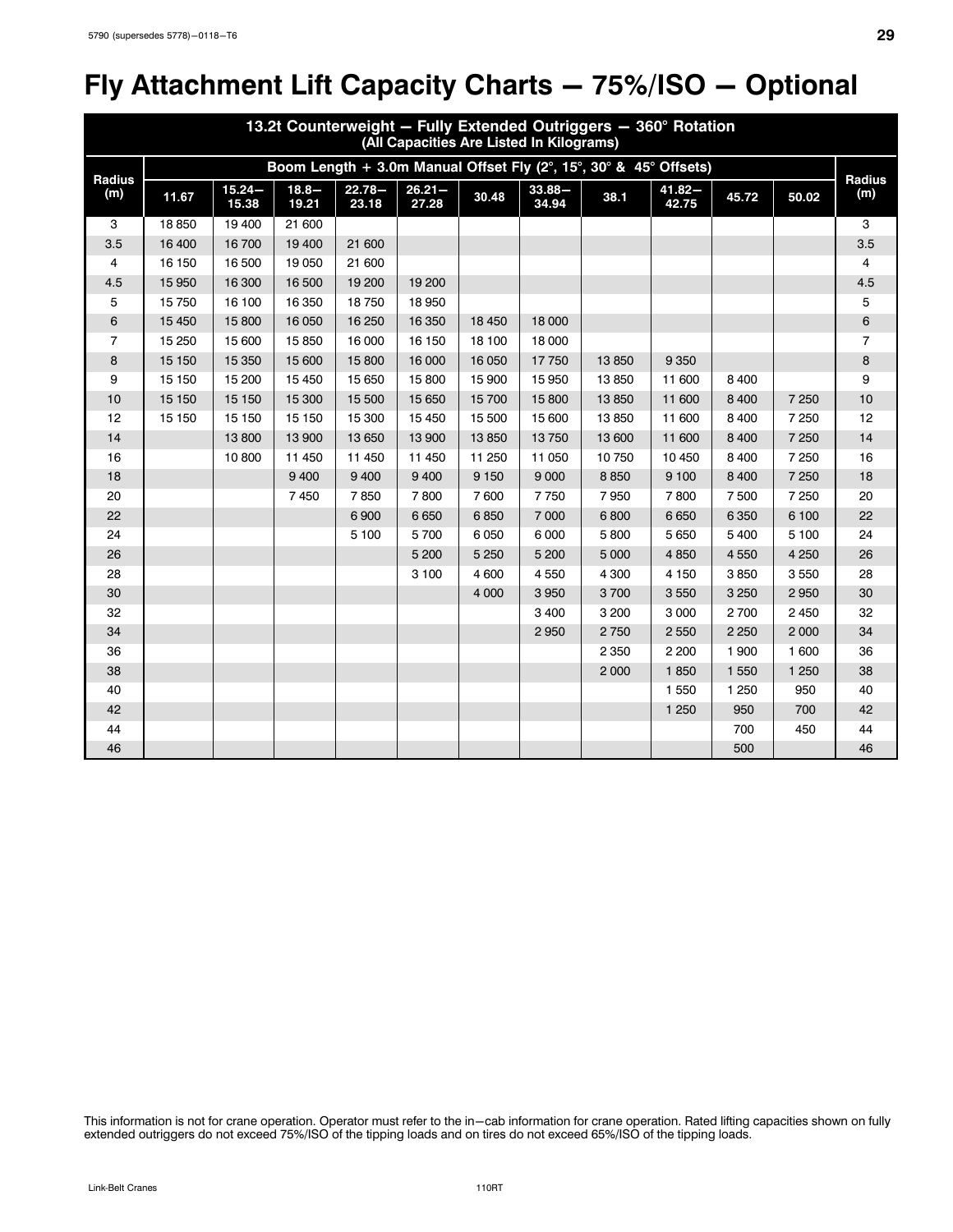# Fly Attachment Lift Capacity Charts — 75%/ISO — Optional

| 13.2t Counterweight — Fully Extended Outriggers — 360° Rotation (All Capacities Are Listed In Kilograms) | | | | | | | | | | | | |
|---|---|---|---|---|---|---|---|---|---|---|---|---|
| Radius (m) | Boom Length + 3.0m Manual Offset Fly (2°, 15°, 30° & 45° Offsets) | | | | | | | | | | | Radius (m) |
| | 11.67 | 15.24–15.38 | 18.8–19.21 | 22.78–23.18 | 26.21–27.28 | 30.48 | 33.88–34.94 | 38.1 | 41.82–42.75 | 45.72 | 50.02 | |
| 3 | 18 850 | 19 400 | 21 600 | | | | | | | | | 3 |
| 3.5 | 16 400 | 16 700 | 19 400 | 21 600 | | | | | | | | 3.5 |
| 4 | 16 150 | 16 500 | 19 050 | 21 600 | | | | | | | | 4 |
| 4.5 | 15 950 | 16 300 | 16 500 | 19 200 | 19 200 | | | | | | | 4.5 |
| 5 | 15 750 | 16 100 | 16 350 | 18 750 | 18 950 | | | | | | | 5 |
| 6 | 15 450 | 15 800 | 16 050 | 16 250 | 16 350 | 18 450 | 18 000 | | | | | 6 |
| 7 | 15 250 | 15 600 | 15 850 | 16 000 | 16 150 | 18 100 | 18 000 | | | | | 7 |
| 8 | 15 150 | 15 350 | 15 600 | 15 800 | 16 000 | 16 050 | 17 750 | 13 850 | 9 350 | | | 8 |
| 9 | 15 150 | 15 200 | 15 450 | 15 650 | 15 800 | 15 900 | 15 950 | 13 850 | 11 600 | 8 400 | | 9 |
| 10 | 15 150 | 15 150 | 15 300 | 15 500 | 15 650 | 15 700 | 15 800 | 13 850 | 11 600 | 8 400 | 7 250 | 10 |
| 12 | 15 150 | 15 150 | 15 150 | 15 300 | 15 450 | 15 500 | 15 600 | 13 850 | 11 600 | 8 400 | 7 250 | 12 |
| 14 | | 13 800 | 13 900 | 13 650 | 13 900 | 13 850 | 13 750 | 13 600 | 11 600 | 8 400 | 7 250 | 14 |
| 16 | | 10 800 | 11 450 | 11 450 | 11 450 | 11 250 | 11 050 | 10 750 | 10 450 | 8 400 | 7 250 | 16 |
| 18 | | | 9 400 | 9 400 | 9 400 | 9 150 | 9 000 | 8 850 | 9 100 | 8 400 | 7 250 | 18 |
| 20 | | | 7 450 | 7 850 | 7 800 | 7 600 | 7 750 | 7 950 | 7 800 | 7 500 | 7 250 | 20 |
| 22 | | | | 6 900 | 6 650 | 6 850 | 7 000 | 6 800 | 6 650 | 6 350 | 6 100 | 22 |
| 24 | | | | 5 100 | 5 700 | 6 050 | 6 000 | 5 800 | 5 650 | 5 400 | 5 100 | 24 |
| 26 | | | | | 5 200 | 5 250 | 5 200 | 5 000 | 4 850 | 4 550 | 4 250 | 26 |
| 28 | | | | | 3 100 | 4 600 | 4 550 | 4 300 | 4 150 | 3 850 | 3 550 | 28 |
| 30 | | | | | | 4 000 | 3 950 | 3 700 | 3 550 | 3 250 | 2 950 | 30 |
| 32 | | | | | | | 3 400 | 3 200 | 3 000 | 2 700 | 2 450 | 32 |
| 34 | | | | | | | 2 950 | 2 750 | 2 550 | 2 250 | 2 000 | 34 |
| 36 | | | | | | | | 2 350 | 2 200 | 1 900 | 1 600 | 36 |
| 38 | | | | | | | | 2 000 | 1 850 | 1 550 | 1 250 | 38 |
| 40 | | | | | | | | | 1 550 | 1 250 | 950 | 40 |
| 42 | | | | | | | | | 1 250 | 950 | 700 | 42 |
| 44 | | | | | | | | | | 700 | 450 | 44 |
| 46 | | | | | | | | | | 500 | | 46 |

This information is not for crane operation. Operator must refer to the in–cab information for crane operation. Rated lifting capacities shown on fully extended outriggers do not exceed 75%/ISO of the tipping loads and on tires do not exceed 65%/ISO of the tipping loads.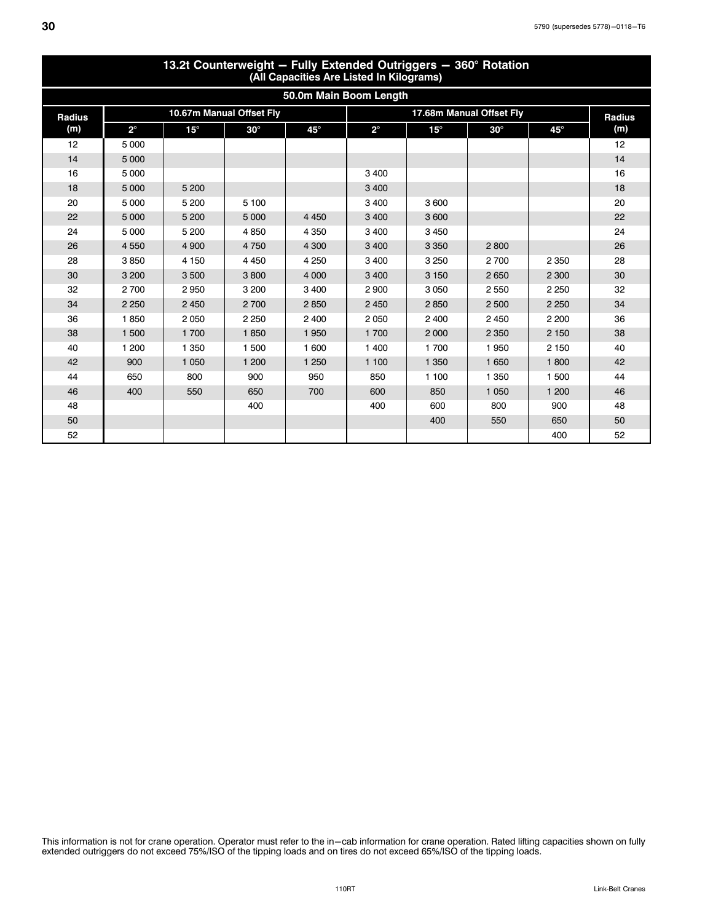## 13.2t Counterweight — Fully Extended Outriggers — 360° Rotation
### (All Capacities Are Listed In Kilograms)

| 50.0m Main Boom Length | | | | | | | | | |
|---|---|---|---|---|---|---|---|---|---|
| Radius (m) | 10.67m Manual Offset Fly | | | | 17.68m Manual Offset Fly | | | | Radius (m) |
| | 2° | 15° | 30° | 45° | 2° | 15° | 30° | 45° | |
| 12 | 5 000 | | | | | | | | 12 |
| 14 | 5 000 | | | | | | | | 14 |
| 16 | 5 000 | | | | 3 400 | | | | 16 |
| 18 | 5 000 | 5 200 | | | 3 400 | | | | 18 |
| 20 | 5 000 | 5 200 | 5 100 | | 3 400 | 3 600 | | | 20 |
| 22 | 5 000 | 5 200 | 5 000 | 4 450 | 3 400 | 3 600 | | | 22 |
| 24 | 5 000 | 5 200 | 4 850 | 4 350 | 3 400 | 3 450 | | | 24 |
| 26 | 4 550 | 4 900 | 4 750 | 4 300 | 3 400 | 3 350 | 2 800 | | 26 |
| 28 | 3 850 | 4 150 | 4 450 | 4 250 | 3 400 | 3 250 | 2 700 | 2 350 | 28 |
| 30 | 3 200 | 3 500 | 3 800 | 4 000 | 3 400 | 3 150 | 2 650 | 2 300 | 30 |
| 32 | 2 700 | 2 950 | 3 200 | 3 400 | 2 900 | 3 050 | 2 550 | 2 250 | 32 |
| 34 | 2 250 | 2 450 | 2 700 | 2 850 | 2 450 | 2 850 | 2 500 | 2 250 | 34 |
| 36 | 1 850 | 2 050 | 2 250 | 2 400 | 2 050 | 2 400 | 2 450 | 2 200 | 36 |
| 38 | 1 500 | 1 700 | 1 850 | 1 950 | 1 700 | 2 000 | 2 350 | 2 150 | 38 |
| 40 | 1 200 | 1 350 | 1 500 | 1 600 | 1 400 | 1 700 | 1 950 | 2 150 | 40 |
| 42 | 900 | 1 050 | 1 200 | 1 250 | 1 100 | 1 350 | 1 650 | 1 800 | 42 |
| 44 | 650 | 800 | 900 | 950 | 850 | 1 100 | 1 350 | 1 500 | 44 |
| 46 | 400 | 550 | 650 | 700 | 600 | 850 | 1 050 | 1 200 | 46 |
| 48 | | | 400 | | 400 | 600 | 800 | 900 | 48 |
| 50 | | | | | | 400 | 550 | 650 | 50 |
| 52 | | | | | | | | 400 | 52 |

This information is not for crane operation. Operator must refer to the in–cab information for crane operation. Rated lifting capacities shown on fully extended outriggers do not exceed 75%/ISO of the tipping loads and on tires do not exceed 65%/ISO of the tipping loads.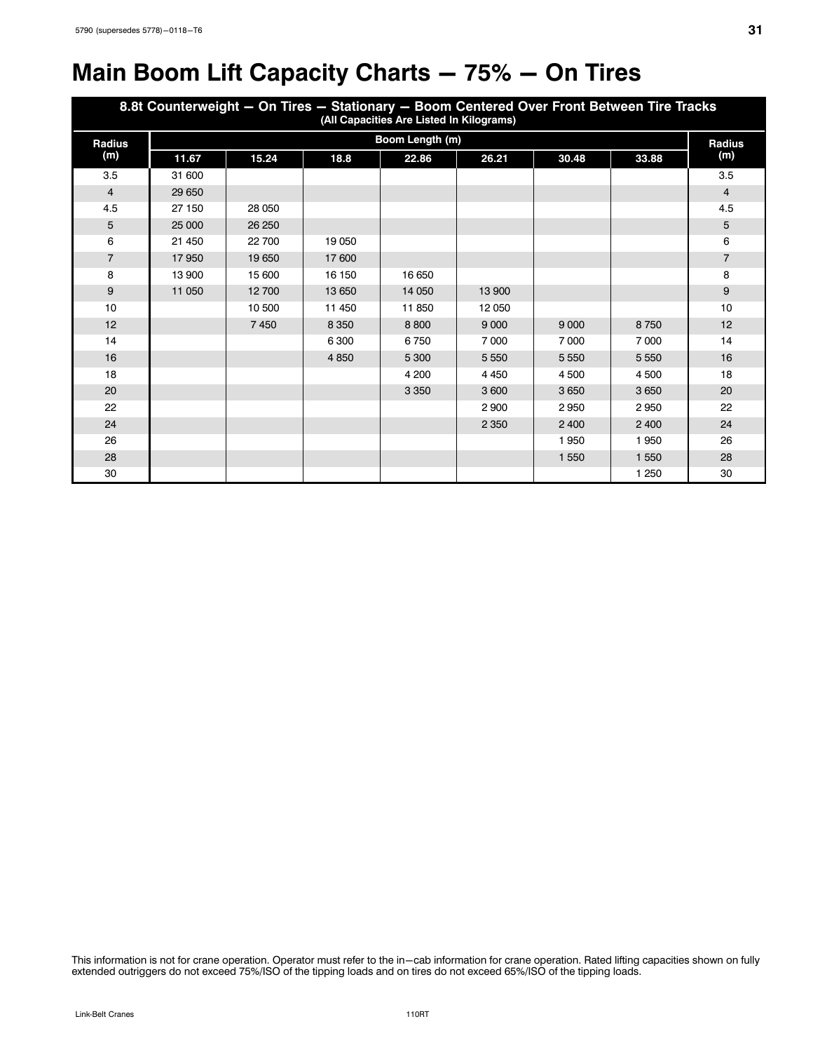# Main Boom Lift Capacity Charts — 75% — On Tires

| 8.8t Counterweight — On Tires — Stationary — Boom Centered Over Front Between Tire Tracks (All Capacities Are Listed In Kilograms) | | | | | | | | |
|---|---|---|---|---|---|---|---|---|
| Radius (m) | Boom Length (m) | | | | | | | Radius (m) |
| | 11.67 | 15.24 | 18.8 | 22.86 | 26.21 | 30.48 | 33.88 | |
| 3.5 | 31 600 | | | | | | | 3.5 |
| 4 | 29 650 | | | | | | | 4 |
| 4.5 | 27 150 | 28 050 | | | | | | 4.5 |
| 5 | 25 000 | 26 250 | | | | | | 5 |
| 6 | 21 450 | 22 700 | 19 050 | | | | | 6 |
| 7 | 17 950 | 19 650 | 17 600 | | | | | 7 |
| 8 | 13 900 | 15 600 | 16 150 | 16 650 | | | | 8 |
| 9 | 11 050 | 12 700 | 13 650 | 14 050 | 13 900 | | | 9 |
| 10 | | 10 500 | 11 450 | 11 850 | 12 050 | | | 10 |
| 12 | | 7 450 | 8 350 | 8 800 | 9 000 | 9 000 | 8 750 | 12 |
| 14 | | | 6 300 | 6 750 | 7 000 | 7 000 | 7 000 | 14 |
| 16 | | | 4 850 | 5 300 | 5 550 | 5 550 | 5 550 | 16 |
| 18 | | | | 4 200 | 4 450 | 4 500 | 4 500 | 18 |
| 20 | | | | 3 350 | 3 600 | 3 650 | 3 650 | 20 |
| 22 | | | | | 2 900 | 2 950 | 2 950 | 22 |
| 24 | | | | | 2 350 | 2 400 | 2 400 | 24 |
| 26 | | | | | | 1 950 | 1 950 | 26 |
| 28 | | | | | | 1 550 | 1 550 | 28 |
| 30 | | | | | | | 1 250 | 30 |

This information is not for crane operation. Operator must refer to the in—cab information for crane operation. Rated lifting capacities shown on fully extended outriggers do not exceed 75%/ISO of the tipping loads and on tires do not exceed 65%/ISO of the tipping loads.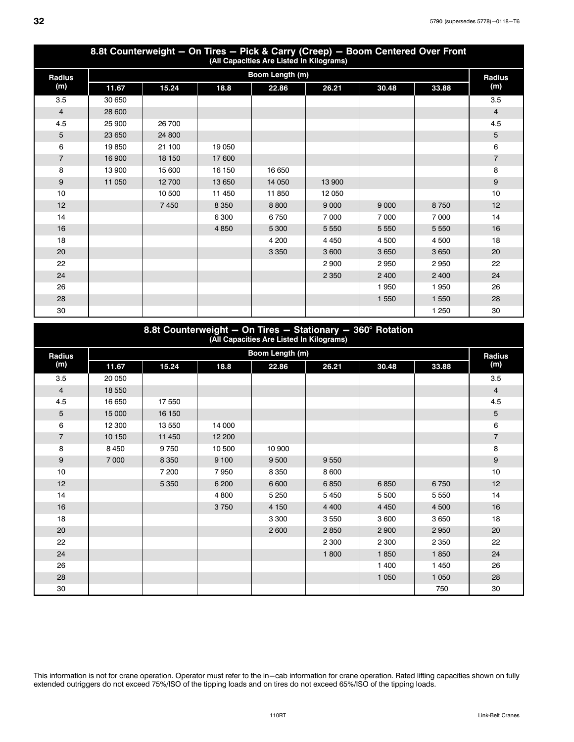## 8.8t Counterweight — On Tires — Pick & Carry (Creep) — Boom Centered Over Front

(All Capacities Are Listed In Kilograms)

| Radius (m) | Boom Length (m) | | | | | | | Radius (m) |
|---|---|---|---|---|---|---|---|---|
| | 11.67 | 15.24 | 18.8 | 22.86 | 26.21 | 30.48 | 33.88 | |
| 3.5 | 30 650 | | | | | | | 3.5 |
| 4 | 28 600 | | | | | | | 4 |
| 4.5 | 25 900 | 26 700 | | | | | | 4.5 |
| 5 | 23 650 | 24 800 | | | | | | 5 |
| 6 | 19 850 | 21 100 | 19 050 | | | | | 6 |
| 7 | 16 900 | 18 150 | 17 600 | | | | | 7 |
| 8 | 13 900 | 15 600 | 16 150 | 16 650 | | | | 8 |
| 9 | 11 050 | 12 700 | 13 650 | 14 050 | 13 900 | | | 9 |
| 10 | | 10 500 | 11 450 | 11 850 | 12 050 | | | 10 |
| 12 | | 7 450 | 8 350 | 8 800 | 9 000 | 9 000 | 8 750 | 12 |
| 14 | | | 6 300 | 6 750 | 7 000 | 7 000 | 7 000 | 14 |
| 16 | | | 4 850 | 5 300 | 5 550 | 5 550 | 5 550 | 16 |
| 18 | | | | 4 200 | 4 450 | 4 500 | 4 500 | 18 |
| 20 | | | | 3 350 | 3 600 | 3 650 | 3 650 | 20 |
| 22 | | | | | 2 900 | 2 950 | 2 950 | 22 |
| 24 | | | | | 2 350 | 2 400 | 2 400 | 24 |
| 26 | | | | | | 1 950 | 1 950 | 26 |
| 28 | | | | | | 1 550 | 1 550 | 28 |
| 30 | | | | | | | 1 250 | 30 |

## 8.8t Counterweight — On Tires — Stationary — 360° Rotation

(All Capacities Are Listed In Kilograms)

| Radius (m) | Boom Length (m) | | | | | | | Radius (m) |
|---|---|---|---|---|---|---|---|---|
| | 11.67 | 15.24 | 18.8 | 22.86 | 26.21 | 30.48 | 33.88 | |
| 3.5 | 20 050 | | | | | | | 3.5 |
| 4 | 18 550 | | | | | | | 4 |
| 4.5 | 16 650 | 17 550 | | | | | | 4.5 |
| 5 | 15 000 | 16 150 | | | | | | 5 |
| 6 | 12 300 | 13 550 | 14 000 | | | | | 6 |
| 7 | 10 150 | 11 450 | 12 200 | | | | | 7 |
| 8 | 8 450 | 9 750 | 10 500 | 10 900 | | | | 8 |
| 9 | 7 000 | 8 350 | 9 100 | 9 500 | 9 550 | | | 9 |
| 10 | | 7 200 | 7 950 | 8 350 | 8 600 | | | 10 |
| 12 | | 5 350 | 6 200 | 6 600 | 6 850 | 6 850 | 6 750 | 12 |
| 14 | | | 4 800 | 5 250 | 5 450 | 5 500 | 5 550 | 14 |
| 16 | | | 3 750 | 4 150 | 4 400 | 4 450 | 4 500 | 16 |
| 18 | | | | 3 300 | 3 550 | 3 600 | 3 650 | 18 |
| 20 | | | | 2 600 | 2 850 | 2 900 | 2 950 | 20 |
| 22 | | | | | 2 300 | 2 300 | 2 350 | 22 |
| 24 | | | | | 1 800 | 1 850 | 1 850 | 24 |
| 26 | | | | | | 1 400 | 1 450 | 26 |
| 28 | | | | | | 1 050 | 1 050 | 28 |
| 30 | | | | | | | 750 | 30 |

This information is not for crane operation. Operator must refer to the in–cab information for crane operation. Rated lifting capacities shown on fully extended outriggers do not exceed 75%/ISO of the tipping loads and on tires do not exceed 65%/ISO of the tipping loads.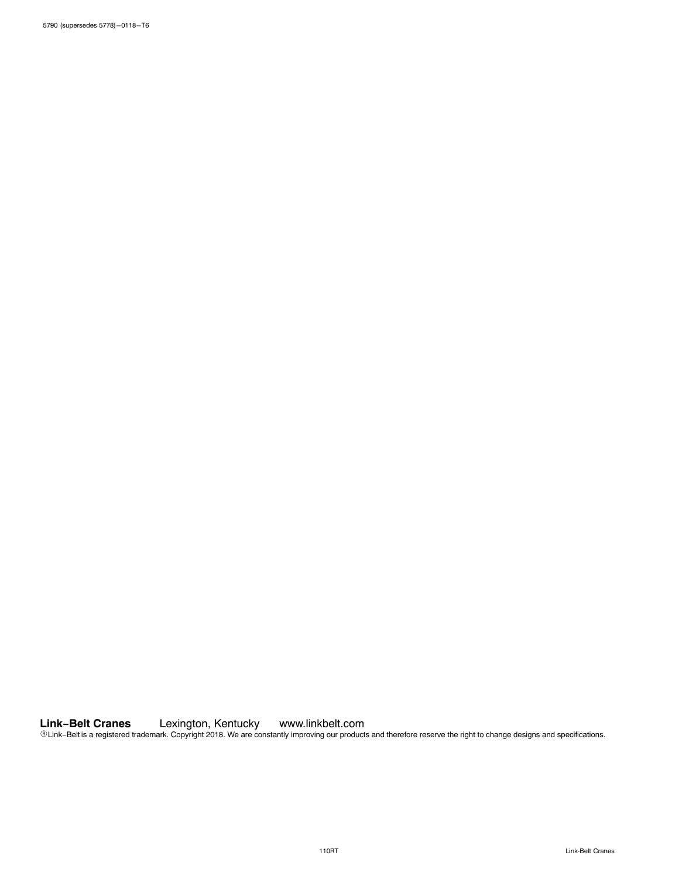5790 (supersedes 5778)—0118—T6

**Link‑Belt Cranes** Lexington, Kentucky www.linkbelt.com

®Link‑Belt is a registered trademark. Copyright 2018. We are constantly improving our products and therefore reserve the right to change designs and specifications.